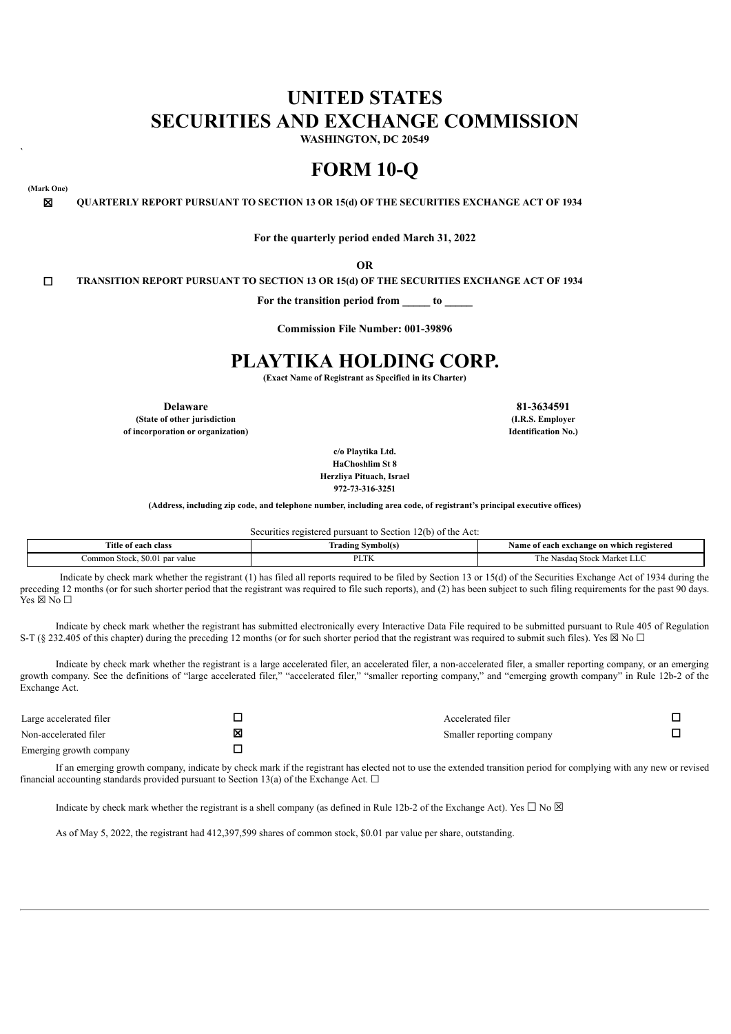# UNITED STATES
# SECURITIES AND EXCHANGE COMMISSION

**WASHINGTON, DC 20549**

# FORM 10-Q

**(Mark One)**

☒ **QUARTERLY REPORT PURSUANT TO SECTION 13 OR 15(d) OF THE SECURITIES EXCHANGE ACT OF 1934**

**For the quarterly period ended March 31, 2022**

**OR**

☐ **TRANSITION REPORT PURSUANT TO SECTION 13 OR 15(d) OF THE SECURITIES EXCHANGE ACT OF 1934**

**For the transition period from _____ to _____**

**Commission File Number: 001-39896**

# PLAYTIKA HOLDING CORP.

**(Exact Name of Registrant as Specified in its Charter)**

| **Delaware** | **81-3634591** |
|---|---|
| **(State of other jurisdiction of incorporation or organization)** | **(I.R.S. Employer Identification No.)** |

**c/o Playtika Ltd.**
**HaChoshlim St 8**
**Herzliya Pituach, Israel**
**972-73-316-3251**

**(Address, including zip code, and telephone number, including area code, of registrant's principal executive offices)**

Securities registered pursuant to Section 12(b) of the Act:

| Title of each class | Trading Symbol(s) | Name of each exchange on which registered |
|---|---|---|
| Common Stock, $0.01 par value | PLTK | The Nasdaq Stock Market LLC |

Indicate by check mark whether the registrant (1) has filed all reports required to be filed by Section 13 or 15(d) of the Securities Exchange Act of 1934 during the preceding 12 months (or for such shorter period that the registrant was required to file such reports), and (2) has been subject to such filing requirements for the past 90 days. Yes ☒ No ☐

Indicate by check mark whether the registrant has submitted electronically every Interactive Data File required to be submitted pursuant to Rule 405 of Regulation S-T (§ 232.405 of this chapter) during the preceding 12 months (or for such shorter period that the registrant was required to submit such files). Yes ☒ No ☐

Indicate by check mark whether the registrant is a large accelerated filer, an accelerated filer, a non-accelerated filer, a smaller reporting company, or an emerging growth company. See the definitions of "large accelerated filer," "accelerated filer," "smaller reporting company," and "emerging growth company" in Rule 12b-2 of the Exchange Act.

| | | | |
|---|---|---|---|
| Large accelerated filer | ☐ | Accelerated filer | ☐ |
| Non-accelerated filer | ☒ | Smaller reporting company | ☐ |
| Emerging growth company | ☐ | | |

If an emerging growth company, indicate by check mark if the registrant has elected not to use the extended transition period for complying with any new or revised financial accounting standards provided pursuant to Section 13(a) of the Exchange Act. ☐

Indicate by check mark whether the registrant is a shell company (as defined in Rule 12b-2 of the Exchange Act). Yes ☐ No ☒

As of May 5, 2022, the registrant had 412,397,599 shares of common stock, $0.01 par value per share, outstanding.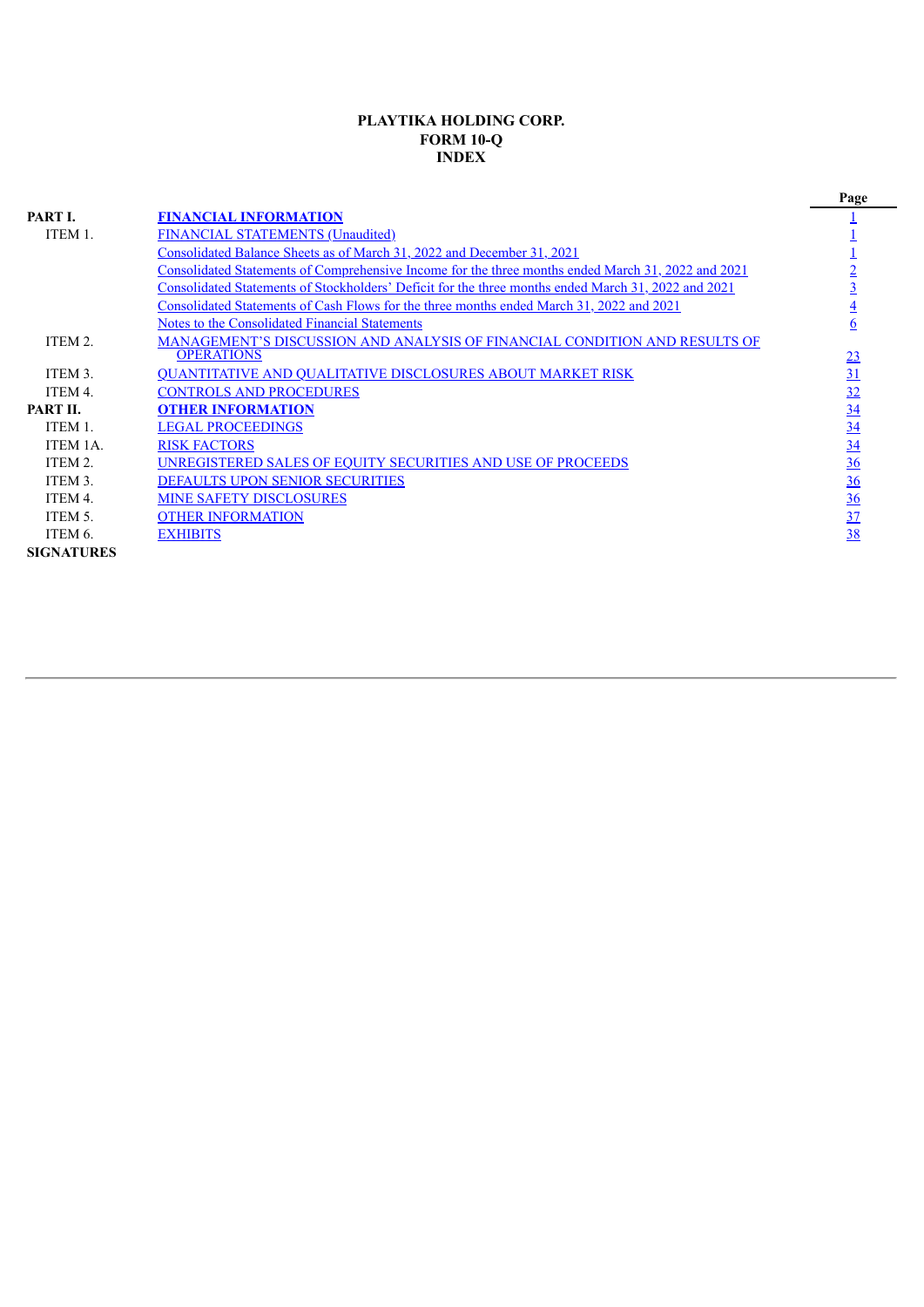**PLAYTIKA HOLDING CORP.**
**FORM 10-Q**
**INDEX**

| | | Page |
|---|---|---|
| **PART I.** | **FINANCIAL INFORMATION** | 1 |
| ITEM 1. | FINANCIAL STATEMENTS (Unaudited) | 1 |
| | Consolidated Balance Sheets as of March 31, 2022 and December 31, 2021 | 1 |
| | Consolidated Statements of Comprehensive Income for the three months ended March 31, 2022 and 2021 | 2 |
| | Consolidated Statements of Stockholders' Deficit for the three months ended March 31, 2022 and 2021 | 3 |
| | Consolidated Statements of Cash Flows for the three months ended March 31, 2022 and 2021 | 4 |
| | Notes to the Consolidated Financial Statements | 6 |
| ITEM 2. | MANAGEMENT'S DISCUSSION AND ANALYSIS OF FINANCIAL CONDITION AND RESULTS OF OPERATIONS | 23 |
| ITEM 3. | QUANTITATIVE AND QUALITATIVE DISCLOSURES ABOUT MARKET RISK | 31 |
| ITEM 4. | CONTROLS AND PROCEDURES | 32 |
| **PART II.** | **OTHER INFORMATION** | 34 |
| ITEM 1. | LEGAL PROCEEDINGS | 34 |
| ITEM 1A. | RISK FACTORS | 34 |
| ITEM 2. | UNREGISTERED SALES OF EQUITY SECURITIES AND USE OF PROCEEDS | 36 |
| ITEM 3. | DEFAULTS UPON SENIOR SECURITIES | 36 |
| ITEM 4. | MINE SAFETY DISCLOSURES | 36 |
| ITEM 5. | OTHER INFORMATION | 37 |
| ITEM 6. | EXHIBITS | 38 |
| **SIGNATURES** | | |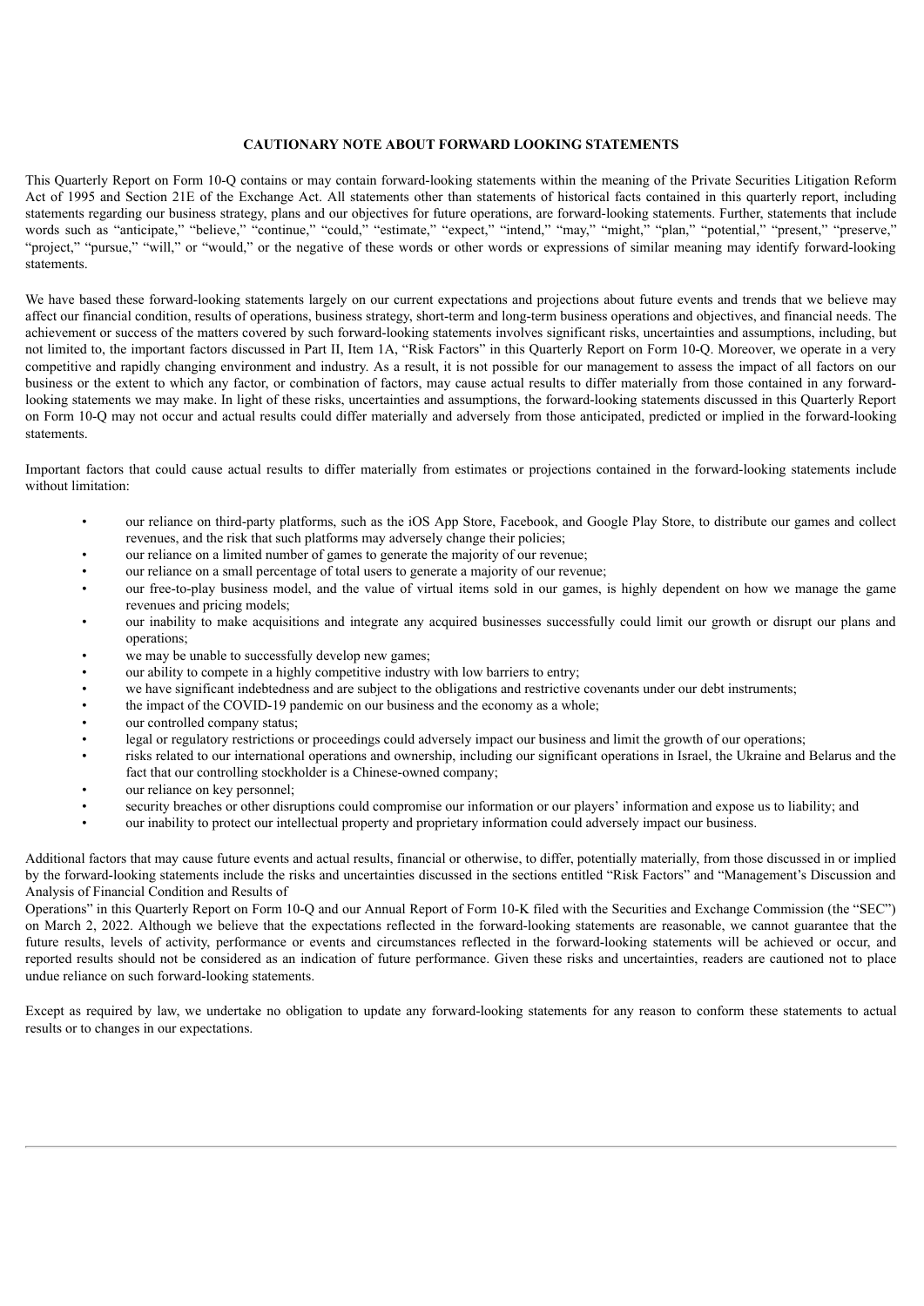**CAUTIONARY NOTE ABOUT FORWARD LOOKING STATEMENTS**

This Quarterly Report on Form 10-Q contains or may contain forward-looking statements within the meaning of the Private Securities Litigation Reform Act of 1995 and Section 21E of the Exchange Act. All statements other than statements of historical facts contained in this quarterly report, including statements regarding our business strategy, plans and our objectives for future operations, are forward-looking statements. Further, statements that include words such as "anticipate," "believe," "continue," "could," "estimate," "expect," "intend," "may," "might," "plan," "potential," "present," "preserve," "project," "pursue," "will," or "would," or the negative of these words or other words or expressions of similar meaning may identify forward-looking statements.

We have based these forward-looking statements largely on our current expectations and projections about future events and trends that we believe may affect our financial condition, results of operations, business strategy, short-term and long-term business operations and objectives, and financial needs. The achievement or success of the matters covered by such forward-looking statements involves significant risks, uncertainties and assumptions, including, but not limited to, the important factors discussed in Part II, Item 1A, "Risk Factors" in this Quarterly Report on Form 10-Q. Moreover, we operate in a very competitive and rapidly changing environment and industry. As a result, it is not possible for our management to assess the impact of all factors on our business or the extent to which any factor, or combination of factors, may cause actual results to differ materially from those contained in any forward-looking statements we may make. In light of these risks, uncertainties and assumptions, the forward-looking statements discussed in this Quarterly Report on Form 10-Q may not occur and actual results could differ materially and adversely from those anticipated, predicted or implied in the forward-looking statements.

Important factors that could cause actual results to differ materially from estimates or projections contained in the forward-looking statements include without limitation:

- our reliance on third-party platforms, such as the iOS App Store, Facebook, and Google Play Store, to distribute our games and collect revenues, and the risk that such platforms may adversely change their policies;
- our reliance on a limited number of games to generate the majority of our revenue;
- our reliance on a small percentage of total users to generate a majority of our revenue;
- our free-to-play business model, and the value of virtual items sold in our games, is highly dependent on how we manage the game revenues and pricing models;
- our inability to make acquisitions and integrate any acquired businesses successfully could limit our growth or disrupt our plans and operations;
- we may be unable to successfully develop new games;
- our ability to compete in a highly competitive industry with low barriers to entry;
- we have significant indebtedness and are subject to the obligations and restrictive covenants under our debt instruments;
- the impact of the COVID-19 pandemic on our business and the economy as a whole;
- our controlled company status;
- legal or regulatory restrictions or proceedings could adversely impact our business and limit the growth of our operations;
- risks related to our international operations and ownership, including our significant operations in Israel, the Ukraine and Belarus and the fact that our controlling stockholder is a Chinese-owned company;
- our reliance on key personnel;
- security breaches or other disruptions could compromise our information or our players' information and expose us to liability; and
- our inability to protect our intellectual property and proprietary information could adversely impact our business.

Additional factors that may cause future events and actual results, financial or otherwise, to differ, potentially materially, from those discussed in or implied by the forward-looking statements include the risks and uncertainties discussed in the sections entitled "Risk Factors" and "Management's Discussion and Analysis of Financial Condition and Results of Operations" in this Quarterly Report on Form 10-Q and our Annual Report of Form 10-K filed with the Securities and Exchange Commission (the "SEC") on March 2, 2022. Although we believe that the expectations reflected in the forward-looking statements are reasonable, we cannot guarantee that the future results, levels of activity, performance or events and circumstances reflected in the forward-looking statements will be achieved or occur, and reported results should not be considered as an indication of future performance. Given these risks and uncertainties, readers are cautioned not to place undue reliance on such forward-looking statements.

Except as required by law, we undertake no obligation to update any forward-looking statements for any reason to conform these statements to actual results or to changes in our expectations.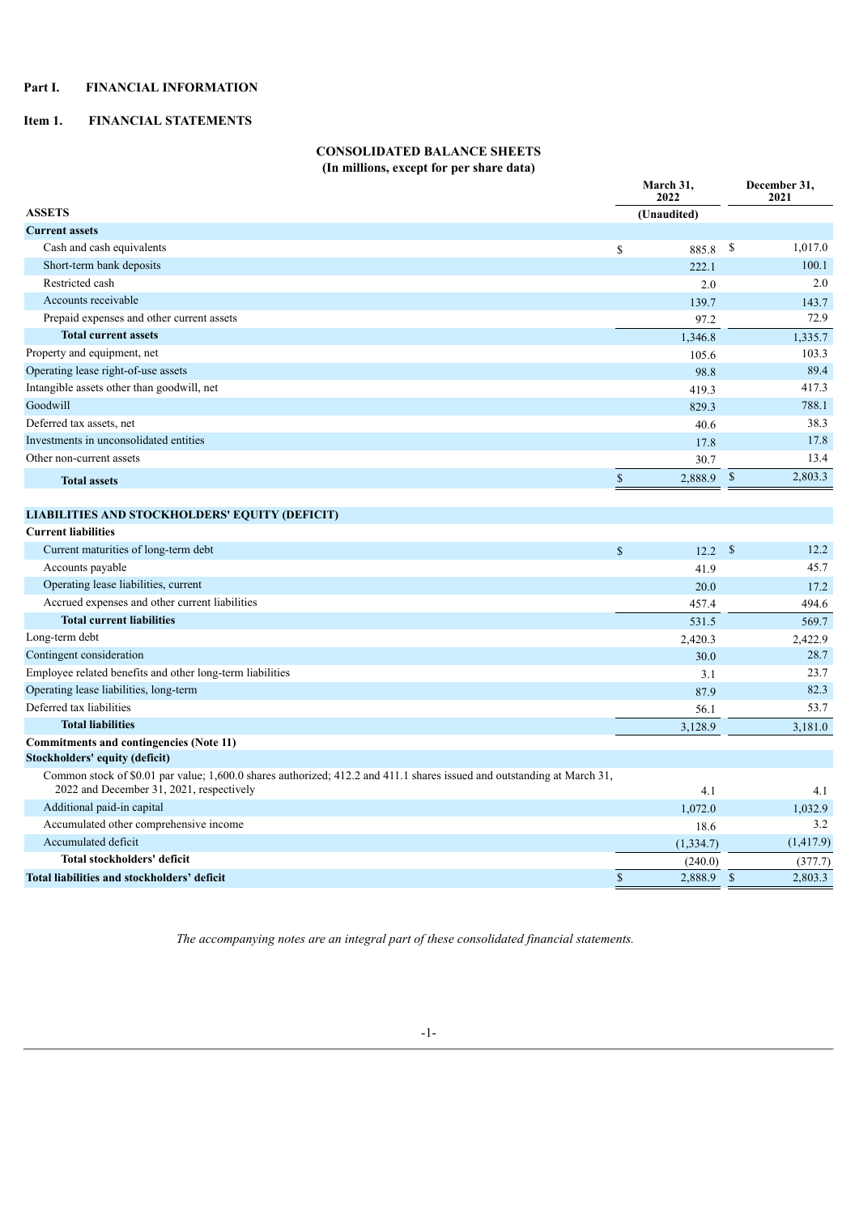# Part I. FINANCIAL INFORMATION

## Item 1. FINANCIAL STATEMENTS

### CONSOLIDATED BALANCE SHEETS
**(In millions, except for per share data)**

| | March 31, 2022 | December 31, 2021 |
|---|---|---|
| **ASSETS** | **(Unaudited)** | |
| **Current assets** | | |
| Cash and cash equivalents | $ 885.8 | $ 1,017.0 |
| Short-term bank deposits | 222.1 | 100.1 |
| Restricted cash | 2.0 | 2.0 |
| Accounts receivable | 139.7 | 143.7 |
| Prepaid expenses and other current assets | 97.2 | 72.9 |
| **Total current assets** | 1,346.8 | 1,335.7 |
| Property and equipment, net | 105.6 | 103.3 |
| Operating lease right-of-use assets | 98.8 | 89.4 |
| Intangible assets other than goodwill, net | 419.3 | 417.3 |
| Goodwill | 829.3 | 788.1 |
| Deferred tax assets, net | 40.6 | 38.3 |
| Investments in unconsolidated entities | 17.8 | 17.8 |
| Other non-current assets | 30.7 | 13.4 |
| **Total assets** | $ 2,888.9 | $ 2,803.3 |
| | | |
| **LIABILITIES AND STOCKHOLDERS' EQUITY (DEFICIT)** | | |
| **Current liabilities** | | |
| Current maturities of long-term debt | $ 12.2 | $ 12.2 |
| Accounts payable | 41.9 | 45.7 |
| Operating lease liabilities, current | 20.0 | 17.2 |
| Accrued expenses and other current liabilities | 457.4 | 494.6 |
| **Total current liabilities** | 531.5 | 569.7 |
| Long-term debt | 2,420.3 | 2,422.9 |
| Contingent consideration | 30.0 | 28.7 |
| Employee related benefits and other long-term liabilities | 3.1 | 23.7 |
| Operating lease liabilities, long-term | 87.9 | 82.3 |
| Deferred tax liabilities | 56.1 | 53.7 |
| **Total liabilities** | 3,128.9 | 3,181.0 |
| **Commitments and contingencies (Note 11)** | | |
| **Stockholders' equity (deficit)** | | |
| Common stock of $0.01 par value; 1,600.0 shares authorized; 412.2 and 411.1 shares issued and outstanding at March 31, 2022 and December 31, 2021, respectively | 4.1 | 4.1 |
| Additional paid-in capital | 1,072.0 | 1,032.9 |
| Accumulated other comprehensive income | 18.6 | 3.2 |
| Accumulated deficit | (1,334.7) | (1,417.9) |
| **Total stockholders' deficit** | (240.0) | (377.7) |
| **Total liabilities and stockholders' deficit** | $ 2,888.9 | $ 2,803.3 |

*The accompanying notes are an integral part of these consolidated financial statements.*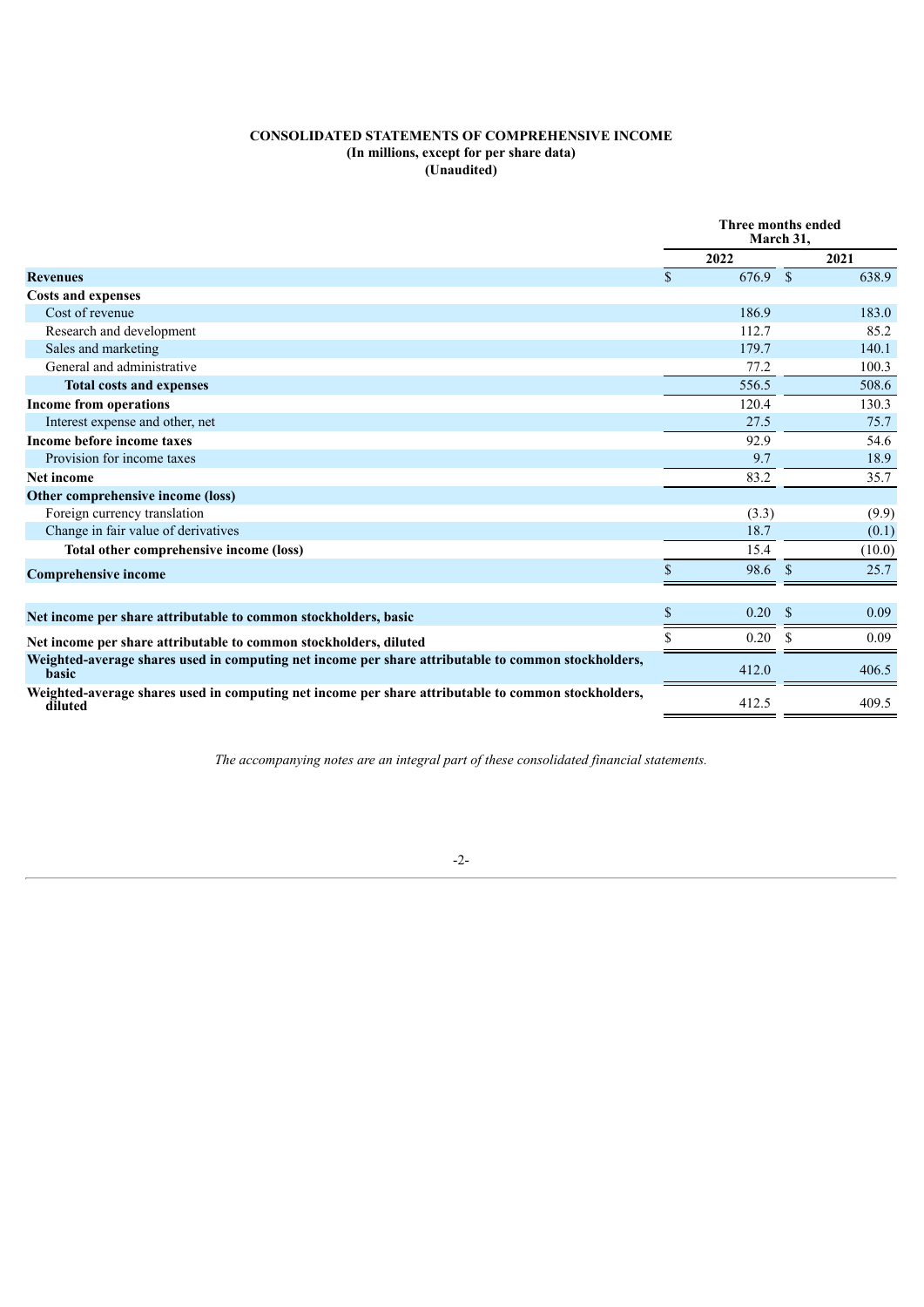**CONSOLIDATED STATEMENTS OF COMPREHENSIVE INCOME**
**(In millions, except for per share data)**
**(Unaudited)**

| | Three months ended March 31, | |
|---|---|---|
| | 2022 | 2021 |
| **Revenues** | $ 676.9 | $ 638.9 |
| **Costs and expenses** | | |
| Cost of revenue | 186.9 | 183.0 |
| Research and development | 112.7 | 85.2 |
| Sales and marketing | 179.7 | 140.1 |
| General and administrative | 77.2 | 100.3 |
| **Total costs and expenses** | 556.5 | 508.6 |
| **Income from operations** | 120.4 | 130.3 |
| Interest expense and other, net | 27.5 | 75.7 |
| **Income before income taxes** | 92.9 | 54.6 |
| Provision for income taxes | 9.7 | 18.9 |
| **Net income** | 83.2 | 35.7 |
| **Other comprehensive income (loss)** | | |
| Foreign currency translation | (3.3) | (9.9) |
| Change in fair value of derivatives | 18.7 | (0.1) |
| **Total other comprehensive income (loss)** | 15.4 | (10.0) |
| **Comprehensive income** | $ 98.6 | $ 25.7 |
| | | |
| **Net income per share attributable to common stockholders, basic** | $ 0.20 | $ 0.09 |
| **Net income per share attributable to common stockholders, diluted** | $ 0.20 | $ 0.09 |
| **Weighted-average shares used in computing net income per share attributable to common stockholders, basic** | 412.0 | 406.5 |
| **Weighted-average shares used in computing net income per share attributable to common stockholders, diluted** | 412.5 | 409.5 |

*The accompanying notes are an integral part of these consolidated financial statements.*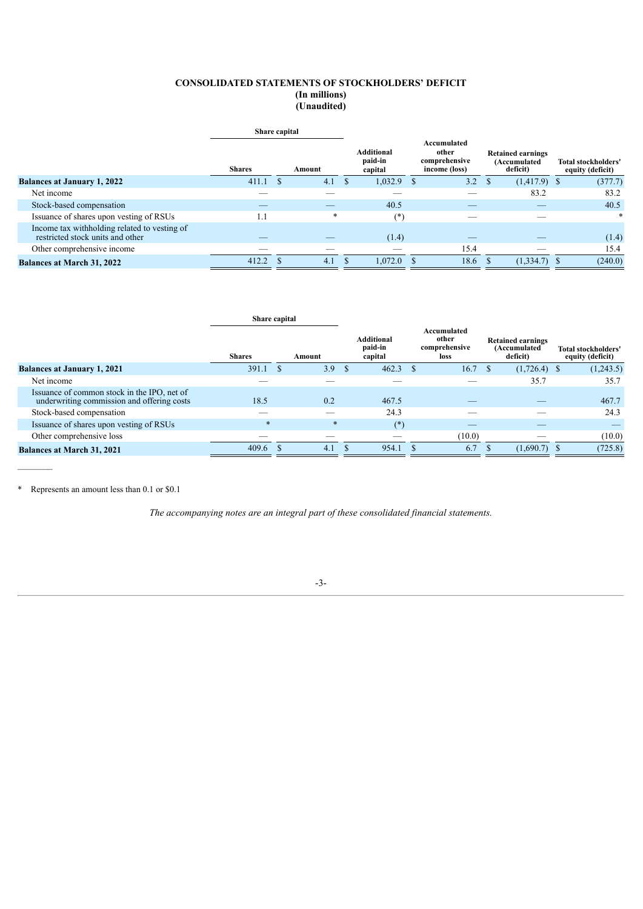# CONSOLIDATED STATEMENTS OF STOCKHOLDERS' DEFICIT
## (In millions)
## (Unaudited)

| | Share capital | | | | | | |
|---|---|---|---|---|---|---|---|
| | Shares | Amount | Additional paid-in capital | Accumulated other comprehensive income (loss) | Retained earnings (Accumulated deficit) | Total stockholders' equity (deficit) |
| **Balances at January 1, 2022** | 411.1 | $ 4.1 | $ 1,032.9 | $ 3.2 | $ (1,417.9) | $ (377.7) |
| Net income | — | — | — | — | 83.2 | 83.2 |
| Stock-based compensation | — | — | 40.5 | — | — | 40.5 |
| Issuance of shares upon vesting of RSUs | 1.1 | * | (*) | — | — | * |
| Income tax withholding related to vesting of restricted stock units and other | — | — | (1.4) | — | — | (1.4) |
| Other comprehensive income | — | — | — | 15.4 | — | 15.4 |
| **Balances at March 31, 2022** | 412.2 | $ 4.1 | $ 1,072.0 | $ 18.6 | $ (1,334.7) | $ (240.0) |

| | Share capital | | | | | |
|---|---|---|---|---|---|---|
| | Shares | Amount | Additional paid-in capital | Accumulated other comprehensive loss | Retained earnings (Accumulated deficit) | Total stockholders' equity (deficit) |
| **Balances at January 1, 2021** | 391.1 | $ 3.9 | $ 462.3 | $ 16.7 | $ (1,726.4) | $ (1,243.5) |
| Net income | — | — | — | — | 35.7 | 35.7 |
| Issuance of common stock in the IPO, net of underwriting commission and offering costs | 18.5 | 0.2 | 467.5 | — | — | 467.7 |
| Stock-based compensation | — | — | 24.3 | — | — | 24.3 |
| Issuance of shares upon vesting of RSUs | * | * | (*) | — | — | — |
| Other comprehensive loss | — | — | — | (10.0) | — | (10.0) |
| **Balances at March 31, 2021** | 409.6 | $ 4.1 | $ 954.1 | $ 6.7 | $ (1,690.7) | $ (725.8) |

\* Represents an amount less than 0.1 or $0.1

*The accompanying notes are an integral part of these consolidated financial statements.*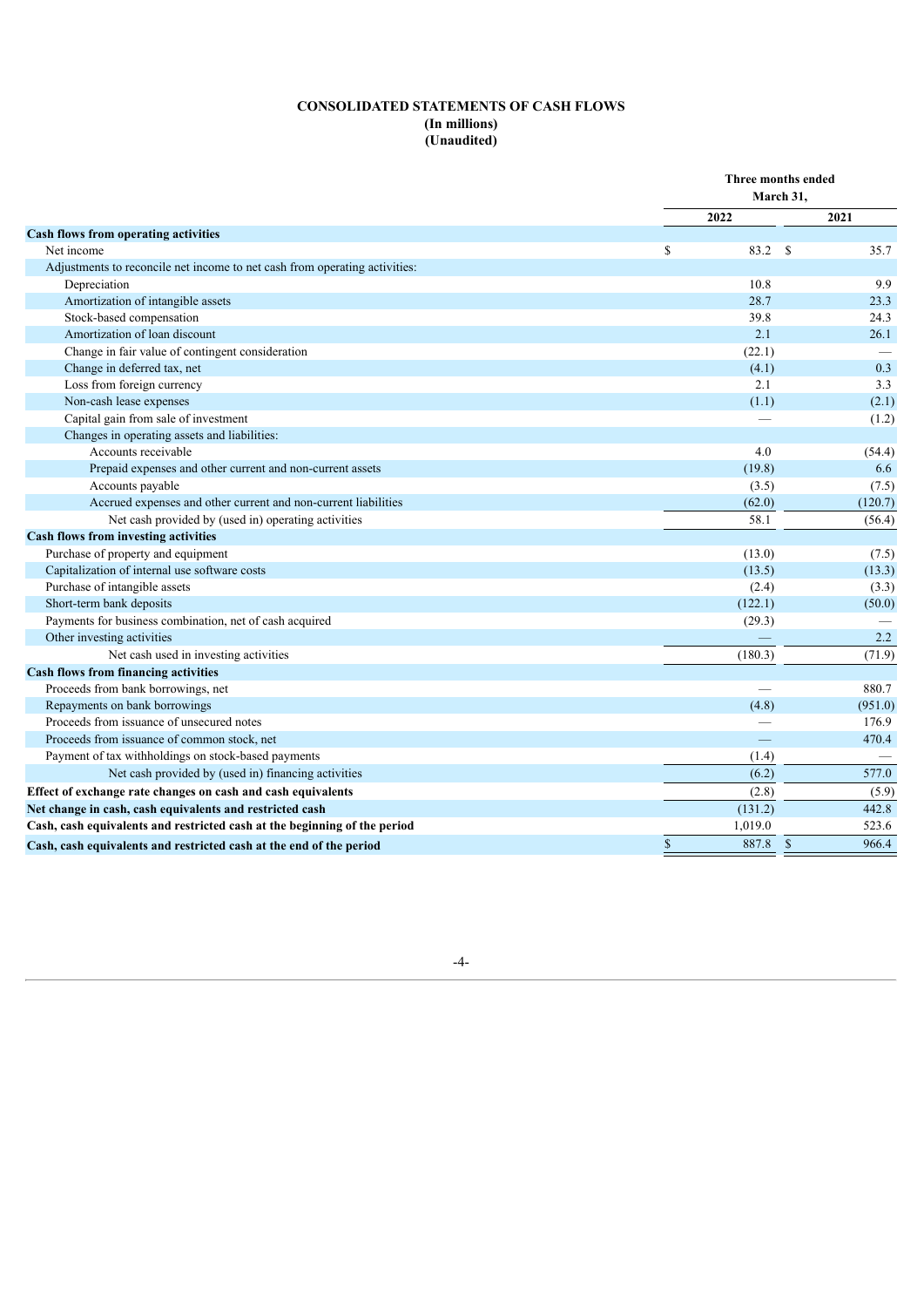**CONSOLIDATED STATEMENTS OF CASH FLOWS**
**(In millions)**
**(Unaudited)**

| | Three months ended March 31, | |
|---|---|---|
| | 2022 | 2021 |
| **Cash flows from operating activities** | | |
| Net income | $ 83.2 | $ 35.7 |
| Adjustments to reconcile net income to net cash from operating activities: | | |
| Depreciation | 10.8 | 9.9 |
| Amortization of intangible assets | 28.7 | 23.3 |
| Stock-based compensation | 39.8 | 24.3 |
| Amortization of loan discount | 2.1 | 26.1 |
| Change in fair value of contingent consideration | (22.1) | — |
| Change in deferred tax, net | (4.1) | 0.3 |
| Loss from foreign currency | 2.1 | 3.3 |
| Non-cash lease expenses | (1.1) | (2.1) |
| Capital gain from sale of investment | — | (1.2) |
| Changes in operating assets and liabilities: | | |
| Accounts receivable | 4.0 | (54.4) |
| Prepaid expenses and other current and non-current assets | (19.8) | 6.6 |
| Accounts payable | (3.5) | (7.5) |
| Accrued expenses and other current and non-current liabilities | (62.0) | (120.7) |
| Net cash provided by (used in) operating activities | 58.1 | (56.4) |
| **Cash flows from investing activities** | | |
| Purchase of property and equipment | (13.0) | (7.5) |
| Capitalization of internal use software costs | (13.5) | (13.3) |
| Purchase of intangible assets | (2.4) | (3.3) |
| Short-term bank deposits | (122.1) | (50.0) |
| Payments for business combination, net of cash acquired | (29.3) | — |
| Other investing activities | — | 2.2 |
| Net cash used in investing activities | (180.3) | (71.9) |
| **Cash flows from financing activities** | | |
| Proceeds from bank borrowings, net | — | 880.7 |
| Repayments on bank borrowings | (4.8) | (951.0) |
| Proceeds from issuance of unsecured notes | — | 176.9 |
| Proceeds from issuance of common stock, net | — | 470.4 |
| Payment of tax withholdings on stock-based payments | (1.4) | — |
| Net cash provided by (used in) financing activities | (6.2) | 577.0 |
| **Effect of exchange rate changes on cash and cash equivalents** | (2.8) | (5.9) |
| **Net change in cash, cash equivalents and restricted cash** | (131.2) | 442.8 |
| **Cash, cash equivalents and restricted cash at the beginning of the period** | 1,019.0 | 523.6 |
| **Cash, cash equivalents and restricted cash at the end of the period** | $ 887.8 | $ 966.4 |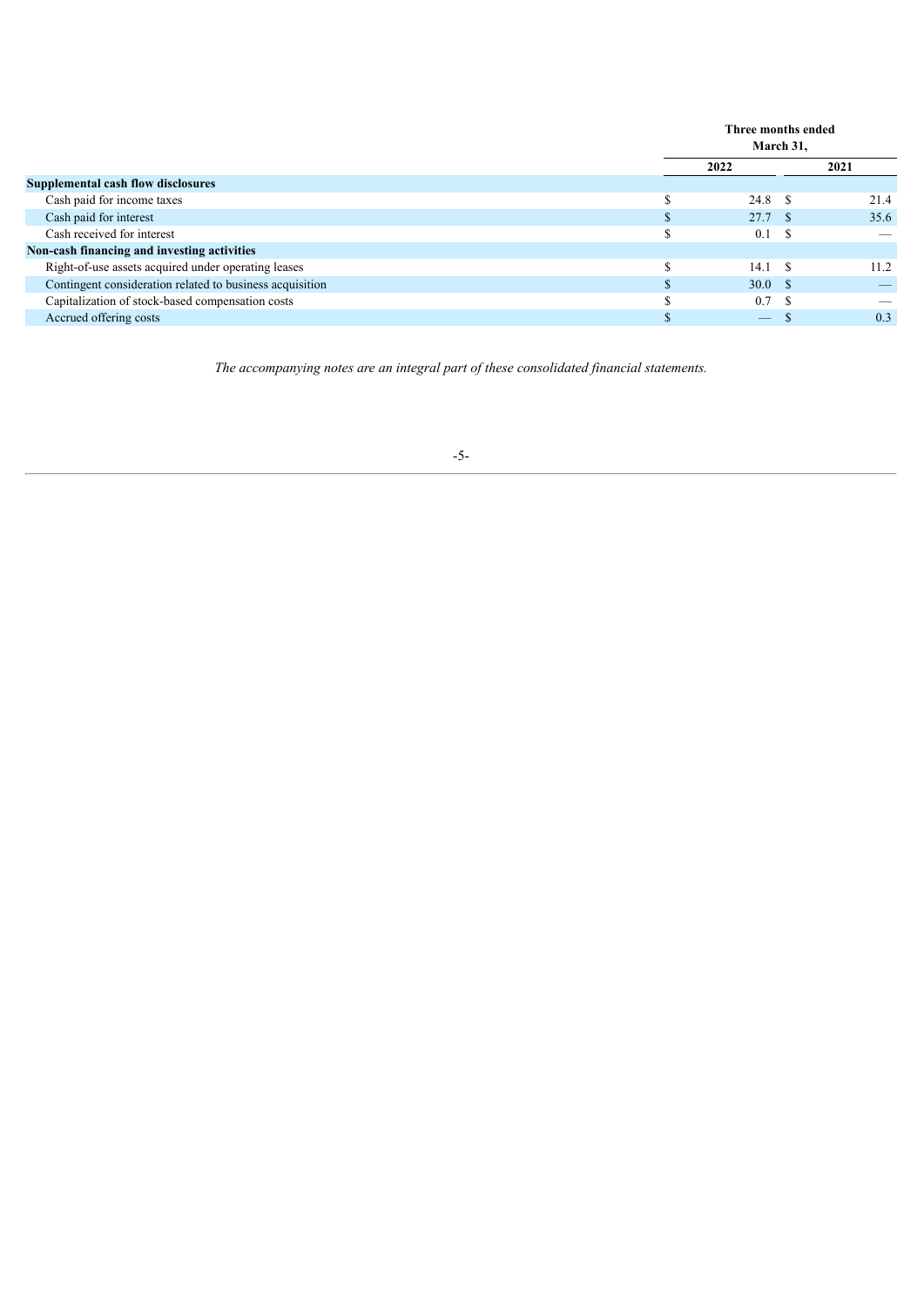| | Three months ended March 31, | |
|---|---|---|
| | 2022 | 2021 |
| **Supplemental cash flow disclosures** | | |
| Cash paid for income taxes | $ 24.8 | $ 21.4 |
| Cash paid for interest | $ 27.7 | $ 35.6 |
| Cash received for interest | $ 0.1 | $ — |
| **Non-cash financing and investing activities** | | |
| Right-of-use assets acquired under operating leases | $ 14.1 | $ 11.2 |
| Contingent consideration related to business acquisition | $ 30.0 | $ — |
| Capitalization of stock-based compensation costs | $ 0.7 | $ — |
| Accrued offering costs | $ — | $ 0.3 |

*The accompanying notes are an integral part of these consolidated financial statements.*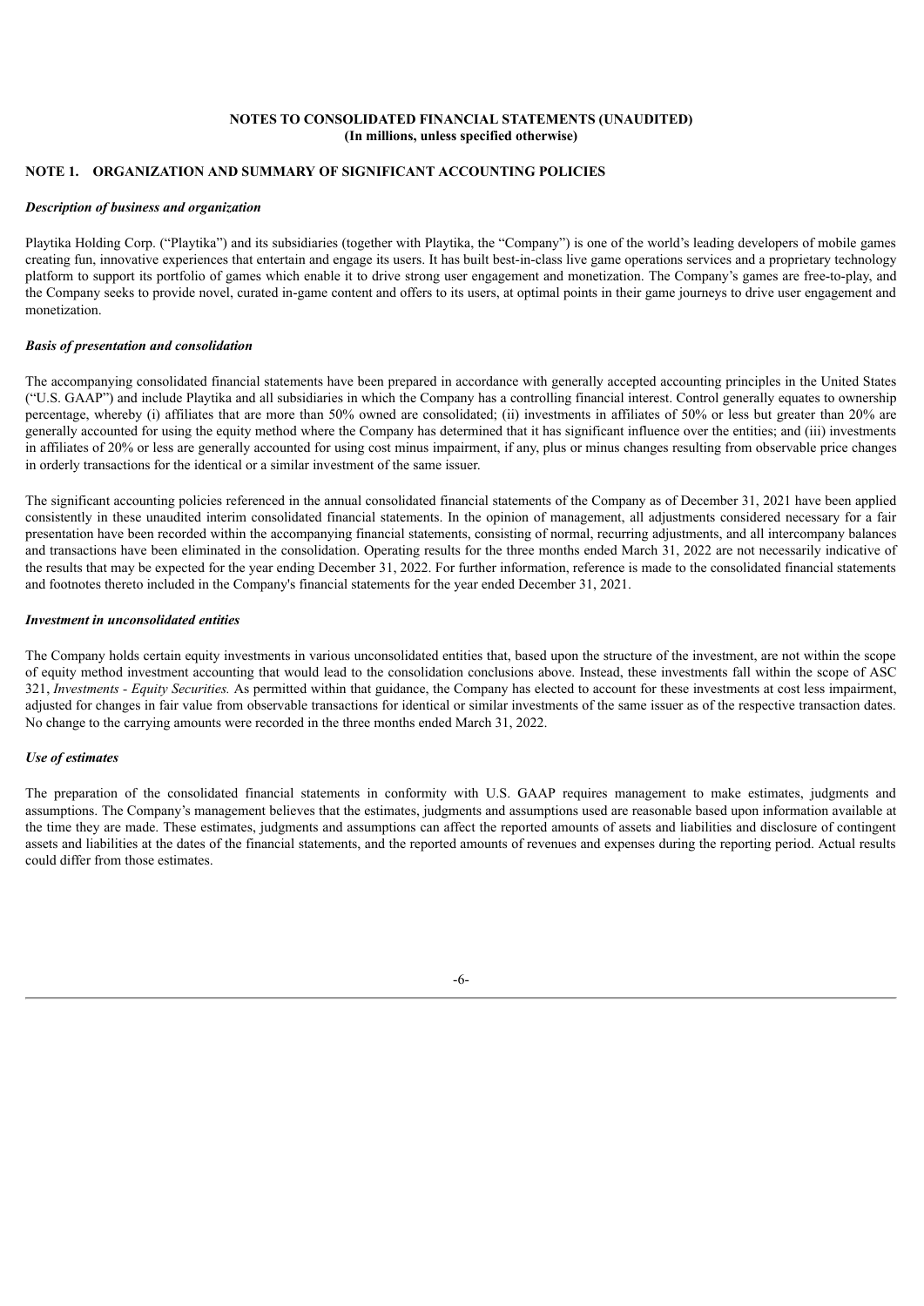**NOTES TO CONSOLIDATED FINANCIAL STATEMENTS (UNAUDITED)**
**(In millions, unless specified otherwise)**

## NOTE 1. ORGANIZATION AND SUMMARY OF SIGNIFICANT ACCOUNTING POLICIES

***Description of business and organization***

Playtika Holding Corp. ("Playtika") and its subsidiaries (together with Playtika, the "Company") is one of the world's leading developers of mobile games creating fun, innovative experiences that entertain and engage its users. It has built best-in-class live game operations services and a proprietary technology platform to support its portfolio of games which enable it to drive strong user engagement and monetization. The Company's games are free-to-play, and the Company seeks to provide novel, curated in-game content and offers to its users, at optimal points in their game journeys to drive user engagement and monetization.

***Basis of presentation and consolidation***

The accompanying consolidated financial statements have been prepared in accordance with generally accepted accounting principles in the United States ("U.S. GAAP") and include Playtika and all subsidiaries in which the Company has a controlling financial interest. Control generally equates to ownership percentage, whereby (i) affiliates that are more than 50% owned are consolidated; (ii) investments in affiliates of 50% or less but greater than 20% are generally accounted for using the equity method where the Company has determined that it has significant influence over the entities; and (iii) investments in affiliates of 20% or less are generally accounted for using cost minus impairment, if any, plus or minus changes resulting from observable price changes in orderly transactions for the identical or a similar investment of the same issuer.

The significant accounting policies referenced in the annual consolidated financial statements of the Company as of December 31, 2021 have been applied consistently in these unaudited interim consolidated financial statements. In the opinion of management, all adjustments considered necessary for a fair presentation have been recorded within the accompanying financial statements, consisting of normal, recurring adjustments, and all intercompany balances and transactions have been eliminated in the consolidation. Operating results for the three months ended March 31, 2022 are not necessarily indicative of the results that may be expected for the year ending December 31, 2022. For further information, reference is made to the consolidated financial statements and footnotes thereto included in the Company's financial statements for the year ended December 31, 2021.

***Investment in unconsolidated entities***

The Company holds certain equity investments in various unconsolidated entities that, based upon the structure of the investment, are not within the scope of equity method investment accounting that would lead to the consolidation conclusions above. Instead, these investments fall within the scope of ASC 321, *Investments - Equity Securities.* As permitted within that guidance, the Company has elected to account for these investments at cost less impairment, adjusted for changes in fair value from observable transactions for identical or similar investments of the same issuer as of the respective transaction dates. No change to the carrying amounts were recorded in the three months ended March 31, 2022.

***Use of estimates***

The preparation of the consolidated financial statements in conformity with U.S. GAAP requires management to make estimates, judgments and assumptions. The Company's management believes that the estimates, judgments and assumptions used are reasonable based upon information available at the time they are made. These estimates, judgments and assumptions can affect the reported amounts of assets and liabilities and disclosure of contingent assets and liabilities at the dates of the financial statements, and the reported amounts of revenues and expenses during the reporting period. Actual results could differ from those estimates.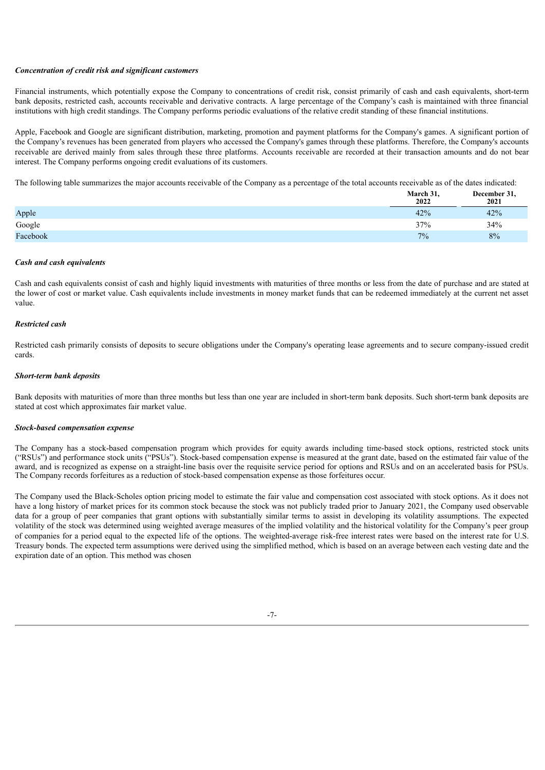***Concentration of credit risk and significant customers***

Financial instruments, which potentially expose the Company to concentrations of credit risk, consist primarily of cash and cash equivalents, short-term bank deposits, restricted cash, accounts receivable and derivative contracts. A large percentage of the Company's cash is maintained with three financial institutions with high credit standings. The Company performs periodic evaluations of the relative credit standing of these financial institutions.

Apple, Facebook and Google are significant distribution, marketing, promotion and payment platforms for the Company's games. A significant portion of the Company's revenues has been generated from players who accessed the Company's games through these platforms. Therefore, the Company's accounts receivable are derived mainly from sales through these three platforms. Accounts receivable are recorded at their transaction amounts and do not bear interest. The Company performs ongoing credit evaluations of its customers.

The following table summarizes the major accounts receivable of the Company as a percentage of the total accounts receivable as of the dates indicated:

| | March 31, 2022 | December 31, 2021 |
|---|---|---|
| Apple | 42% | 42% |
| Google | 37% | 34% |
| Facebook | 7% | 8% |

***Cash and cash equivalents***

Cash and cash equivalents consist of cash and highly liquid investments with maturities of three months or less from the date of purchase and are stated at the lower of cost or market value. Cash equivalents include investments in money market funds that can be redeemed immediately at the current net asset value.

***Restricted cash***

Restricted cash primarily consists of deposits to secure obligations under the Company's operating lease agreements and to secure company-issued credit cards.

***Short-term bank deposits***

Bank deposits with maturities of more than three months but less than one year are included in short-term bank deposits. Such short-term bank deposits are stated at cost which approximates fair market value.

***Stock-based compensation expense***

The Company has a stock-based compensation program which provides for equity awards including time-based stock options, restricted stock units ("RSUs") and performance stock units ("PSUs"). Stock-based compensation expense is measured at the grant date, based on the estimated fair value of the award, and is recognized as expense on a straight-line basis over the requisite service period for options and RSUs and on an accelerated basis for PSUs. The Company records forfeitures as a reduction of stock-based compensation expense as those forfeitures occur.

The Company used the Black-Scholes option pricing model to estimate the fair value and compensation cost associated with stock options. As it does not have a long history of market prices for its common stock because the stock was not publicly traded prior to January 2021, the Company used observable data for a group of peer companies that grant options with substantially similar terms to assist in developing its volatility assumptions. The expected volatility of the stock was determined using weighted average measures of the implied volatility and the historical volatility for the Company's peer group of companies for a period equal to the expected life of the options. The weighted-average risk-free interest rates were based on the interest rate for U.S. Treasury bonds. The expected term assumptions were derived using the simplified method, which is based on an average between each vesting date and the expiration date of an option. This method was chosen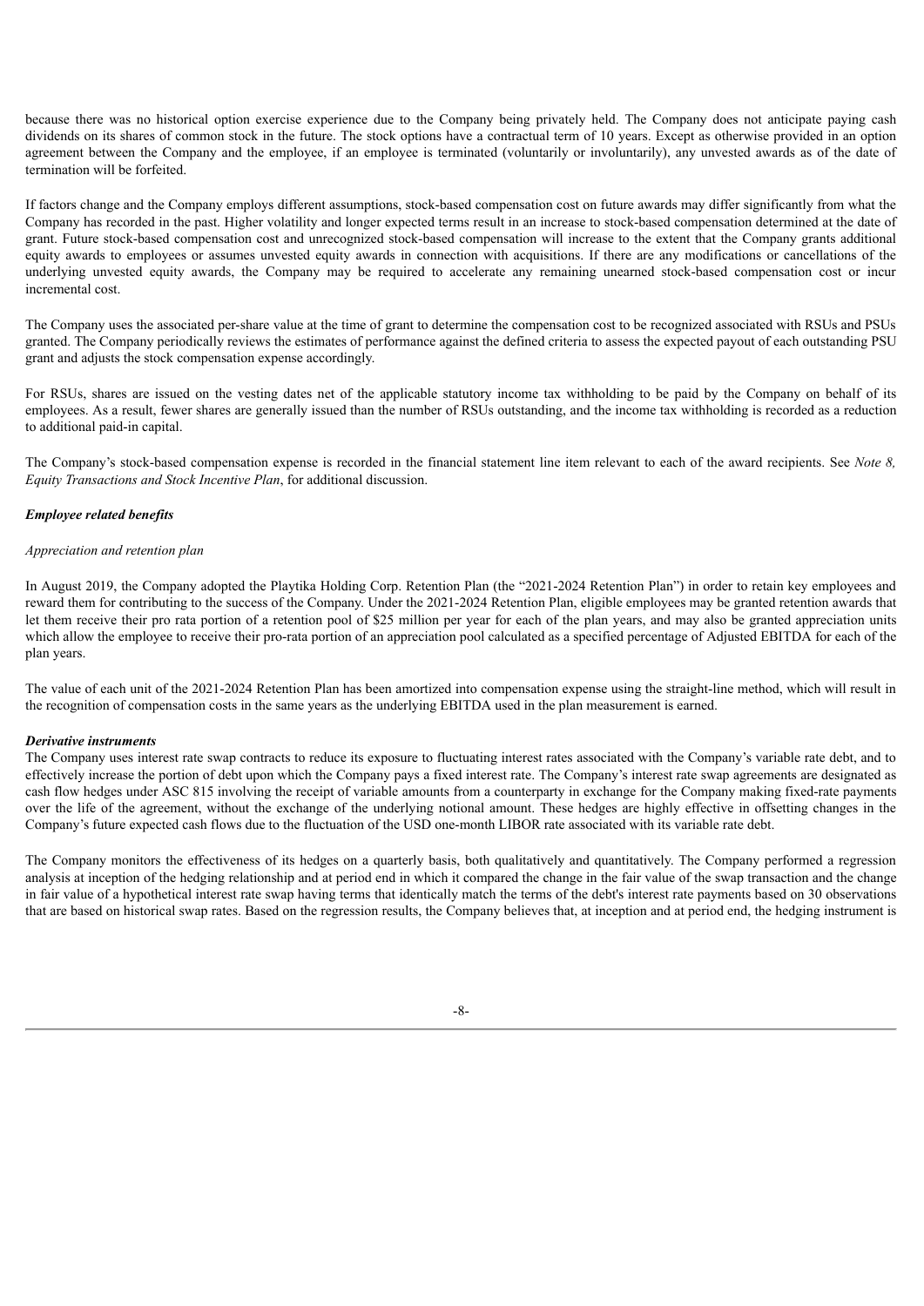because there was no historical option exercise experience due to the Company being privately held. The Company does not anticipate paying cash dividends on its shares of common stock in the future. The stock options have a contractual term of 10 years. Except as otherwise provided in an option agreement between the Company and the employee, if an employee is terminated (voluntarily or involuntarily), any unvested awards as of the date of termination will be forfeited.

If factors change and the Company employs different assumptions, stock-based compensation cost on future awards may differ significantly from what the Company has recorded in the past. Higher volatility and longer expected terms result in an increase to stock-based compensation determined at the date of grant. Future stock-based compensation cost and unrecognized stock-based compensation will increase to the extent that the Company grants additional equity awards to employees or assumes unvested equity awards in connection with acquisitions. If there are any modifications or cancellations of the underlying unvested equity awards, the Company may be required to accelerate any remaining unearned stock-based compensation cost or incur incremental cost.

The Company uses the associated per-share value at the time of grant to determine the compensation cost to be recognized associated with RSUs and PSUs granted. The Company periodically reviews the estimates of performance against the defined criteria to assess the expected payout of each outstanding PSU grant and adjusts the stock compensation expense accordingly.

For RSUs, shares are issued on the vesting dates net of the applicable statutory income tax withholding to be paid by the Company on behalf of its employees. As a result, fewer shares are generally issued than the number of RSUs outstanding, and the income tax withholding is recorded as a reduction to additional paid-in capital.

The Company's stock-based compensation expense is recorded in the financial statement line item relevant to each of the award recipients. See *Note 8, Equity Transactions and Stock Incentive Plan*, for additional discussion.

***Employee related benefits***

*Appreciation and retention plan*

In August 2019, the Company adopted the Playtika Holding Corp. Retention Plan (the "2021-2024 Retention Plan") in order to retain key employees and reward them for contributing to the success of the Company. Under the 2021-2024 Retention Plan, eligible employees may be granted retention awards that let them receive their pro rata portion of a retention pool of $25 million per year for each of the plan years, and may also be granted appreciation units which allow the employee to receive their pro-rata portion of an appreciation pool calculated as a specified percentage of Adjusted EBITDA for each of the plan years.

The value of each unit of the 2021-2024 Retention Plan has been amortized into compensation expense using the straight-line method, which will result in the recognition of compensation costs in the same years as the underlying EBITDA used in the plan measurement is earned.

***Derivative instruments***

The Company uses interest rate swap contracts to reduce its exposure to fluctuating interest rates associated with the Company's variable rate debt, and to effectively increase the portion of debt upon which the Company pays a fixed interest rate. The Company's interest rate swap agreements are designated as cash flow hedges under ASC 815 involving the receipt of variable amounts from a counterparty in exchange for the Company making fixed-rate payments over the life of the agreement, without the exchange of the underlying notional amount. These hedges are highly effective in offsetting changes in the Company's future expected cash flows due to the fluctuation of the USD one-month LIBOR rate associated with its variable rate debt.

The Company monitors the effectiveness of its hedges on a quarterly basis, both qualitatively and quantitatively. The Company performed a regression analysis at inception of the hedging relationship and at period end in which it compared the change in the fair value of the swap transaction and the change in fair value of a hypothetical interest rate swap having terms that identically match the terms of the debt's interest rate payments based on 30 observations that are based on historical swap rates. Based on the regression results, the Company believes that, at inception and at period end, the hedging instrument is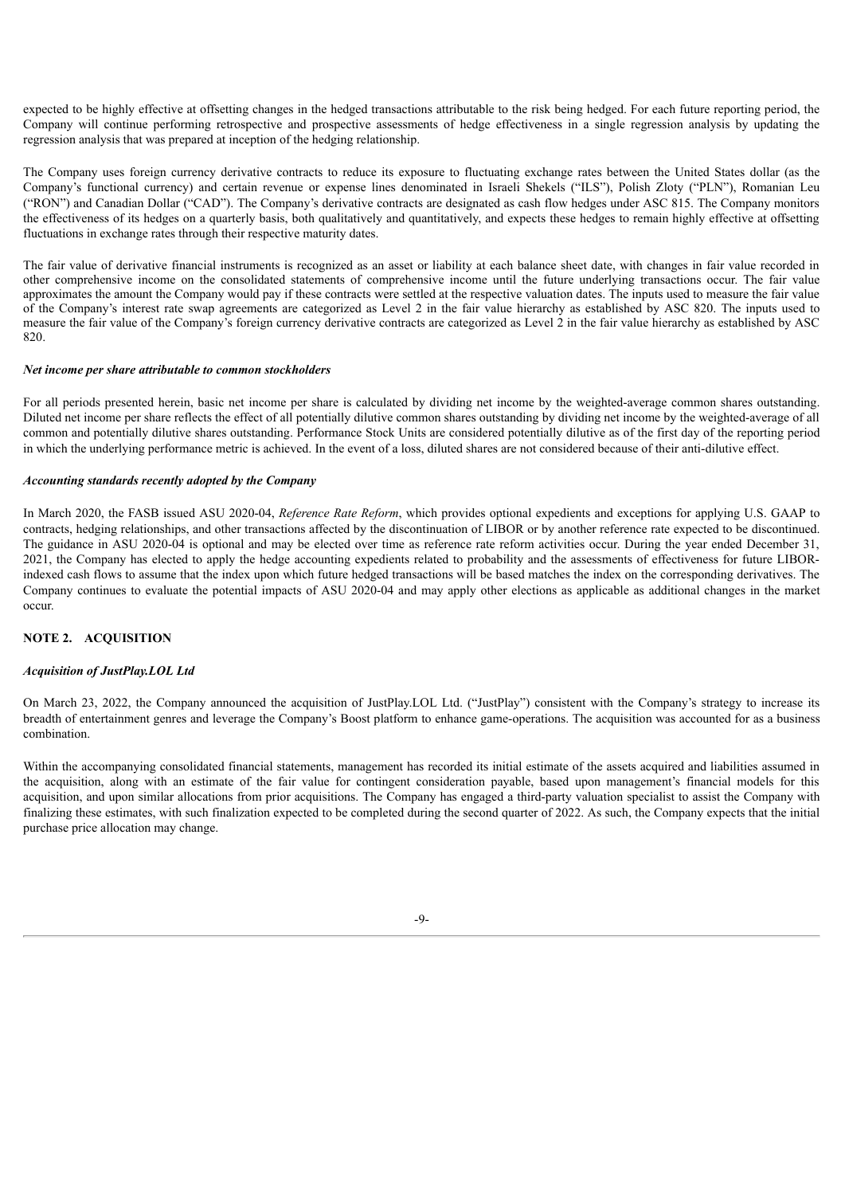expected to be highly effective at offsetting changes in the hedged transactions attributable to the risk being hedged. For each future reporting period, the Company will continue performing retrospective and prospective assessments of hedge effectiveness in a single regression analysis by updating the regression analysis that was prepared at inception of the hedging relationship.

The Company uses foreign currency derivative contracts to reduce its exposure to fluctuating exchange rates between the United States dollar (as the Company's functional currency) and certain revenue or expense lines denominated in Israeli Shekels ("ILS"), Polish Zloty ("PLN"), Romanian Leu ("RON") and Canadian Dollar ("CAD"). The Company's derivative contracts are designated as cash flow hedges under ASC 815. The Company monitors the effectiveness of its hedges on a quarterly basis, both qualitatively and quantitatively, and expects these hedges to remain highly effective at offsetting fluctuations in exchange rates through their respective maturity dates.

The fair value of derivative financial instruments is recognized as an asset or liability at each balance sheet date, with changes in fair value recorded in other comprehensive income on the consolidated statements of comprehensive income until the future underlying transactions occur. The fair value approximates the amount the Company would pay if these contracts were settled at the respective valuation dates. The inputs used to measure the fair value of the Company's interest rate swap agreements are categorized as Level 2 in the fair value hierarchy as established by ASC 820. The inputs used to measure the fair value of the Company's foreign currency derivative contracts are categorized as Level 2 in the fair value hierarchy as established by ASC 820.

***Net income per share attributable to common stockholders***

For all periods presented herein, basic net income per share is calculated by dividing net income by the weighted-average common shares outstanding. Diluted net income per share reflects the effect of all potentially dilutive common shares outstanding by dividing net income by the weighted-average of all common and potentially dilutive shares outstanding. Performance Stock Units are considered potentially dilutive as of the first day of the reporting period in which the underlying performance metric is achieved. In the event of a loss, diluted shares are not considered because of their anti-dilutive effect.

***Accounting standards recently adopted by the Company***

In March 2020, the FASB issued ASU 2020-04, *Reference Rate Reform*, which provides optional expedients and exceptions for applying U.S. GAAP to contracts, hedging relationships, and other transactions affected by the discontinuation of LIBOR or by another reference rate expected to be discontinued. The guidance in ASU 2020-04 is optional and may be elected over time as reference rate reform activities occur. During the year ended December 31, 2021, the Company has elected to apply the hedge accounting expedients related to probability and the assessments of effectiveness for future LIBOR-indexed cash flows to assume that the index upon which future hedged transactions will be based matches the index on the corresponding derivatives. The Company continues to evaluate the potential impacts of ASU 2020-04 and may apply other elections as applicable as additional changes in the market occur.

## NOTE 2. ACQUISITION

***Acquisition of JustPlay.LOL Ltd***

On March 23, 2022, the Company announced the acquisition of JustPlay.LOL Ltd. ("JustPlay") consistent with the Company's strategy to increase its breadth of entertainment genres and leverage the Company's Boost platform to enhance game-operations. The acquisition was accounted for as a business combination.

Within the accompanying consolidated financial statements, management has recorded its initial estimate of the assets acquired and liabilities assumed in the acquisition, along with an estimate of the fair value for contingent consideration payable, based upon management's financial models for this acquisition, and upon similar allocations from prior acquisitions. The Company has engaged a third-party valuation specialist to assist the Company with finalizing these estimates, with such finalization expected to be completed during the second quarter of 2022. As such, the Company expects that the initial purchase price allocation may change.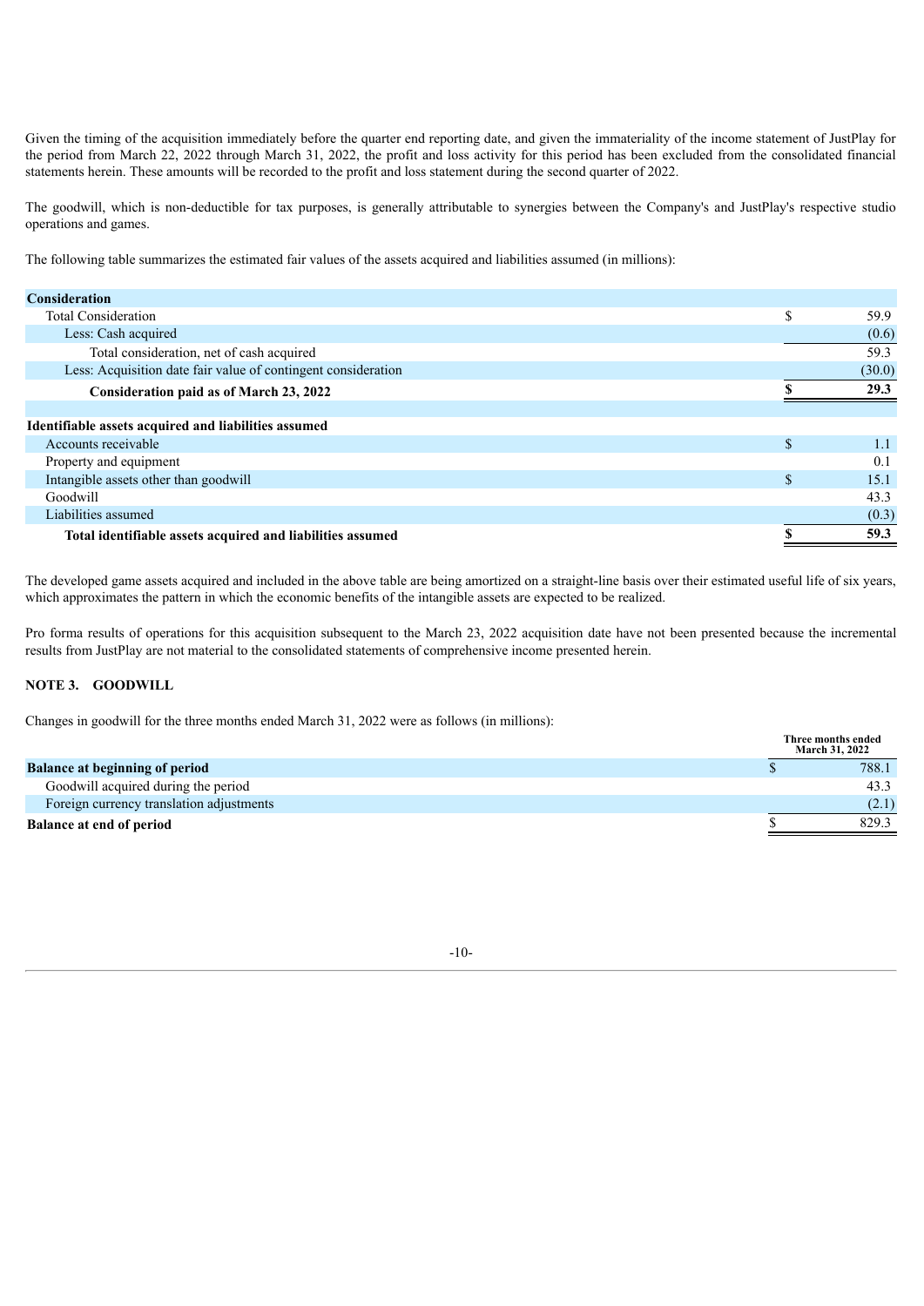Given the timing of the acquisition immediately before the quarter end reporting date, and given the immateriality of the income statement of JustPlay for the period from March 22, 2022 through March 31, 2022, the profit and loss activity for this period has been excluded from the consolidated financial statements herein. These amounts will be recorded to the profit and loss statement during the second quarter of 2022.

The goodwill, which is non-deductible for tax purposes, is generally attributable to synergies between the Company's and JustPlay's respective studio operations and games.

The following table summarizes the estimated fair values of the assets acquired and liabilities assumed (in millions):

| | | |
|---|---|---|
| **Consideration** | | |
| Total Consideration | $ | 59.9 |
| Less: Cash acquired | | (0.6) |
| Total consideration, net of cash acquired | | 59.3 |
| Less: Acquisition date fair value of contingent consideration | | (30.0) |
| **Consideration paid as of March 23, 2022** | **$** | **29.3** |
| | | |
| **Identifiable assets acquired and liabilities assumed** | | |
| Accounts receivable | $ | 1.1 |
| Property and equipment | | 0.1 |
| Intangible assets other than goodwill | $ | 15.1 |
| Goodwill | | 43.3 |
| Liabilities assumed | | (0.3) |
| **Total identifiable assets acquired and liabilities assumed** | **$** | **59.3** |

The developed game assets acquired and included in the above table are being amortized on a straight-line basis over their estimated useful life of six years, which approximates the pattern in which the economic benefits of the intangible assets are expected to be realized.

Pro forma results of operations for this acquisition subsequent to the March 23, 2022 acquisition date have not been presented because the incremental results from JustPlay are not material to the consolidated statements of comprehensive income presented herein.

## NOTE 3. GOODWILL

Changes in goodwill for the three months ended March 31, 2022 were as follows (in millions):

| | | Three months ended March 31, 2022 |
|---|---|---|
| **Balance at beginning of period** | $ | 788.1 |
| Goodwill acquired during the period | | 43.3 |
| Foreign currency translation adjustments | | (2.1) |
| **Balance at end of period** | $ | 829.3 |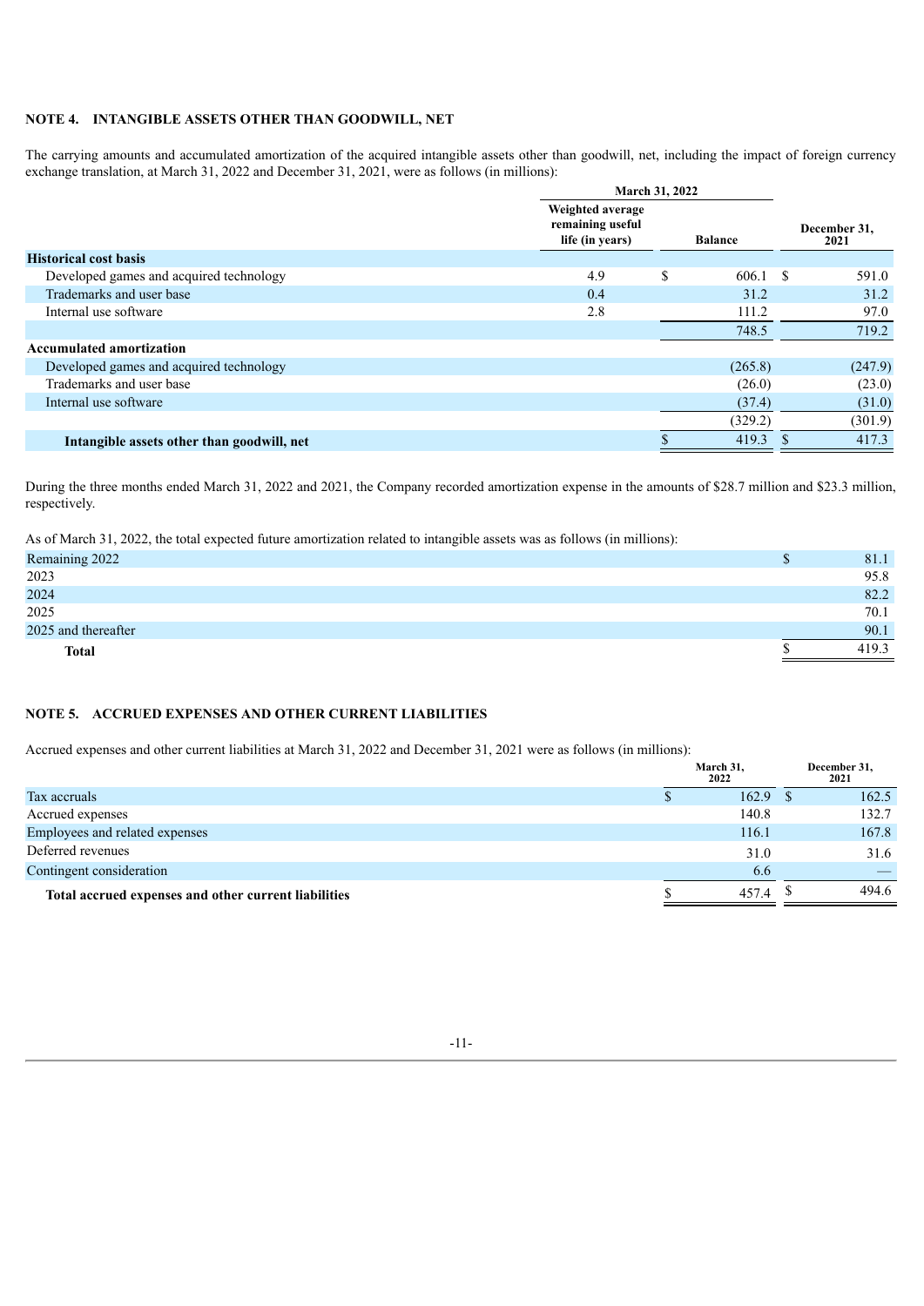## NOTE 4. INTANGIBLE ASSETS OTHER THAN GOODWILL, NET

The carrying amounts and accumulated amortization of the acquired intangible assets other than goodwill, net, including the impact of foreign currency exchange translation, at March 31, 2022 and December 31, 2021, were as follows (in millions):

| | March 31, 2022 | | December 31, 2021 |
|---|---|---|---|
| | Weighted average remaining useful life (in years) | Balance | |
| **Historical cost basis** | | | |
| Developed games and acquired technology | 4.9 | $ 606.1 | $ 591.0 |
| Trademarks and user base | 0.4 | 31.2 | 31.2 |
| Internal use software | 2.8 | 111.2 | 97.0 |
| | | 748.5 | 719.2 |
| **Accumulated amortization** | | | |
| Developed games and acquired technology | | (265.8) | (247.9) |
| Trademarks and user base | | (26.0) | (23.0) |
| Internal use software | | (37.4) | (31.0) |
| | | (329.2) | (301.9) |
| **Intangible assets other than goodwill, net** | | $ 419.3 | $ 417.3 |

During the three months ended March 31, 2022 and 2021, the Company recorded amortization expense in the amounts of $28.7 million and $23.3 million, respectively.

As of March 31, 2022, the total expected future amortization related to intangible assets was as follows (in millions):

| | |
|---|---|
| Remaining 2022 | $ 81.1 |
| 2023 | 95.8 |
| 2024 | 82.2 |
| 2025 | 70.1 |
| 2025 and thereafter | 90.1 |
| **Total** | $ 419.3 |

## NOTE 5. ACCRUED EXPENSES AND OTHER CURRENT LIABILITIES

Accrued expenses and other current liabilities at March 31, 2022 and December 31, 2021 were as follows (in millions):

| | March 31, 2022 | December 31, 2021 |
|---|---|---|
| Tax accruals | $ 162.9 | $ 162.5 |
| Accrued expenses | 140.8 | 132.7 |
| Employees and related expenses | 116.1 | 167.8 |
| Deferred revenues | 31.0 | 31.6 |
| Contingent consideration | 6.6 | — |
| **Total accrued expenses and other current liabilities** | $ 457.4 | $ 494.6 |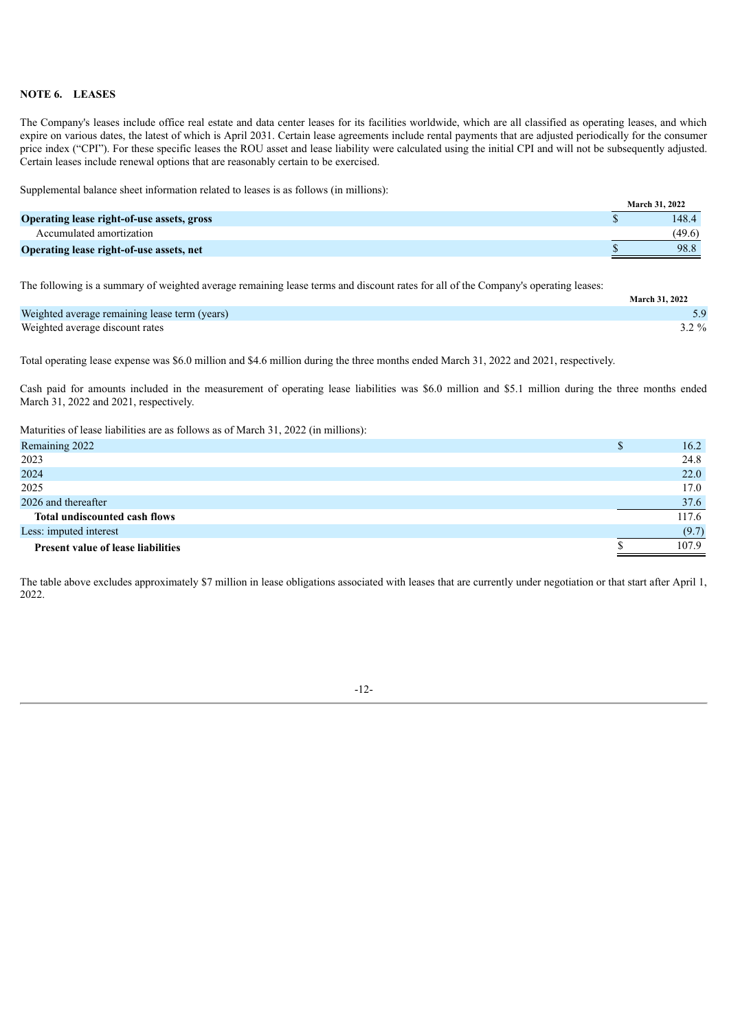## NOTE 6. LEASES

The Company's leases include office real estate and data center leases for its facilities worldwide, which are all classified as operating leases, and which expire on various dates, the latest of which is April 2031. Certain lease agreements include rental payments that are adjusted periodically for the consumer price index ("CPI"). For these specific leases the ROU asset and lease liability were calculated using the initial CPI and will not be subsequently adjusted. Certain leases include renewal options that are reasonably certain to be exercised.

Supplemental balance sheet information related to leases is as follows (in millions):

| | March 31, 2022 |
|---|---|
| **Operating lease right-of-use assets, gross** | $ 148.4 |
| Accumulated amortization | (49.6) |
| **Operating lease right-of-use assets, net** | $ 98.8 |

The following is a summary of weighted average remaining lease terms and discount rates for all of the Company's operating leases:

| | March 31, 2022 |
|---|---|
| Weighted average remaining lease term (years) | 5.9 |
| Weighted average discount rates | 3.2 % |

Total operating lease expense was $6.0 million and $4.6 million during the three months ended March 31, 2022 and 2021, respectively.

Cash paid for amounts included in the measurement of operating lease liabilities was $6.0 million and $5.1 million during the three months ended March 31, 2022 and 2021, respectively.

Maturities of lease liabilities are as follows as of March 31, 2022 (in millions):

| | |
|---|---|
| Remaining 2022 | $ 16.2 |
| 2023 | 24.8 |
| 2024 | 22.0 |
| 2025 | 17.0 |
| 2026 and thereafter | 37.6 |
| **Total undiscounted cash flows** | 117.6 |
| Less: imputed interest | (9.7) |
| **Present value of lease liabilities** | $ 107.9 |

The table above excludes approximately $7 million in lease obligations associated with leases that are currently under negotiation or that start after April 1, 2022.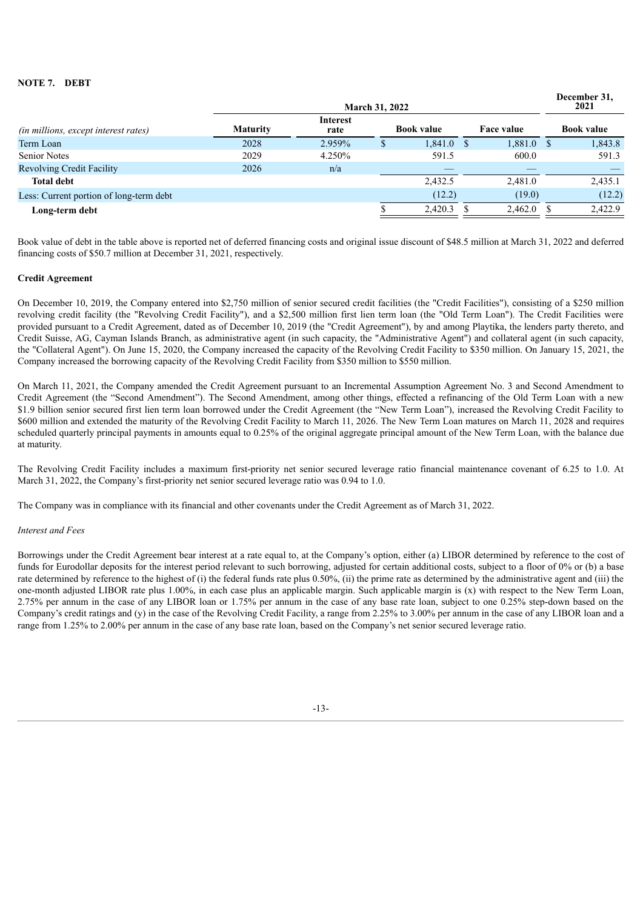**NOTE 7. DEBT**

| | March 31, 2022 | | | | December 31, 2021 |
|---|---|---|---|---|---|
| *(in millions, except interest rates)* | Maturity | Interest rate | Book value | Face value | Book value |
| Term Loan | 2028 | 2.959% | $ 1,841.0 | $ 1,881.0 | $ 1,843.8 |
| Senior Notes | 2029 | 4.250% | 591.5 | 600.0 | 591.3 |
| Revolving Credit Facility | 2026 | n/a | — | — | — |
| **Total debt** | | | 2,432.5 | 2,481.0 | 2,435.1 |
| Less: Current portion of long-term debt | | | (12.2) | (19.0) | (12.2) |
| **Long-term debt** | | | $ 2,420.3 | $ 2,462.0 | $ 2,422.9 |

Book value of debt in the table above is reported net of deferred financing costs and original issue discount of $48.5 million at March 31, 2022 and deferred financing costs of $50.7 million at December 31, 2021, respectively.

**Credit Agreement**

On December 10, 2019, the Company entered into $2,750 million of senior secured credit facilities (the "Credit Facilities"), consisting of a $250 million revolving credit facility (the "Revolving Credit Facility"), and a $2,500 million first lien term loan (the "Old Term Loan"). The Credit Facilities were provided pursuant to a Credit Agreement, dated as of December 10, 2019 (the "Credit Agreement"), by and among Playtika, the lenders party thereto, and Credit Suisse, AG, Cayman Islands Branch, as administrative agent (in such capacity, the "Administrative Agent") and collateral agent (in such capacity, the "Collateral Agent"). On June 15, 2020, the Company increased the capacity of the Revolving Credit Facility to $350 million. On January 15, 2021, the Company increased the borrowing capacity of the Revolving Credit Facility from $350 million to $550 million.

On March 11, 2021, the Company amended the Credit Agreement pursuant to an Incremental Assumption Agreement No. 3 and Second Amendment to Credit Agreement (the "Second Amendment"). The Second Amendment, among other things, effected a refinancing of the Old Term Loan with a new $1.9 billion senior secured first lien term loan borrowed under the Credit Agreement (the "New Term Loan"), increased the Revolving Credit Facility to $600 million and extended the maturity of the Revolving Credit Facility to March 11, 2026. The New Term Loan matures on March 11, 2028 and requires scheduled quarterly principal payments in amounts equal to 0.25% of the original aggregate principal amount of the New Term Loan, with the balance due at maturity.

The Revolving Credit Facility includes a maximum first-priority net senior secured leverage ratio financial maintenance covenant of 6.25 to 1.0. At March 31, 2022, the Company's first-priority net senior secured leverage ratio was 0.94 to 1.0.

The Company was in compliance with its financial and other covenants under the Credit Agreement as of March 31, 2022.

*Interest and Fees*

Borrowings under the Credit Agreement bear interest at a rate equal to, at the Company's option, either (a) LIBOR determined by reference to the cost of funds for Eurodollar deposits for the interest period relevant to such borrowing, adjusted for certain additional costs, subject to a floor of 0% or (b) a base rate determined by reference to the highest of (i) the federal funds rate plus 0.50%, (ii) the prime rate as determined by the administrative agent and (iii) the one-month adjusted LIBOR rate plus 1.00%, in each case plus an applicable margin. Such applicable margin is (x) with respect to the New Term Loan, 2.75% per annum in the case of any LIBOR loan or 1.75% per annum in the case of any base rate loan, subject to one 0.25% step-down based on the Company's credit ratings and (y) in the case of the Revolving Credit Facility, a range from 2.25% to 3.00% per annum in the case of any LIBOR loan and a range from 1.25% to 2.00% per annum in the case of any base rate loan, based on the Company's net senior secured leverage ratio.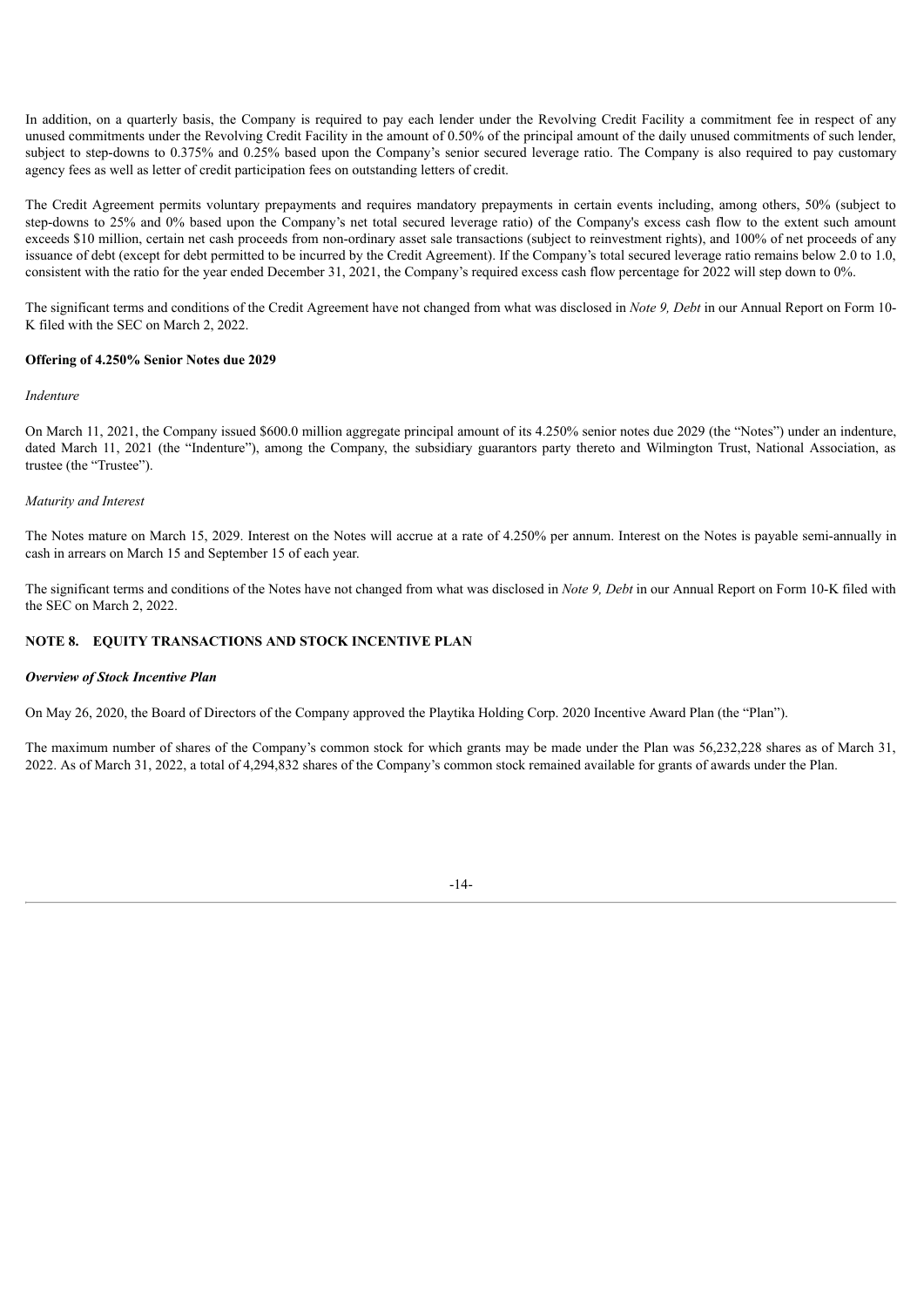In addition, on a quarterly basis, the Company is required to pay each lender under the Revolving Credit Facility a commitment fee in respect of any unused commitments under the Revolving Credit Facility in the amount of 0.50% of the principal amount of the daily unused commitments of such lender, subject to step-downs to 0.375% and 0.25% based upon the Company's senior secured leverage ratio. The Company is also required to pay customary agency fees as well as letter of credit participation fees on outstanding letters of credit.

The Credit Agreement permits voluntary prepayments and requires mandatory prepayments in certain events including, among others, 50% (subject to step-downs to 25% and 0% based upon the Company's net total secured leverage ratio) of the Company's excess cash flow to the extent such amount exceeds $10 million, certain net cash proceeds from non-ordinary asset sale transactions (subject to reinvestment rights), and 100% of net proceeds of any issuance of debt (except for debt permitted to be incurred by the Credit Agreement). If the Company's total secured leverage ratio remains below 2.0 to 1.0, consistent with the ratio for the year ended December 31, 2021, the Company's required excess cash flow percentage for 2022 will step down to 0%.

The significant terms and conditions of the Credit Agreement have not changed from what was disclosed in *Note 9, Debt* in our Annual Report on Form 10-K filed with the SEC on March 2, 2022.

**Offering of 4.250% Senior Notes due 2029**

*Indenture*

On March 11, 2021, the Company issued $600.0 million aggregate principal amount of its 4.250% senior notes due 2029 (the "Notes") under an indenture, dated March 11, 2021 (the "Indenture"), among the Company, the subsidiary guarantors party thereto and Wilmington Trust, National Association, as trustee (the "Trustee").

*Maturity and Interest*

The Notes mature on March 15, 2029. Interest on the Notes will accrue at a rate of 4.250% per annum. Interest on the Notes is payable semi-annually in cash in arrears on March 15 and September 15 of each year.

The significant terms and conditions of the Notes have not changed from what was disclosed in *Note 9, Debt* in our Annual Report on Form 10-K filed with the SEC on March 2, 2022.

## NOTE 8. EQUITY TRANSACTIONS AND STOCK INCENTIVE PLAN

***Overview of Stock Incentive Plan***

On May 26, 2020, the Board of Directors of the Company approved the Playtika Holding Corp. 2020 Incentive Award Plan (the "Plan").

The maximum number of shares of the Company's common stock for which grants may be made under the Plan was 56,232,228 shares as of March 31, 2022. As of March 31, 2022, a total of 4,294,832 shares of the Company's common stock remained available for grants of awards under the Plan.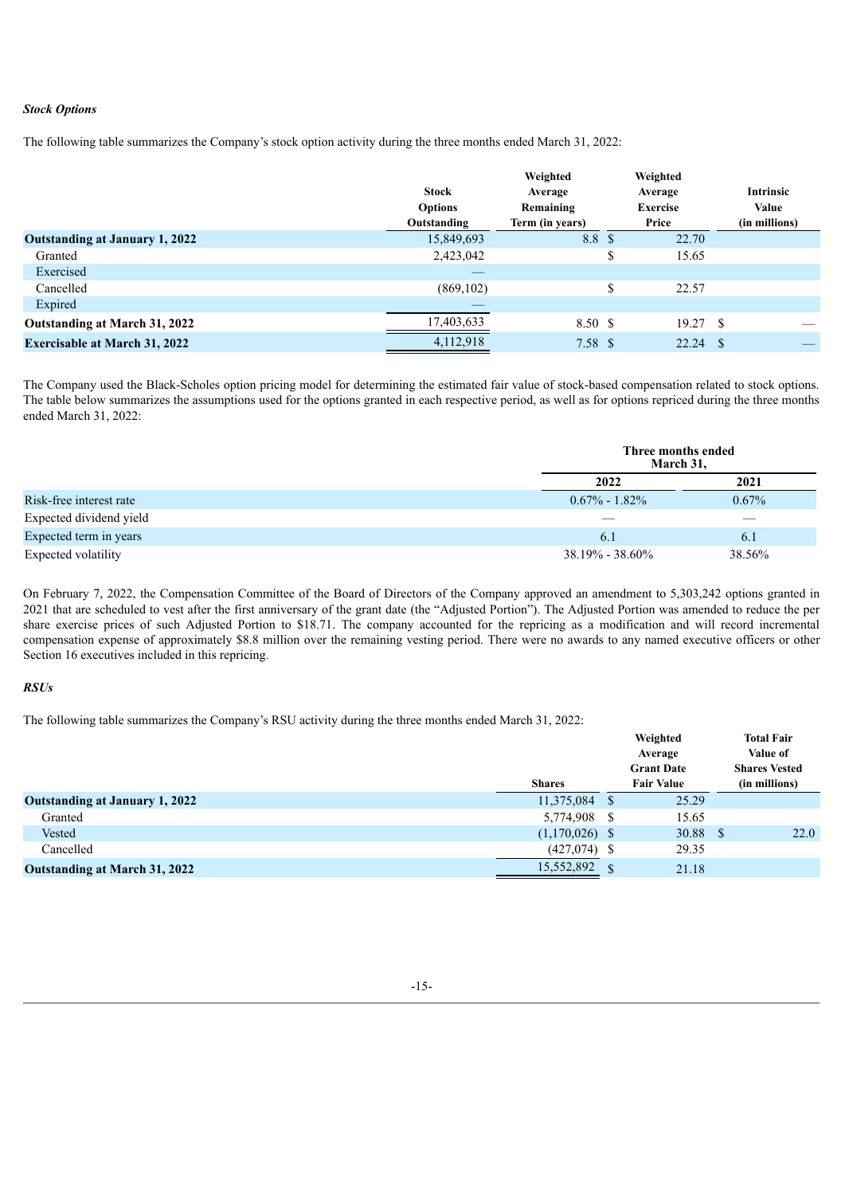***Stock Options***

The following table summarizes the Company's stock option activity during the three months ended March 31, 2022:

| | Stock Options Outstanding | Weighted Average Remaining Term (in years) | Weighted Average Exercise Price | Intrinsic Value (in millions) |
|---|---|---|---|---|
| **Outstanding at January 1, 2022** | 15,849,693 | 8.8 | $ 22.70 | |
| Granted | 2,423,042 | | $ 15.65 | |
| Exercised | — | | | |
| Cancelled | (869,102) | | $ 22.57 | |
| Expired | — | | | |
| **Outstanding at March 31, 2022** | 17,403,633 | 8.50 | $ 19.27 | $ — |
| **Exercisable at March 31, 2022** | 4,112,918 | 7.58 | $ 22.24 | $ — |

The Company used the Black-Scholes option pricing model for determining the estimated fair value of stock-based compensation related to stock options. The table below summarizes the assumptions used for the options granted in each respective period, as well as for options repriced during the three months ended March 31, 2022:

| | Three months ended March 31, | |
|---|---|---|
| | **2022** | **2021** |
| Risk-free interest rate | 0.67% - 1.82% | 0.67% |
| Expected dividend yield | — | — |
| Expected term in years | 6.1 | 6.1 |
| Expected volatility | 38.19% - 38.60% | 38.56% |

On February 7, 2022, the Compensation Committee of the Board of Directors of the Company approved an amendment to 5,303,242 options granted in 2021 that are scheduled to vest after the first anniversary of the grant date (the "Adjusted Portion"). The Adjusted Portion was amended to reduce the per share exercise prices of such Adjusted Portion to $18.71. The company accounted for the repricing as a modification and will record incremental compensation expense of approximately $8.8 million over the remaining vesting period. There were no awards to any named executive officers or other Section 16 executives included in this repricing.

***RSUs***

The following table summarizes the Company's RSU activity during the three months ended March 31, 2022:

| | Shares | Weighted Average Grant Date Fair Value | Total Fair Value of Shares Vested (in millions) |
|---|---|---|---|
| **Outstanding at January 1, 2022** | 11,375,084 | $ 25.29 | |
| Granted | 5,774,908 | $ 15.65 | |
| Vested | (1,170,026) | $ 30.88 | $ 22.0 |
| Cancelled | (427,074) | $ 29.35 | |
| **Outstanding at March 31, 2022** | 15,552,892 | $ 21.18 | |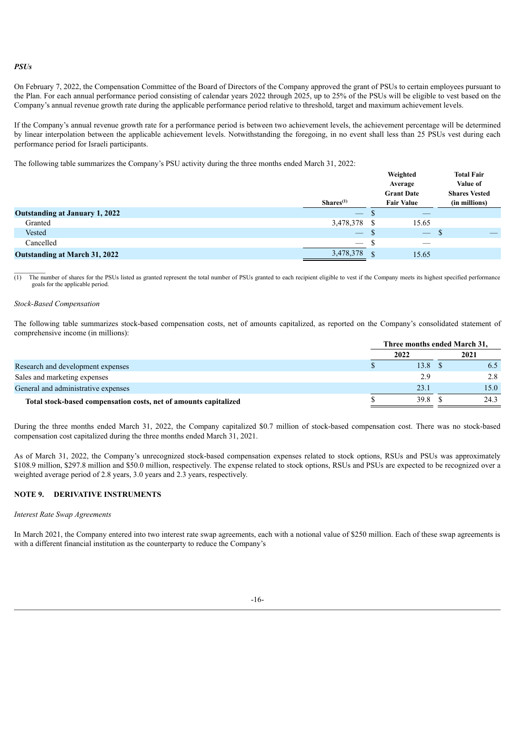*PSUs*

On February 7, 2022, the Compensation Committee of the Board of Directors of the Company approved the grant of PSUs to certain employees pursuant to the Plan. For each annual performance period consisting of calendar years 2022 through 2025, up to 25% of the PSUs will be eligible to vest based on the Company's annual revenue growth rate during the applicable performance period relative to threshold, target and maximum achievement levels.

If the Company's annual revenue growth rate for a performance period is between two achievement levels, the achievement percentage will be determined by linear interpolation between the applicable achievement levels. Notwithstanding the foregoing, in no event shall less than 25 PSUs vest during each performance period for Israeli participants.

The following table summarizes the Company's PSU activity during the three months ended March 31, 2022:

| | Shares[(1)] | Weighted Average Grant Date Fair Value | Total Fair Value of Shares Vested (in millions) |
|---|---|---|---|
| **Outstanding at January 1, 2022** | — | $ — | |
| Granted | 3,478,378 | $ 15.65 | |
| Vested | — | $ — | $ — |
| Cancelled | — | $ — | |
| **Outstanding at March 31, 2022** | 3,478,378 | $ 15.65 | |

(1) The number of shares for the PSUs listed as granted represent the total number of PSUs granted to each recipient eligible to vest if the Company meets its highest specified performance goals for the applicable period.

*Stock-Based Compensation*

The following table summarizes stock-based compensation costs, net of amounts capitalized, as reported on the Company's consolidated statement of comprehensive income (in millions):

| | Three months ended March 31, | |
|---|---|---|
| | **2022** | **2021** |
| Research and development expenses | $ 13.8 | $ 6.5 |
| Sales and marketing expenses | 2.9 | 2.8 |
| General and administrative expenses | 23.1 | 15.0 |
| **Total stock-based compensation costs, net of amounts capitalized** | $ 39.8 | $ 24.3 |

During the three months ended March 31, 2022, the Company capitalized $0.7 million of stock-based compensation cost. There was no stock-based compensation cost capitalized during the three months ended March 31, 2021.

As of March 31, 2022, the Company's unrecognized stock-based compensation expenses related to stock options, RSUs and PSUs was approximately $108.9 million, $297.8 million and $50.0 million, respectively. The expense related to stock options, RSUs and PSUs are expected to be recognized over a weighted average period of 2.8 years, 3.0 years and 2.3 years, respectively.

## NOTE 9. DERIVATIVE INSTRUMENTS

*Interest Rate Swap Agreements*

In March 2021, the Company entered into two interest rate swap agreements, each with a notional value of $250 million. Each of these swap agreements is with a different financial institution as the counterparty to reduce the Company's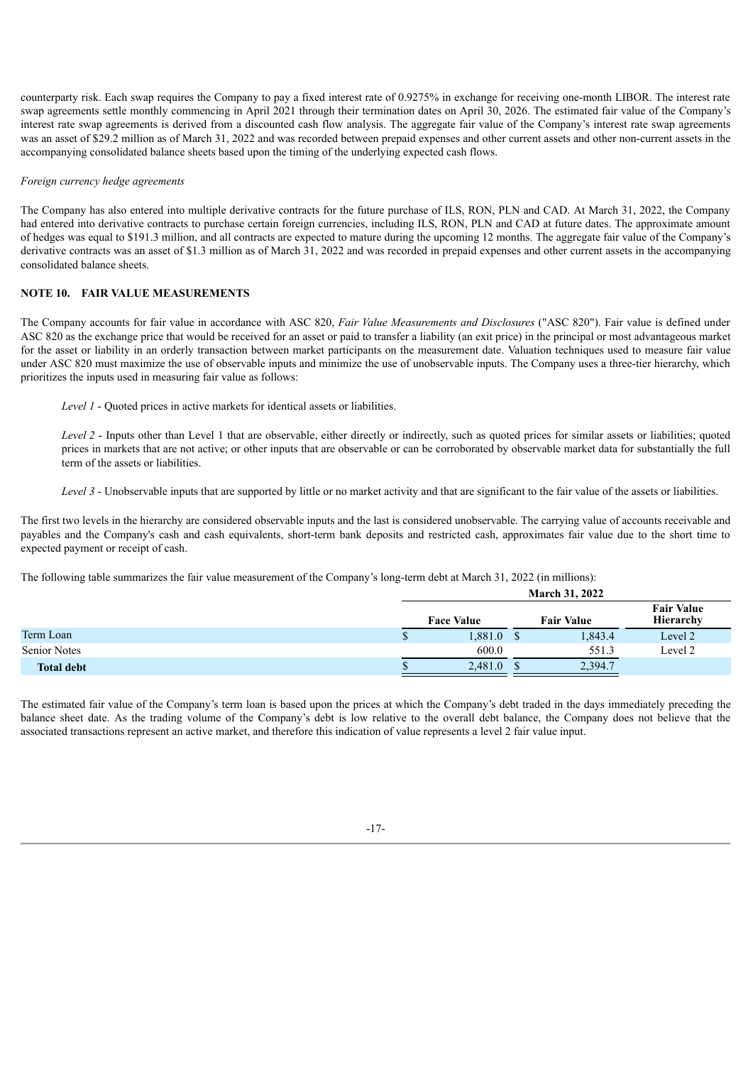counterparty risk. Each swap requires the Company to pay a fixed interest rate of 0.9275% in exchange for receiving one-month LIBOR. The interest rate swap agreements settle monthly commencing in April 2021 through their termination dates on April 30, 2026. The estimated fair value of the Company's interest rate swap agreements is derived from a discounted cash flow analysis. The aggregate fair value of the Company's interest rate swap agreements was an asset of $29.2 million as of March 31, 2022 and was recorded between prepaid expenses and other current assets and other non-current assets in the accompanying consolidated balance sheets based upon the timing of the underlying expected cash flows.

*Foreign currency hedge agreements*

The Company has also entered into multiple derivative contracts for the future purchase of ILS, RON, PLN and CAD. At March 31, 2022, the Company had entered into derivative contracts to purchase certain foreign currencies, including ILS, RON, PLN and CAD at future dates. The approximate amount of hedges was equal to $191.3 million, and all contracts are expected to mature during the upcoming 12 months. The aggregate fair value of the Company's derivative contracts was an asset of $1.3 million as of March 31, 2022 and was recorded in prepaid expenses and other current assets in the accompanying consolidated balance sheets.

## NOTE 10. FAIR VALUE MEASUREMENTS

The Company accounts for fair value in accordance with ASC 820, *Fair Value Measurements and Disclosures* ("ASC 820"). Fair value is defined under ASC 820 as the exchange price that would be received for an asset or paid to transfer a liability (an exit price) in the principal or most advantageous market for the asset or liability in an orderly transaction between market participants on the measurement date. Valuation techniques used to measure fair value under ASC 820 must maximize the use of observable inputs and minimize the use of unobservable inputs. The Company uses a three-tier hierarchy, which prioritizes the inputs used in measuring fair value as follows:

*Level 1* - Quoted prices in active markets for identical assets or liabilities.

*Level 2* - Inputs other than Level 1 that are observable, either directly or indirectly, such as quoted prices for similar assets or liabilities; quoted prices in markets that are not active; or other inputs that are observable or can be corroborated by observable market data for substantially the full term of the assets or liabilities.

*Level 3* - Unobservable inputs that are supported by little or no market activity and that are significant to the fair value of the assets or liabilities.

The first two levels in the hierarchy are considered observable inputs and the last is considered unobservable. The carrying value of accounts receivable and payables and the Company's cash and cash equivalents, short-term bank deposits and restricted cash, approximates fair value due to the short time to expected payment or receipt of cash.

The following table summarizes the fair value measurement of the Company's long-term debt at March 31, 2022 (in millions):

| | March 31, 2022 | | |
|---|---|---|---|
| | Face Value | Fair Value | Fair Value Hierarchy |
| Term Loan | $ 1,881.0 | $ 1,843.4 | Level 2 |
| Senior Notes | 600.0 | 551.3 | Level 2 |
| **Total debt** | $ 2,481.0 | $ 2,394.7 | |

The estimated fair value of the Company's term loan is based upon the prices at which the Company's debt traded in the days immediately preceding the balance sheet date. As the trading volume of the Company's debt is low relative to the overall debt balance, the Company does not believe that the associated transactions represent an active market, and therefore this indication of value represents a level 2 fair value input.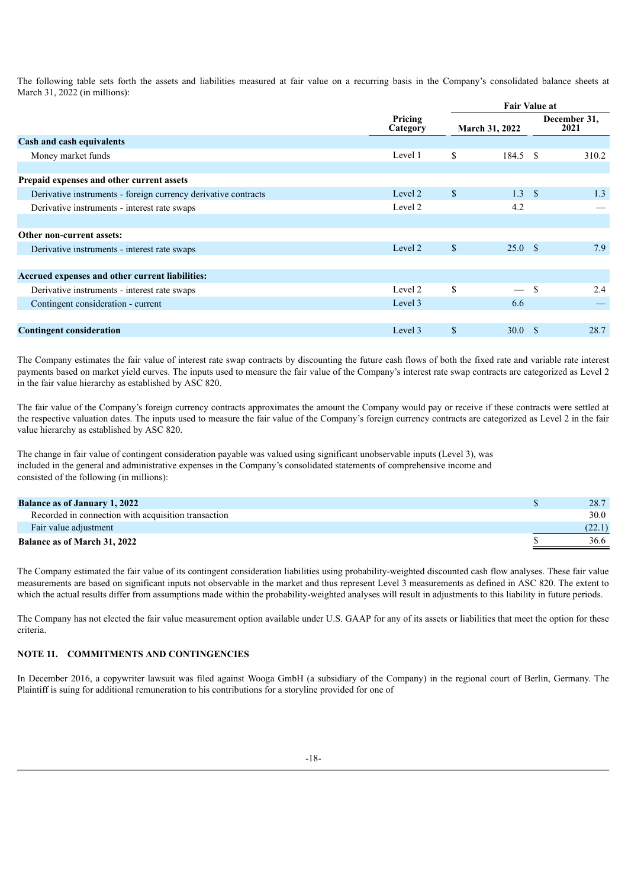The following table sets forth the assets and liabilities measured at fair value on a recurring basis in the Company's consolidated balance sheets at March 31, 2022 (in millions):

| | Pricing Category | Fair Value at | |
|---|---|---|---|
| | | March 31, 2022 | December 31, 2021 |
| **Cash and cash equivalents** | | | |
| Money market funds | Level 1 | $ 184.5 | $ 310.2 |
| **Prepaid expenses and other current assets** | | | |
| Derivative instruments - foreign currency derivative contracts | Level 2 | $ 1.3 | $ 1.3 |
| Derivative instruments - interest rate swaps | Level 2 | 4.2 | — |
| **Other non-current assets:** | | | |
| Derivative instruments - interest rate swaps | Level 2 | $ 25.0 | $ 7.9 |
| **Accrued expenses and other current liabilities:** | | | |
| Derivative instruments - interest rate swaps | Level 2 | $ — | $ 2.4 |
| Contingent consideration - current | Level 3 | 6.6 | — |
| **Contingent consideration** | Level 3 | $ 30.0 | $ 28.7 |

The Company estimates the fair value of interest rate swap contracts by discounting the future cash flows of both the fixed rate and variable rate interest payments based on market yield curves. The inputs used to measure the fair value of the Company's interest rate swap contracts are categorized as Level 2 in the fair value hierarchy as established by ASC 820.

The fair value of the Company's foreign currency contracts approximates the amount the Company would pay or receive if these contracts were settled at the respective valuation dates. The inputs used to measure the fair value of the Company's foreign currency contracts are categorized as Level 2 in the fair value hierarchy as established by ASC 820.

The change in fair value of contingent consideration payable was valued using significant unobservable inputs (Level 3), was included in the general and administrative expenses in the Company's consolidated statements of comprehensive income and consisted of the following (in millions):

| | |
|---|---|
| **Balance as of January 1, 2022** | $ 28.7 |
| Recorded in connection with acquisition transaction | 30.0 |
| Fair value adjustment | (22.1) |
| **Balance as of March 31, 2022** | $ 36.6 |

The Company estimated the fair value of its contingent consideration liabilities using probability-weighted discounted cash flow analyses. These fair value measurements are based on significant inputs not observable in the market and thus represent Level 3 measurements as defined in ASC 820. The extent to which the actual results differ from assumptions made within the probability-weighted analyses will result in adjustments to this liability in future periods.

The Company has not elected the fair value measurement option available under U.S. GAAP for any of its assets or liabilities that meet the option for these criteria.

## NOTE 11. COMMITMENTS AND CONTINGENCIES

In December 2016, a copywriter lawsuit was filed against Wooga GmbH (a subsidiary of the Company) in the regional court of Berlin, Germany. The Plaintiff is suing for additional remuneration to his contributions for a storyline provided for one of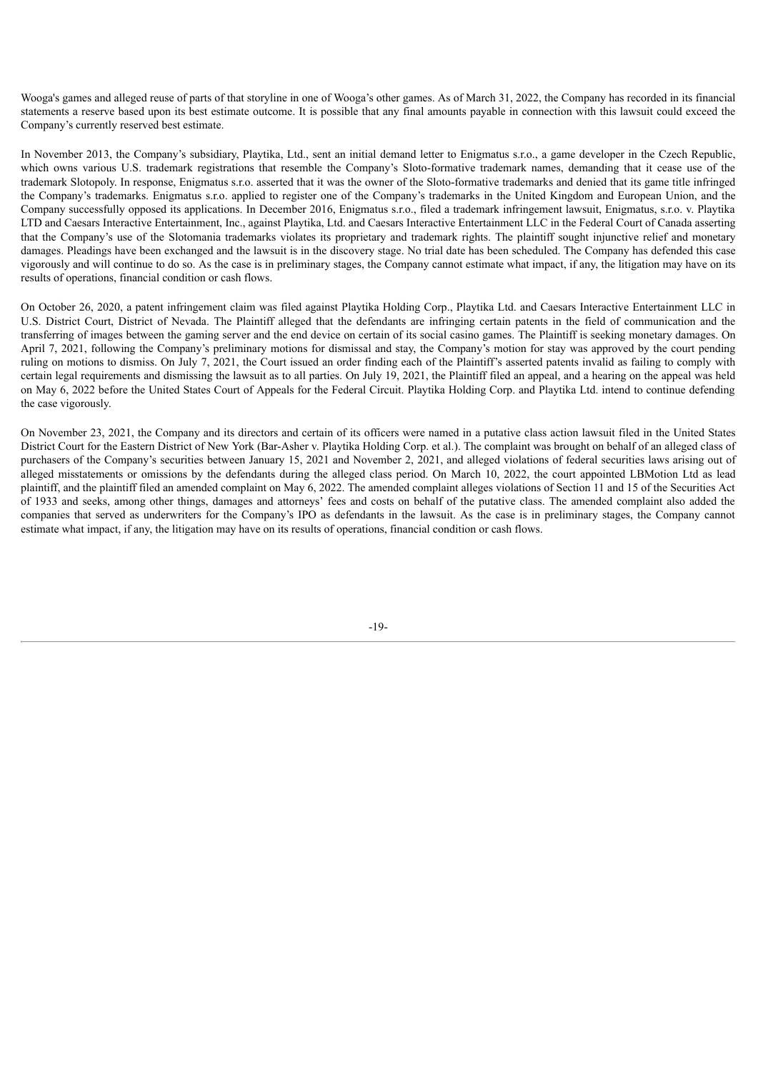Wooga's games and alleged reuse of parts of that storyline in one of Wooga's other games. As of March 31, 2022, the Company has recorded in its financial statements a reserve based upon its best estimate outcome. It is possible that any final amounts payable in connection with this lawsuit could exceed the Company's currently reserved best estimate.

In November 2013, the Company's subsidiary, Playtika, Ltd., sent an initial demand letter to Enigmatus s.r.o., a game developer in the Czech Republic, which owns various U.S. trademark registrations that resemble the Company's Sloto-formative trademark names, demanding that it cease use of the trademark Slotopoly. In response, Enigmatus s.r.o. asserted that it was the owner of the Sloto-formative trademarks and denied that its game title infringed the Company's trademarks. Enigmatus s.r.o. applied to register one of the Company's trademarks in the United Kingdom and European Union, and the Company successfully opposed its applications. In December 2016, Enigmatus s.r.o., filed a trademark infringement lawsuit, Enigmatus, s.r.o. v. Playtika LTD and Caesars Interactive Entertainment, Inc., against Playtika, Ltd. and Caesars Interactive Entertainment LLC in the Federal Court of Canada asserting that the Company's use of the Slotomania trademarks violates its proprietary and trademark rights. The plaintiff sought injunctive relief and monetary damages. Pleadings have been exchanged and the lawsuit is in the discovery stage. No trial date has been scheduled. The Company has defended this case vigorously and will continue to do so. As the case is in preliminary stages, the Company cannot estimate what impact, if any, the litigation may have on its results of operations, financial condition or cash flows.

On October 26, 2020, a patent infringement claim was filed against Playtika Holding Corp., Playtika Ltd. and Caesars Interactive Entertainment LLC in U.S. District Court, District of Nevada. The Plaintiff alleged that the defendants are infringing certain patents in the field of communication and the transferring of images between the gaming server and the end device on certain of its social casino games. The Plaintiff is seeking monetary damages. On April 7, 2021, following the Company's preliminary motions for dismissal and stay, the Company's motion for stay was approved by the court pending ruling on motions to dismiss. On July 7, 2021, the Court issued an order finding each of the Plaintiff's asserted patents invalid as failing to comply with certain legal requirements and dismissing the lawsuit as to all parties. On July 19, 2021, the Plaintiff filed an appeal, and a hearing on the appeal was held on May 6, 2022 before the United States Court of Appeals for the Federal Circuit. Playtika Holding Corp. and Playtika Ltd. intend to continue defending the case vigorously.

On November 23, 2021, the Company and its directors and certain of its officers were named in a putative class action lawsuit filed in the United States District Court for the Eastern District of New York (Bar-Asher v. Playtika Holding Corp. et al.). The complaint was brought on behalf of an alleged class of purchasers of the Company's securities between January 15, 2021 and November 2, 2021, and alleged violations of federal securities laws arising out of alleged misstatements or omissions by the defendants during the alleged class period. On March 10, 2022, the court appointed LBMotion Ltd as lead plaintiff, and the plaintiff filed an amended complaint on May 6, 2022. The amended complaint alleges violations of Section 11 and 15 of the Securities Act of 1933 and seeks, among other things, damages and attorneys' fees and costs on behalf of the putative class. The amended complaint also added the companies that served as underwriters for the Company's IPO as defendants in the lawsuit. As the case is in preliminary stages, the Company cannot estimate what impact, if any, the litigation may have on its results of operations, financial condition or cash flows.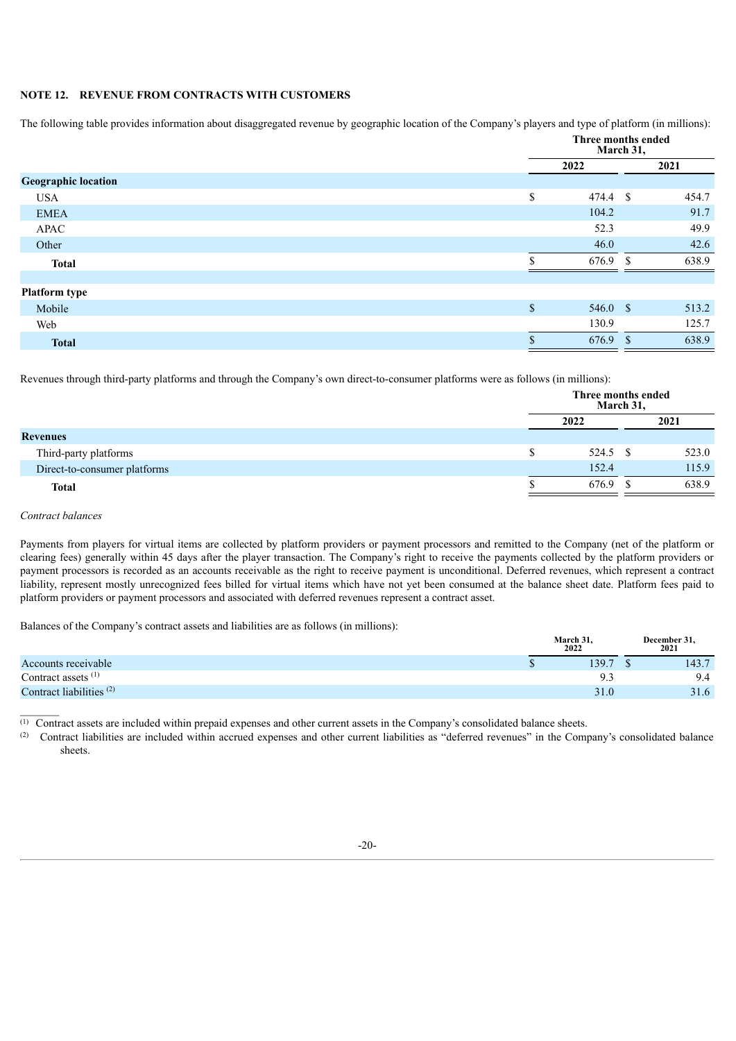## NOTE 12. REVENUE FROM CONTRACTS WITH CUSTOMERS

The following table provides information about disaggregated revenue by geographic location of the Company's players and type of platform (in millions):

| | Three months ended March 31, | |
|---|---|---|
| | 2022 | 2021 |
| **Geographic location** | | |
| USA | $ 474.4 | $ 454.7 |
| EMEA | 104.2 | 91.7 |
| APAC | 52.3 | 49.9 |
| Other | 46.0 | 42.6 |
| **Total** | $ 676.9 | $ 638.9 |
| **Platform type** | | |
| Mobile | $ 546.0 | $ 513.2 |
| Web | 130.9 | 125.7 |
| **Total** | $ 676.9 | $ 638.9 |

Revenues through third-party platforms and through the Company's own direct-to-consumer platforms were as follows (in millions):

| | Three months ended March 31, | |
|---|---|---|
| | 2022 | 2021 |
| **Revenues** | | |
| Third-party platforms | $ 524.5 | $ 523.0 |
| Direct-to-consumer platforms | 152.4 | 115.9 |
| **Total** | $ 676.9 | $ 638.9 |

*Contract balances*

Payments from players for virtual items are collected by platform providers or payment processors and remitted to the Company (net of the platform or clearing fees) generally within 45 days after the player transaction. The Company's right to receive the payments collected by the platform providers or payment processors is recorded as an accounts receivable as the right to receive payment is unconditional. Deferred revenues, which represent a contract liability, represent mostly unrecognized fees billed for virtual items which have not yet been consumed at the balance sheet date. Platform fees paid to platform providers or payment processors and associated with deferred revenues represent a contract asset.

Balances of the Company's contract assets and liabilities are as follows (in millions):

| | March 31, 2022 | December 31, 2021 |
|---|---|---|
| Accounts receivable | $ 139.7 | $ 143.7 |
| Contract assets [(1)] | 9.3 | 9.4 |
| Contract liabilities [(2)] | 31.0 | 31.6 |

(1) Contract assets are included within prepaid expenses and other current assets in the Company's consolidated balance sheets.

(2) Contract liabilities are included within accrued expenses and other current liabilities as "deferred revenues" in the Company's consolidated balance sheets.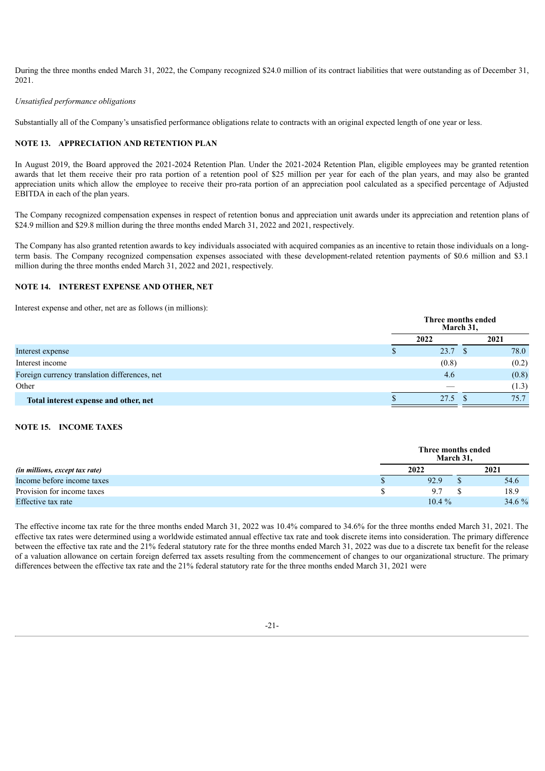During the three months ended March 31, 2022, the Company recognized $24.0 million of its contract liabilities that were outstanding as of December 31, 2021.

*Unsatisfied performance obligations*

Substantially all of the Company's unsatisfied performance obligations relate to contracts with an original expected length of one year or less.

## NOTE 13. APPRECIATION AND RETENTION PLAN

In August 2019, the Board approved the 2021-2024 Retention Plan. Under the 2021-2024 Retention Plan, eligible employees may be granted retention awards that let them receive their pro rata portion of a retention pool of $25 million per year for each of the plan years, and may also be granted appreciation units which allow the employee to receive their pro-rata portion of an appreciation pool calculated as a specified percentage of Adjusted EBITDA in each of the plan years.

The Company recognized compensation expenses in respect of retention bonus and appreciation unit awards under its appreciation and retention plans of $24.9 million and $29.8 million during the three months ended March 31, 2022 and 2021, respectively.

The Company has also granted retention awards to key individuals associated with acquired companies as an incentive to retain those individuals on a long-term basis. The Company recognized compensation expenses associated with these development-related retention payments of $0.6 million and $3.1 million during the three months ended March 31, 2022 and 2021, respectively.

## NOTE 14. INTEREST EXPENSE AND OTHER, NET

Interest expense and other, net are as follows (in millions):

| | Three months ended March 31, | |
|---|---|---|
| | 2022 | 2021 |
| Interest expense | $ 23.7 | $ 78.0 |
| Interest income | (0.8) | (0.2) |
| Foreign currency translation differences, net | 4.6 | (0.8) |
| Other | — | (1.3) |
| **Total interest expense and other, net** | $ 27.5 | $ 75.7 |

## NOTE 15. INCOME TAXES

| | Three months ended March 31, | |
|---|---|---|
| *(in millions, except tax rate)* | 2022 | 2021 |
| Income before income taxes | $ 92.9 | $ 54.6 |
| Provision for income taxes | $ 9.7 | $ 18.9 |
| Effective tax rate | 10.4 % | 34.6 % |

The effective income tax rate for the three months ended March 31, 2022 was 10.4% compared to 34.6% for the three months ended March 31, 2021. The effective tax rates were determined using a worldwide estimated annual effective tax rate and took discrete items into consideration. The primary difference between the effective tax rate and the 21% federal statutory rate for the three months ended March 31, 2022 was due to a discrete tax benefit for the release of a valuation allowance on certain foreign deferred tax assets resulting from the commencement of changes to our organizational structure. The primary differences between the effective tax rate and the 21% federal statutory rate for the three months ended March 31, 2021 were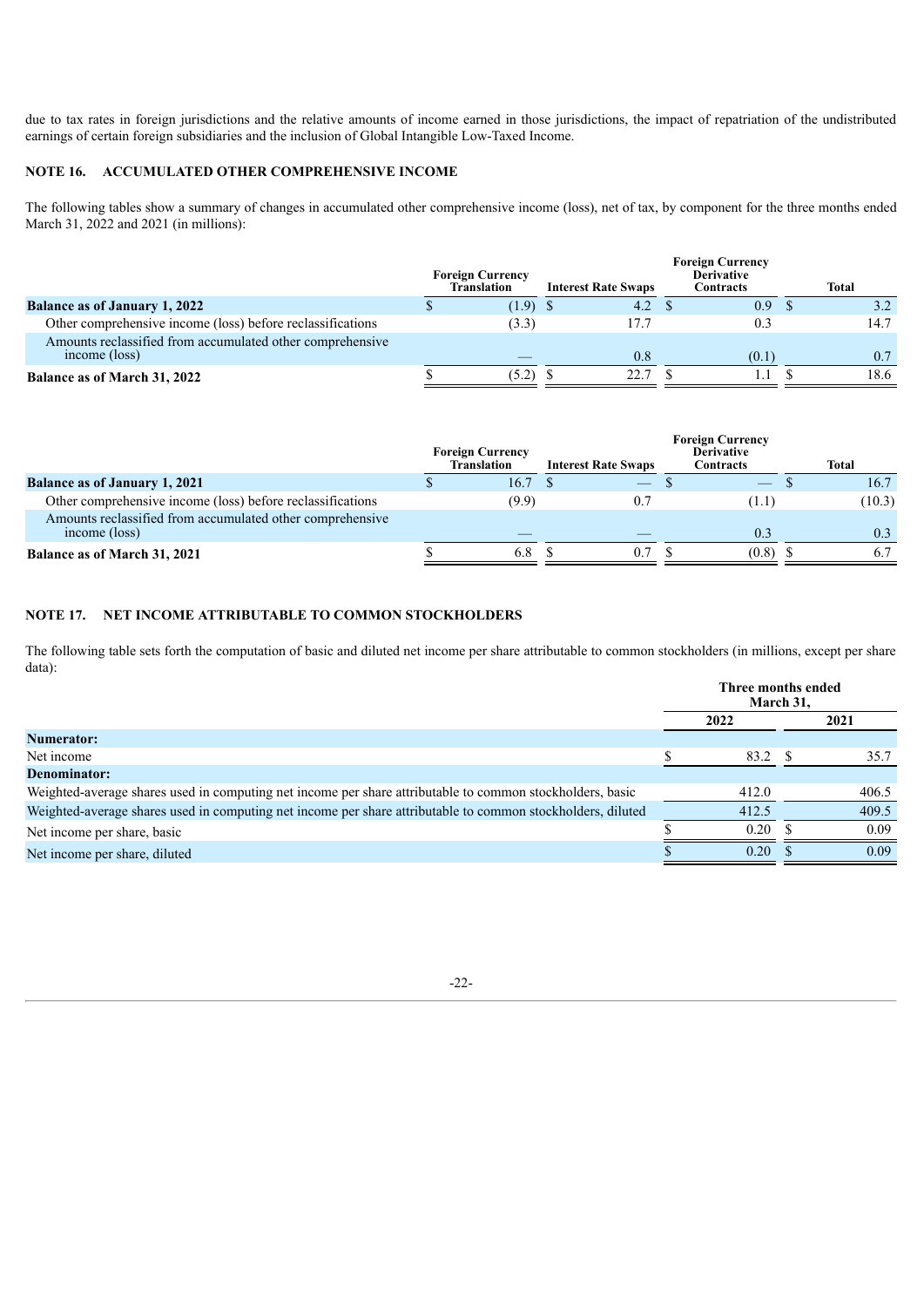due to tax rates in foreign jurisdictions and the relative amounts of income earned in those jurisdictions, the impact of repatriation of the undistributed earnings of certain foreign subsidiaries and the inclusion of Global Intangible Low-Taxed Income.

## NOTE 16. ACCUMULATED OTHER COMPREHENSIVE INCOME

The following tables show a summary of changes in accumulated other comprehensive income (loss), net of tax, by component for the three months ended March 31, 2022 and 2021 (in millions):

| | Foreign Currency Translation | Interest Rate Swaps | Foreign Currency Derivative Contracts | Total |
|---|---|---|---|---|
| **Balance as of January 1, 2022** | $ (1.9) | $ 4.2 | $ 0.9 | $ 3.2 |
| Other comprehensive income (loss) before reclassifications | (3.3) | 17.7 | 0.3 | 14.7 |
| Amounts reclassified from accumulated other comprehensive income (loss) | — | 0.8 | (0.1) | 0.7 |
| **Balance as of March 31, 2022** | $ (5.2) | $ 22.7 | $ 1.1 | $ 18.6 |

| | Foreign Currency Translation | Interest Rate Swaps | Foreign Currency Derivative Contracts | Total |
|---|---|---|---|---|
| **Balance as of January 1, 2021** | $ 16.7 | $ — | $ — | $ 16.7 |
| Other comprehensive income (loss) before reclassifications | (9.9) | 0.7 | (1.1) | (10.3) |
| Amounts reclassified from accumulated other comprehensive income (loss) | — | — | 0.3 | 0.3 |
| **Balance as of March 31, 2021** | $ 6.8 | $ 0.7 | $ (0.8) | $ 6.7 |

## NOTE 17. NET INCOME ATTRIBUTABLE TO COMMON STOCKHOLDERS

The following table sets forth the computation of basic and diluted net income per share attributable to common stockholders (in millions, except per share data):

| | Three months ended March 31, | |
|---|---|---|
| | 2022 | 2021 |
| **Numerator:** | | |
| Net income | $ 83.2 | $ 35.7 |
| **Denominator:** | | |
| Weighted-average shares used in computing net income per share attributable to common stockholders, basic | 412.0 | 406.5 |
| Weighted-average shares used in computing net income per share attributable to common stockholders, diluted | 412.5 | 409.5 |
| Net income per share, basic | $ 0.20 | $ 0.09 |
| Net income per share, diluted | $ 0.20 | $ 0.09 |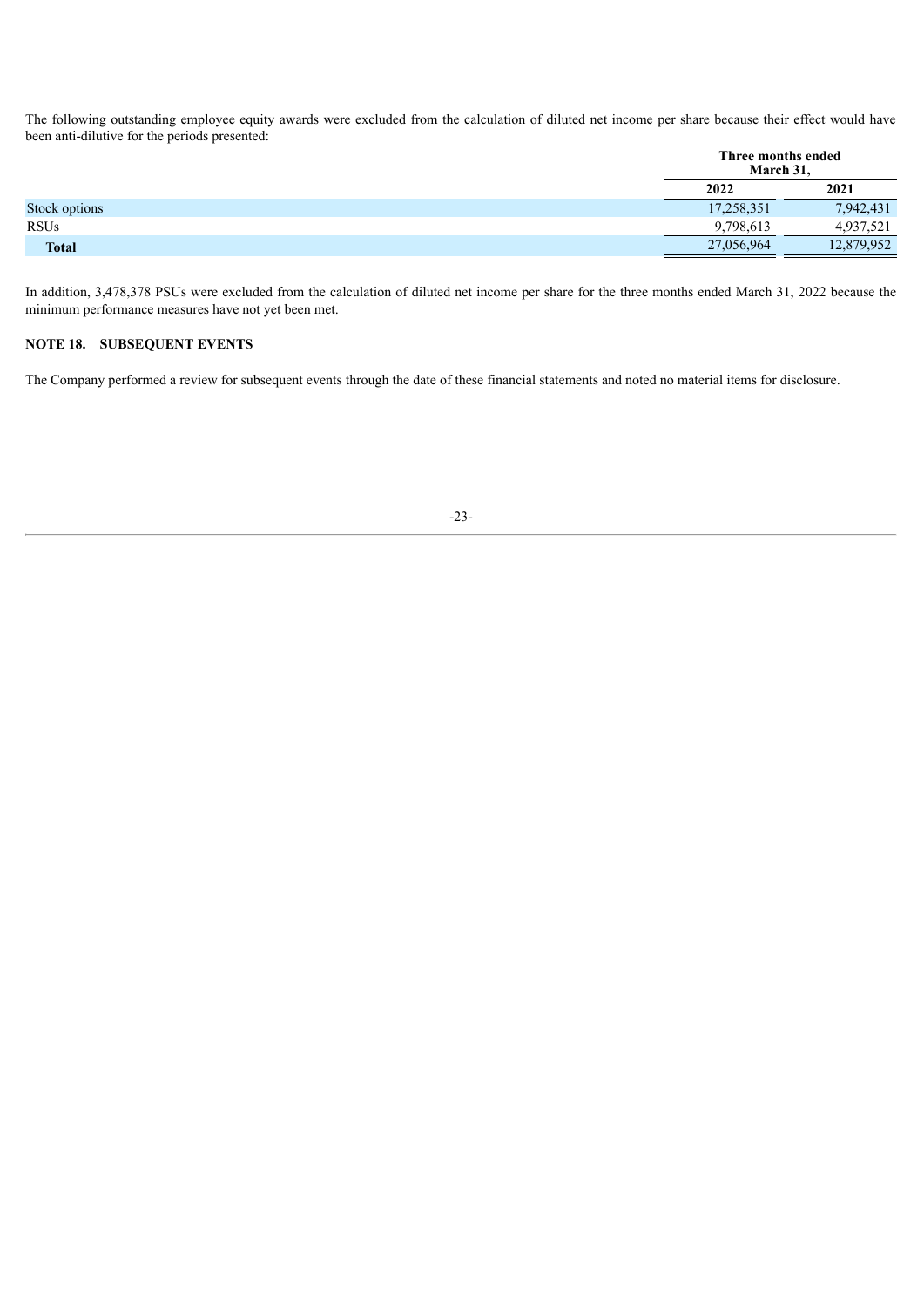The following outstanding employee equity awards were excluded from the calculation of diluted net income per share because their effect would have been anti-dilutive for the periods presented:

| | Three months ended March 31, | |
|---|---|---|
| | 2022 | 2021 |
| Stock options | 17,258,351 | 7,942,431 |
| RSUs | 9,798,613 | 4,937,521 |
| **Total** | 27,056,964 | 12,879,952 |

In addition, 3,478,378 PSUs were excluded from the calculation of diluted net income per share for the three months ended March 31, 2022 because the minimum performance measures have not yet been met.

## NOTE 18. SUBSEQUENT EVENTS

The Company performed a review for subsequent events through the date of these financial statements and noted no material items for disclosure.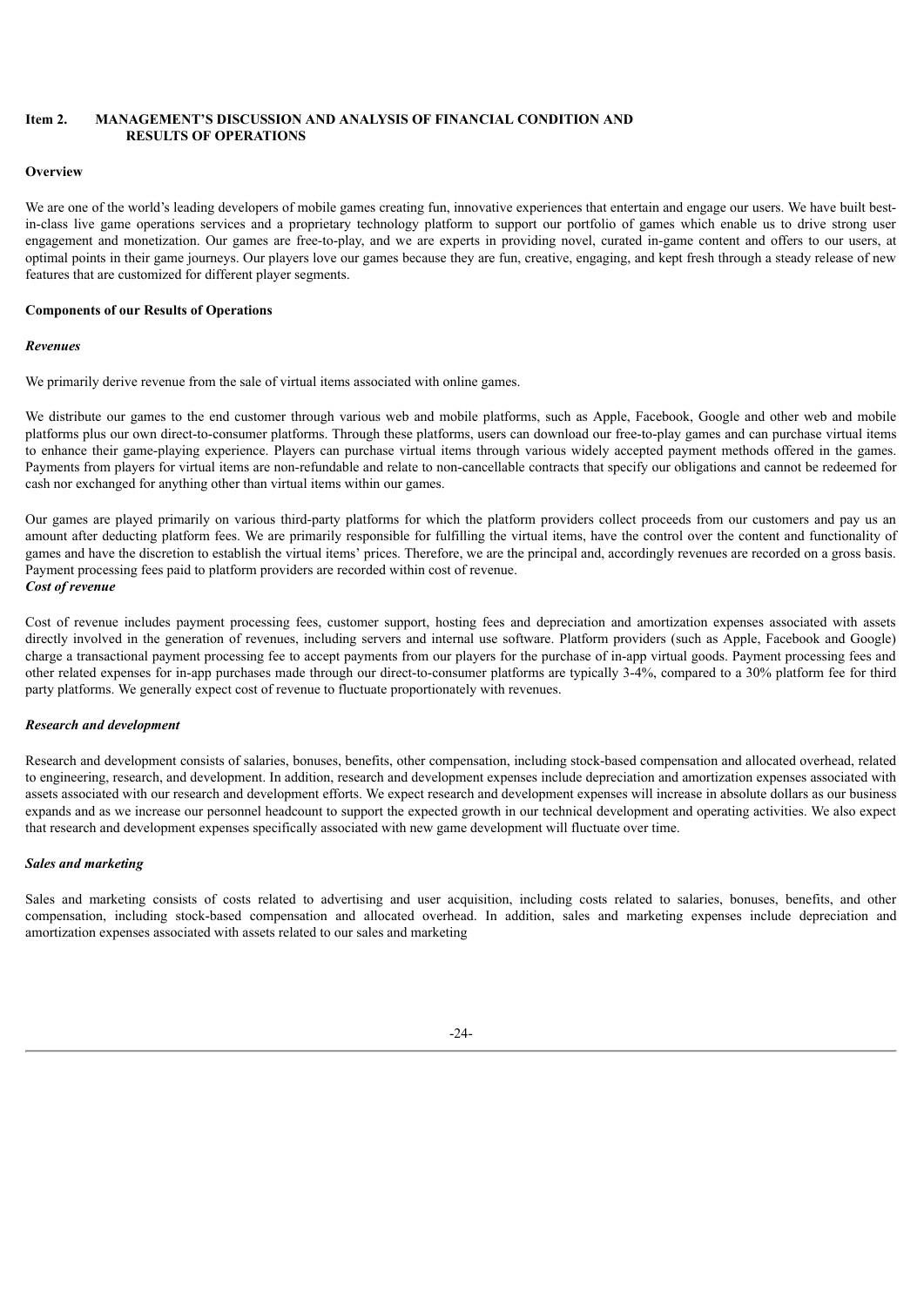## Item 2. MANAGEMENT'S DISCUSSION AND ANALYSIS OF FINANCIAL CONDITION AND RESULTS OF OPERATIONS

**Overview**

We are one of the world's leading developers of mobile games creating fun, innovative experiences that entertain and engage our users. We have built best-in-class live game operations services and a proprietary technology platform to support our portfolio of games which enable us to drive strong user engagement and monetization. Our games are free-to-play, and we are experts in providing novel, curated in-game content and offers to our users, at optimal points in their game journeys. Our players love our games because they are fun, creative, engaging, and kept fresh through a steady release of new features that are customized for different player segments.

**Components of our Results of Operations**

***Revenues***

We primarily derive revenue from the sale of virtual items associated with online games.

We distribute our games to the end customer through various web and mobile platforms, such as Apple, Facebook, Google and other web and mobile platforms plus our own direct-to-consumer platforms. Through these platforms, users can download our free-to-play games and can purchase virtual items to enhance their game-playing experience. Players can purchase virtual items through various widely accepted payment methods offered in the games. Payments from players for virtual items are non-refundable and relate to non-cancellable contracts that specify our obligations and cannot be redeemed for cash nor exchanged for anything other than virtual items within our games.

Our games are played primarily on various third-party platforms for which the platform providers collect proceeds from our customers and pay us an amount after deducting platform fees. We are primarily responsible for fulfilling the virtual items, have the control over the content and functionality of games and have the discretion to establish the virtual items' prices. Therefore, we are the principal and, accordingly revenues are recorded on a gross basis. Payment processing fees paid to platform providers are recorded within cost of revenue.

***Cost of revenue***

Cost of revenue includes payment processing fees, customer support, hosting fees and depreciation and amortization expenses associated with assets directly involved in the generation of revenues, including servers and internal use software. Platform providers (such as Apple, Facebook and Google) charge a transactional payment processing fee to accept payments from our players for the purchase of in-app virtual goods. Payment processing fees and other related expenses for in-app purchases made through our direct-to-consumer platforms are typically 3-4%, compared to a 30% platform fee for third party platforms. We generally expect cost of revenue to fluctuate proportionately with revenues.

***Research and development***

Research and development consists of salaries, bonuses, benefits, other compensation, including stock-based compensation and allocated overhead, related to engineering, research, and development. In addition, research and development expenses include depreciation and amortization expenses associated with assets associated with our research and development efforts. We expect research and development expenses will increase in absolute dollars as our business expands and as we increase our personnel headcount to support the expected growth in our technical development and operating activities. We also expect that research and development expenses specifically associated with new game development will fluctuate over time.

***Sales and marketing***

Sales and marketing consists of costs related to advertising and user acquisition, including costs related to salaries, bonuses, benefits, and other compensation, including stock-based compensation and allocated overhead. In addition, sales and marketing expenses include depreciation and amortization expenses associated with assets related to our sales and marketing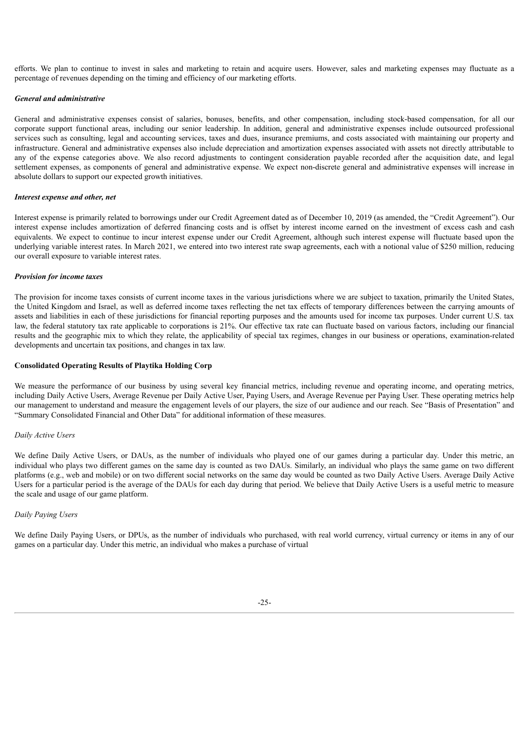efforts. We plan to continue to invest in sales and marketing to retain and acquire users. However, sales and marketing expenses may fluctuate as a percentage of revenues depending on the timing and efficiency of our marketing efforts.

***General and administrative***

General and administrative expenses consist of salaries, bonuses, benefits, and other compensation, including stock-based compensation, for all our corporate support functional areas, including our senior leadership. In addition, general and administrative expenses include outsourced professional services such as consulting, legal and accounting services, taxes and dues, insurance premiums, and costs associated with maintaining our property and infrastructure. General and administrative expenses also include depreciation and amortization expenses associated with assets not directly attributable to any of the expense categories above. We also record adjustments to contingent consideration payable recorded after the acquisition date, and legal settlement expenses, as components of general and administrative expense. We expect non-discrete general and administrative expenses will increase in absolute dollars to support our expected growth initiatives.

***Interest expense and other, net***

Interest expense is primarily related to borrowings under our Credit Agreement dated as of December 10, 2019 (as amended, the "Credit Agreement"). Our interest expense includes amortization of deferred financing costs and is offset by interest income earned on the investment of excess cash and cash equivalents. We expect to continue to incur interest expense under our Credit Agreement, although such interest expense will fluctuate based upon the underlying variable interest rates. In March 2021, we entered into two interest rate swap agreements, each with a notional value of $250 million, reducing our overall exposure to variable interest rates.

***Provision for income taxes***

The provision for income taxes consists of current income taxes in the various jurisdictions where we are subject to taxation, primarily the United States, the United Kingdom and Israel, as well as deferred income taxes reflecting the net tax effects of temporary differences between the carrying amounts of assets and liabilities in each of these jurisdictions for financial reporting purposes and the amounts used for income tax purposes. Under current U.S. tax law, the federal statutory tax rate applicable to corporations is 21%. Our effective tax rate can fluctuate based on various factors, including our financial results and the geographic mix to which they relate, the applicability of special tax regimes, changes in our business or operations, examination-related developments and uncertain tax positions, and changes in tax law.

**Consolidated Operating Results of Playtika Holding Corp**

We measure the performance of our business by using several key financial metrics, including revenue and operating income, and operating metrics, including Daily Active Users, Average Revenue per Daily Active User, Paying Users, and Average Revenue per Paying User. These operating metrics help our management to understand and measure the engagement levels of our players, the size of our audience and our reach. See "Basis of Presentation" and "Summary Consolidated Financial and Other Data" for additional information of these measures.

*Daily Active Users*

We define Daily Active Users, or DAUs, as the number of individuals who played one of our games during a particular day. Under this metric, an individual who plays two different games on the same day is counted as two DAUs. Similarly, an individual who plays the same game on two different platforms (e.g., web and mobile) or on two different social networks on the same day would be counted as two Daily Active Users. Average Daily Active Users for a particular period is the average of the DAUs for each day during that period. We believe that Daily Active Users is a useful metric to measure the scale and usage of our game platform.

*Daily Paying Users*

We define Daily Paying Users, or DPUs, as the number of individuals who purchased, with real world currency, virtual currency or items in any of our games on a particular day. Under this metric, an individual who makes a purchase of virtual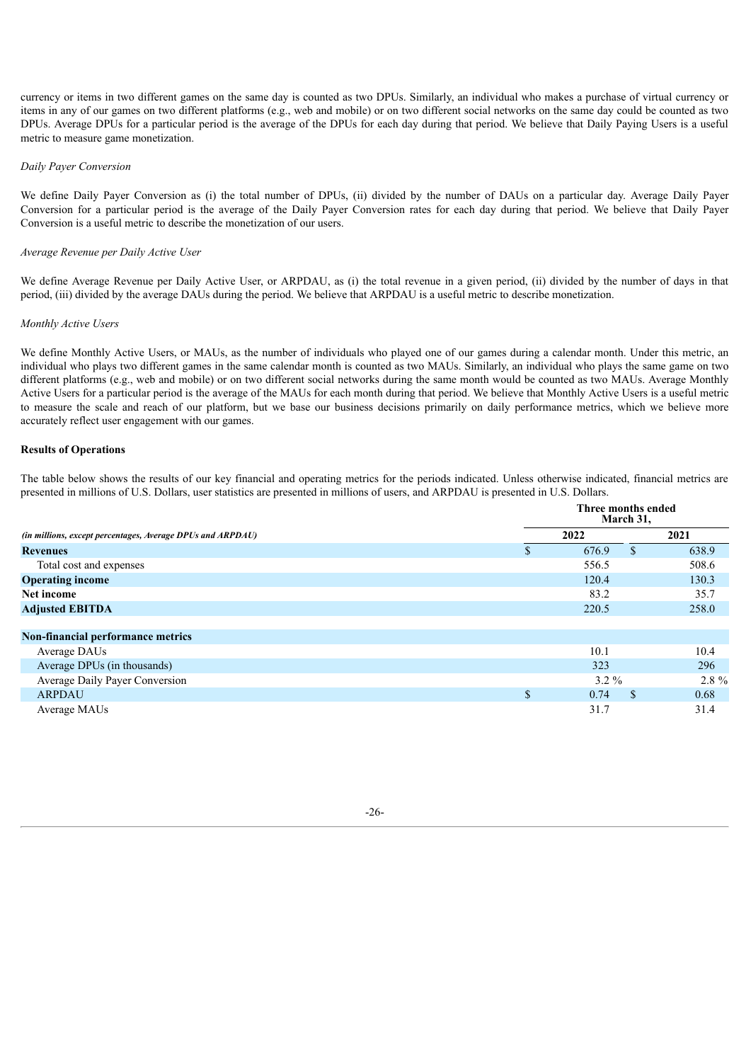currency or items in two different games on the same day is counted as two DPUs. Similarly, an individual who makes a purchase of virtual currency or items in any of our games on two different platforms (e.g., web and mobile) or on two different social networks on the same day could be counted as two DPUs. Average DPUs for a particular period is the average of the DPUs for each day during that period. We believe that Daily Paying Users is a useful metric to measure game monetization.

*Daily Payer Conversion*

We define Daily Payer Conversion as (i) the total number of DPUs, (ii) divided by the number of DAUs on a particular day. Average Daily Payer Conversion for a particular period is the average of the Daily Payer Conversion rates for each day during that period. We believe that Daily Payer Conversion is a useful metric to describe the monetization of our users.

*Average Revenue per Daily Active User*

We define Average Revenue per Daily Active User, or ARPDAU, as (i) the total revenue in a given period, (ii) divided by the number of days in that period, (iii) divided by the average DAUs during the period. We believe that ARPDAU is a useful metric to describe monetization.

*Monthly Active Users*

We define Monthly Active Users, or MAUs, as the number of individuals who played one of our games during a calendar month. Under this metric, an individual who plays two different games in the same calendar month is counted as two MAUs. Similarly, an individual who plays the same game on two different platforms (e.g., web and mobile) or on two different social networks during the same month would be counted as two MAUs. Average Monthly Active Users for a particular period is the average of the MAUs for each month during that period. We believe that Monthly Active Users is a useful metric to measure the scale and reach of our platform, but we base our business decisions primarily on daily performance metrics, which we believe more accurately reflect user engagement with our games.

**Results of Operations**

The table below shows the results of our key financial and operating metrics for the periods indicated. Unless otherwise indicated, financial metrics are presented in millions of U.S. Dollars, user statistics are presented in millions of users, and ARPDAU is presented in U.S. Dollars.

| | Three months ended March 31, | |
|---|---|---|
| *(in millions, except percentages, Average DPUs and ARPDAU)* | 2022 | 2021 |
| **Revenues** | $ 676.9 | $ 638.9 |
| Total cost and expenses | 556.5 | 508.6 |
| **Operating income** | 120.4 | 130.3 |
| **Net income** | 83.2 | 35.7 |
| **Adjusted EBITDA** | 220.5 | 258.0 |
| | | |
| **Non-financial performance metrics** | | |
| Average DAUs | 10.1 | 10.4 |
| Average DPUs (in thousands) | 323 | 296 |
| Average Daily Payer Conversion | 3.2 % | 2.8 % |
| ARPDAU | $ 0.74 | $ 0.68 |
| Average MAUs | 31.7 | 31.4 |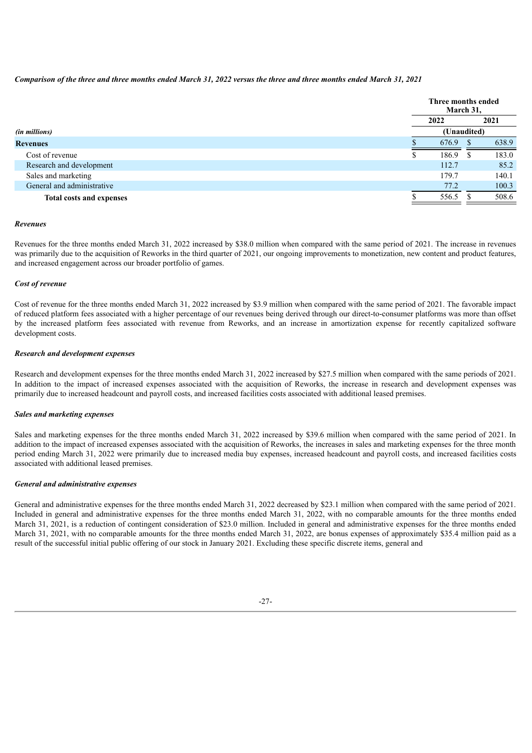*Comparison of the three and three months ended March 31, 2022 versus the three and three months ended March 31, 2021*

| | Three months ended March 31, | |
|---|---|---|
| | 2022 | 2021 |
| *(in millions)* | (Unaudited) | |
| **Revenues** | $ 676.9 | $ 638.9 |
| Cost of revenue | $ 186.9 | $ 183.0 |
| Research and development | 112.7 | 85.2 |
| Sales and marketing | 179.7 | 140.1 |
| General and administrative | 77.2 | 100.3 |
| **Total costs and expenses** | $ 556.5 | $ 508.6 |

***Revenues***

Revenues for the three months ended March 31, 2022 increased by $38.0 million when compared with the same period of 2021. The increase in revenues was primarily due to the acquisition of Reworks in the third quarter of 2021, our ongoing improvements to monetization, new content and product features, and increased engagement across our broader portfolio of games.

***Cost of revenue***

Cost of revenue for the three months ended March 31, 2022 increased by $3.9 million when compared with the same period of 2021. The favorable impact of reduced platform fees associated with a higher percentage of our revenues being derived through our direct-to-consumer platforms was more than offset by the increased platform fees associated with revenue from Reworks, and an increase in amortization expense for recently capitalized software development costs.

***Research and development expenses***

Research and development expenses for the three months ended March 31, 2022 increased by $27.5 million when compared with the same periods of 2021. In addition to the impact of increased expenses associated with the acquisition of Reworks, the increase in research and development expenses was primarily due to increased headcount and payroll costs, and increased facilities costs associated with additional leased premises.

***Sales and marketing expenses***

Sales and marketing expenses for the three months ended March 31, 2022 increased by $39.6 million when compared with the same period of 2021. In addition to the impact of increased expenses associated with the acquisition of Reworks, the increases in sales and marketing expenses for the three month period ending March 31, 2022 were primarily due to increased media buy expenses, increased headcount and payroll costs, and increased facilities costs associated with additional leased premises.

***General and administrative expenses***

General and administrative expenses for the three months ended March 31, 2022 decreased by $23.1 million when compared with the same period of 2021. Included in general and administrative expenses for the three months ended March 31, 2022, with no comparable amounts for the three months ended March 31, 2021, is a reduction of contingent consideration of $23.0 million. Included in general and administrative expenses for the three months ended March 31, 2021, with no comparable amounts for the three months ended March 31, 2022, are bonus expenses of approximately $35.4 million paid as a result of the successful initial public offering of our stock in January 2021. Excluding these specific discrete items, general and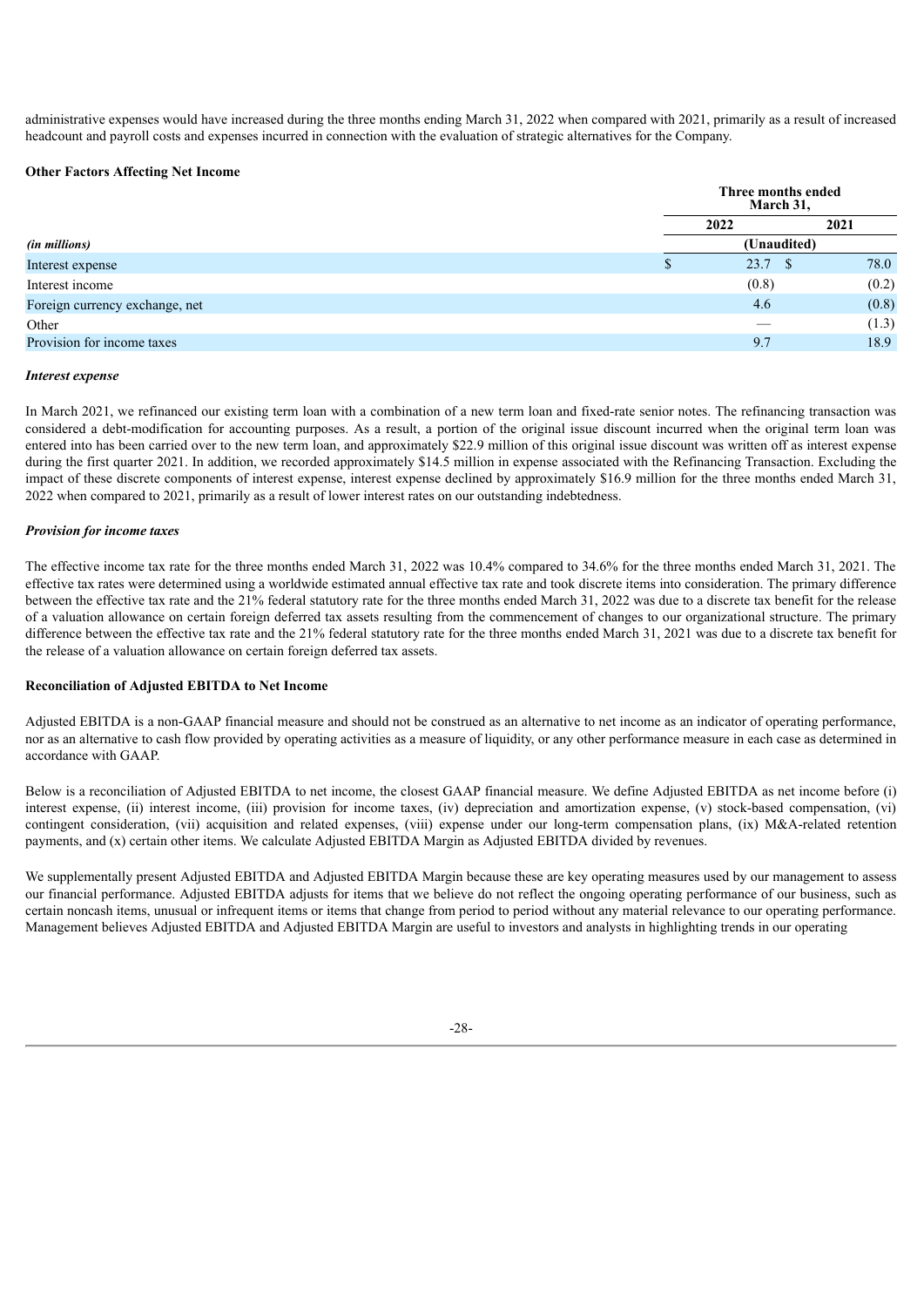administrative expenses would have increased during the three months ending March 31, 2022 when compared with 2021, primarily as a result of increased headcount and payroll costs and expenses incurred in connection with the evaluation of strategic alternatives for the Company.

**Other Factors Affecting Net Income**

| | Three months ended March 31, | |
|---|---|---|
| | 2022 | 2021 |
| *(in millions)* | (Unaudited) | |
| Interest expense | $ 23.7 | $ 78.0 |
| Interest income | (0.8) | (0.2) |
| Foreign currency exchange, net | 4.6 | (0.8) |
| Other | — | (1.3) |
| Provision for income taxes | 9.7 | 18.9 |

***Interest expense***

In March 2021, we refinanced our existing term loan with a combination of a new term loan and fixed-rate senior notes. The refinancing transaction was considered a debt-modification for accounting purposes. As a result, a portion of the original issue discount incurred when the original term loan was entered into has been carried over to the new term loan, and approximately $22.9 million of this original issue discount was written off as interest expense during the first quarter 2021. In addition, we recorded approximately $14.5 million in expense associated with the Refinancing Transaction. Excluding the impact of these discrete components of interest expense, interest expense declined by approximately $16.9 million for the three months ended March 31, 2022 when compared to 2021, primarily as a result of lower interest rates on our outstanding indebtedness.

***Provision for income taxes***

The effective income tax rate for the three months ended March 31, 2022 was 10.4% compared to 34.6% for the three months ended March 31, 2021. The effective tax rates were determined using a worldwide estimated annual effective tax rate and took discrete items into consideration. The primary difference between the effective tax rate and the 21% federal statutory rate for the three months ended March 31, 2022 was due to a discrete tax benefit for the release of a valuation allowance on certain foreign deferred tax assets resulting from the commencement of changes to our organizational structure. The primary difference between the effective tax rate and the 21% federal statutory rate for the three months ended March 31, 2021 was due to a discrete tax benefit for the release of a valuation allowance on certain foreign deferred tax assets.

**Reconciliation of Adjusted EBITDA to Net Income**

Adjusted EBITDA is a non-GAAP financial measure and should not be construed as an alternative to net income as an indicator of operating performance, nor as an alternative to cash flow provided by operating activities as a measure of liquidity, or any other performance measure in each case as determined in accordance with GAAP.

Below is a reconciliation of Adjusted EBITDA to net income, the closest GAAP financial measure. We define Adjusted EBITDA as net income before (i) interest expense, (ii) interest income, (iii) provision for income taxes, (iv) depreciation and amortization expense, (v) stock-based compensation, (vi) contingent consideration, (vii) acquisition and related expenses, (viii) expense under our long-term compensation plans, (ix) M&A-related retention payments, and (x) certain other items. We calculate Adjusted EBITDA Margin as Adjusted EBITDA divided by revenues.

We supplementally present Adjusted EBITDA and Adjusted EBITDA Margin because these are key operating measures used by our management to assess our financial performance. Adjusted EBITDA adjusts for items that we believe do not reflect the ongoing operating performance of our business, such as certain noncash items, unusual or infrequent items or items that change from period to period without any material relevance to our operating performance. Management believes Adjusted EBITDA and Adjusted EBITDA Margin are useful to investors and analysts in highlighting trends in our operating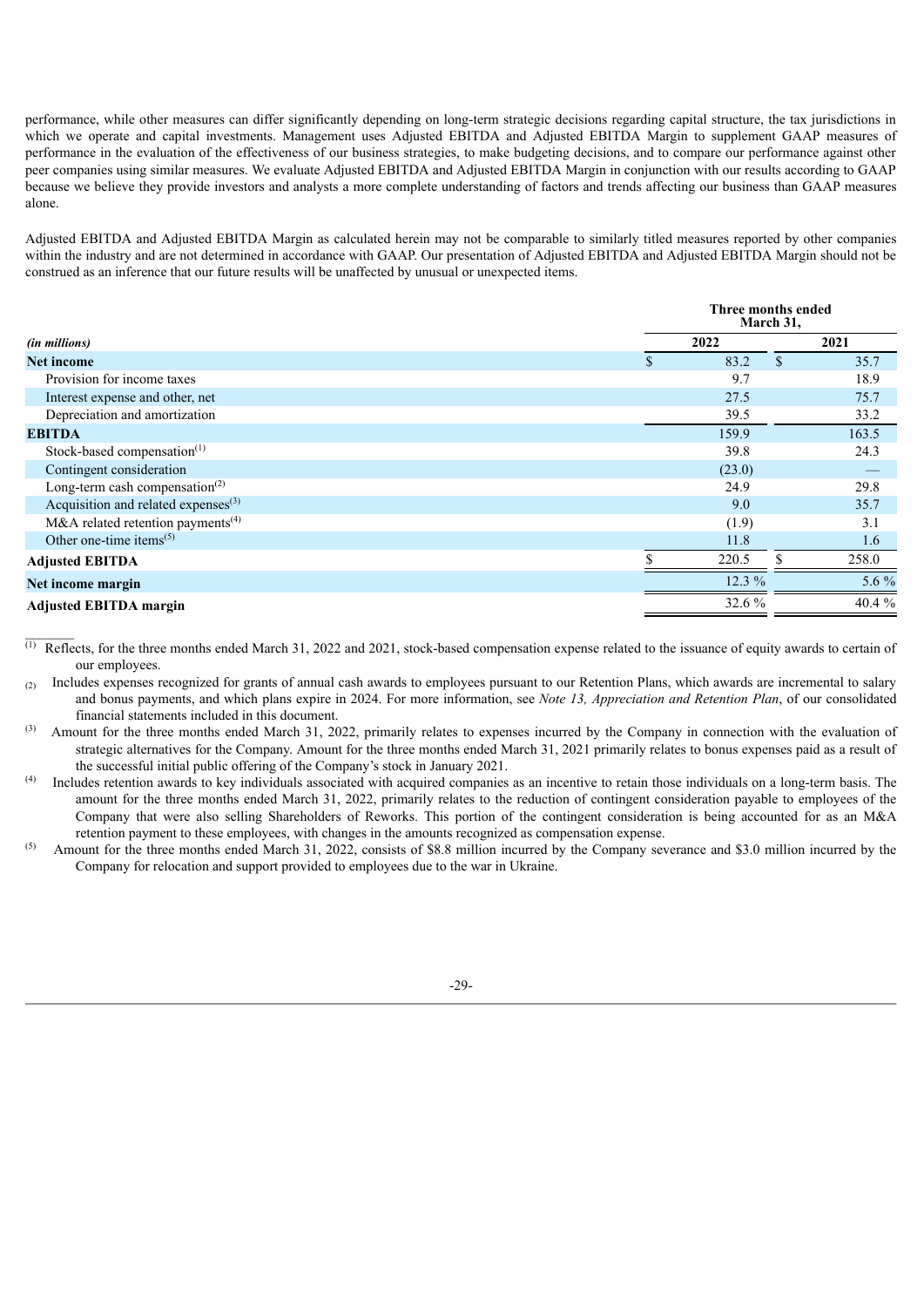performance, while other measures can differ significantly depending on long-term strategic decisions regarding capital structure, the tax jurisdictions in which we operate and capital investments. Management uses Adjusted EBITDA and Adjusted EBITDA Margin to supplement GAAP measures of performance in the evaluation of the effectiveness of our business strategies, to make budgeting decisions, and to compare our performance against other peer companies using similar measures. We evaluate Adjusted EBITDA and Adjusted EBITDA Margin in conjunction with our results according to GAAP because we believe they provide investors and analysts a more complete understanding of factors and trends affecting our business than GAAP measures alone.

Adjusted EBITDA and Adjusted EBITDA Margin as calculated herein may not be comparable to similarly titled measures reported by other companies within the industry and are not determined in accordance with GAAP. Our presentation of Adjusted EBITDA and Adjusted EBITDA Margin should not be construed as an inference that our future results will be unaffected by unusual or unexpected items.

| | Three months ended March 31, | |
|---|---|---|
| *(in millions)* | 2022 | 2021 |
| **Net income** | $ 83.2 | $ 35.7 |
| Provision for income taxes | 9.7 | 18.9 |
| Interest expense and other, net | 27.5 | 75.7 |
| Depreciation and amortization | 39.5 | 33.2 |
| **EBITDA** | 159.9 | 163.5 |
| Stock-based compensation[1] | 39.8 | 24.3 |
| Contingent consideration | (23.0) | — |
| Long-term cash compensation[2] | 24.9 | 29.8 |
| Acquisition and related expenses[3] | 9.0 | 35.7 |
| M&A related retention payments[4] | (1.9) | 3.1 |
| Other one-time items[5] | 11.8 | 1.6 |
| **Adjusted EBITDA** | $ 220.5 | $ 258.0 |
| **Net income margin** | 12.3 % | 5.6 % |
| **Adjusted EBITDA margin** | 32.6 % | 40.4 % |

(1) Reflects, for the three months ended March 31, 2022 and 2021, stock-based compensation expense related to the issuance of equity awards to certain of our employees.

(2) Includes expenses recognized for grants of annual cash awards to employees pursuant to our Retention Plans, which awards are incremental to salary and bonus payments, and which plans expire in 2024. For more information, see *Note 13, Appreciation and Retention Plan*, of our consolidated financial statements included in this document.

(3) Amount for the three months ended March 31, 2022, primarily relates to expenses incurred by the Company in connection with the evaluation of strategic alternatives for the Company. Amount for the three months ended March 31, 2021 primarily relates to bonus expenses paid as a result of the successful initial public offering of the Company's stock in January 2021.

(4) Includes retention awards to key individuals associated with acquired companies as an incentive to retain those individuals on a long-term basis. The amount for the three months ended March 31, 2022, primarily relates to the reduction of contingent consideration payable to employees of the Company that were also selling Shareholders of Reworks. This portion of the contingent consideration is being accounted for as an M&A retention payment to these employees, with changes in the amounts recognized as compensation expense.

(5) Amount for the three months ended March 31, 2022, consists of $8.8 million incurred by the Company severance and $3.0 million incurred by the Company for relocation and support provided to employees due to the war in Ukraine.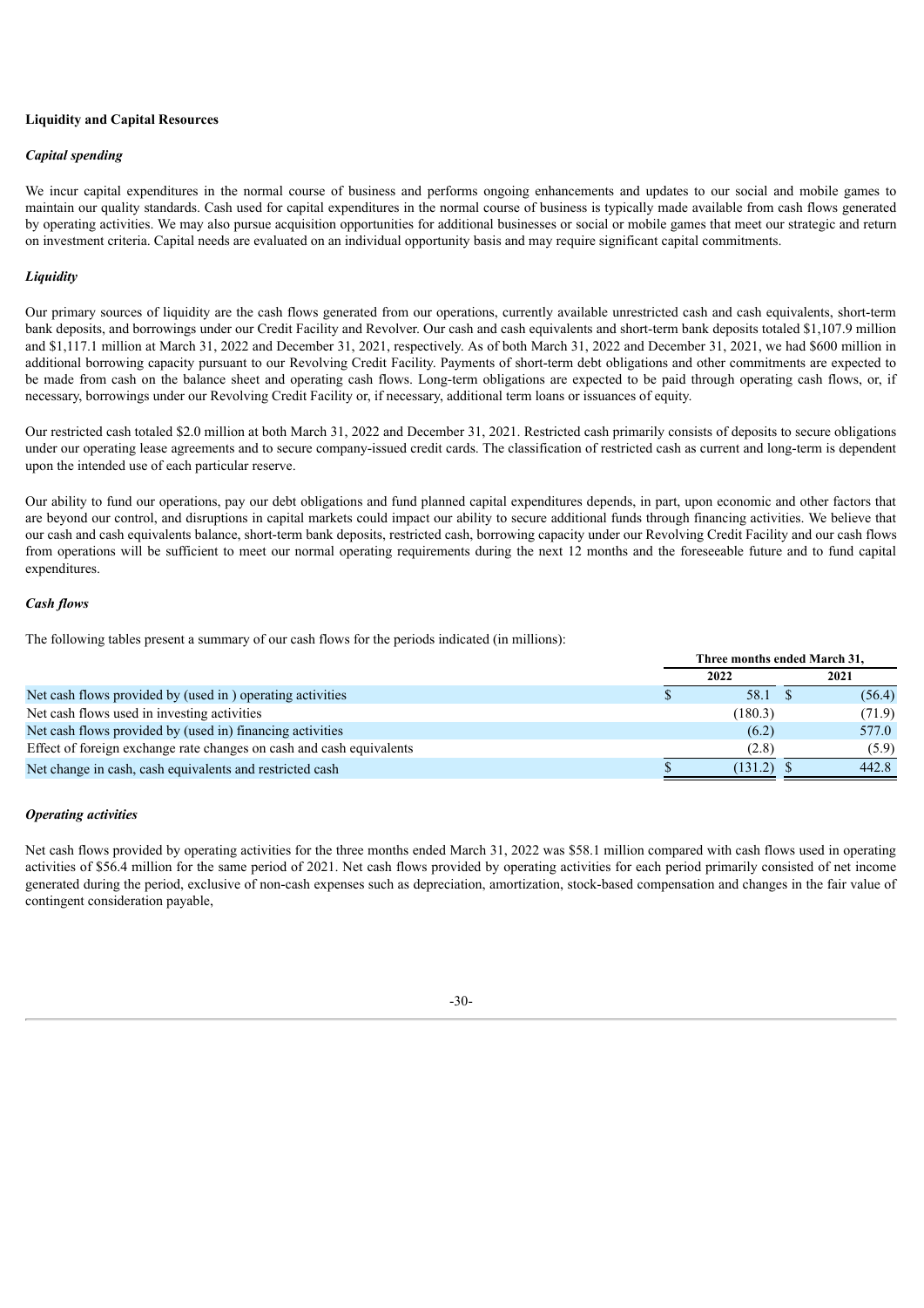**Liquidity and Capital Resources**

***Capital spending***

We incur capital expenditures in the normal course of business and performs ongoing enhancements and updates to our social and mobile games to maintain our quality standards. Cash used for capital expenditures in the normal course of business is typically made available from cash flows generated by operating activities. We may also pursue acquisition opportunities for additional businesses or social or mobile games that meet our strategic and return on investment criteria. Capital needs are evaluated on an individual opportunity basis and may require significant capital commitments.

***Liquidity***

Our primary sources of liquidity are the cash flows generated from our operations, currently available unrestricted cash and cash equivalents, short-term bank deposits, and borrowings under our Credit Facility and Revolver. Our cash and cash equivalents and short-term bank deposits totaled $1,107.9 million and $1,117.1 million at March 31, 2022 and December 31, 2021, respectively. As of both March 31, 2022 and December 31, 2021, we had $600 million in additional borrowing capacity pursuant to our Revolving Credit Facility. Payments of short-term debt obligations and other commitments are expected to be made from cash on the balance sheet and operating cash flows. Long-term obligations are expected to be paid through operating cash flows, or, if necessary, borrowings under our Revolving Credit Facility or, if necessary, additional term loans or issuances of equity.

Our restricted cash totaled $2.0 million at both March 31, 2022 and December 31, 2021. Restricted cash primarily consists of deposits to secure obligations under our operating lease agreements and to secure company-issued credit cards. The classification of restricted cash as current and long-term is dependent upon the intended use of each particular reserve.

Our ability to fund our operations, pay our debt obligations and fund planned capital expenditures depends, in part, upon economic and other factors that are beyond our control, and disruptions in capital markets could impact our ability to secure additional funds through financing activities. We believe that our cash and cash equivalents balance, short-term bank deposits, restricted cash, borrowing capacity under our Revolving Credit Facility and our cash flows from operations will be sufficient to meet our normal operating requirements during the next 12 months and the foreseeable future and to fund capital expenditures.

***Cash flows***

The following tables present a summary of our cash flows for the periods indicated (in millions):

| | Three months ended March 31, | |
|---|---|---|
| | 2022 | 2021 |
| Net cash flows provided by (used in ) operating activities | $ 58.1 | $ (56.4) |
| Net cash flows used in investing activities | (180.3) | (71.9) |
| Net cash flows provided by (used in) financing activities | (6.2) | 577.0 |
| Effect of foreign exchange rate changes on cash and cash equivalents | (2.8) | (5.9) |
| Net change in cash, cash equivalents and restricted cash | $ (131.2) | $ 442.8 |

***Operating activities***

Net cash flows provided by operating activities for the three months ended March 31, 2022 was $58.1 million compared with cash flows used in operating activities of $56.4 million for the same period of 2021. Net cash flows provided by operating activities for each period primarily consisted of net income generated during the period, exclusive of non-cash expenses such as depreciation, amortization, stock-based compensation and changes in the fair value of contingent consideration payable,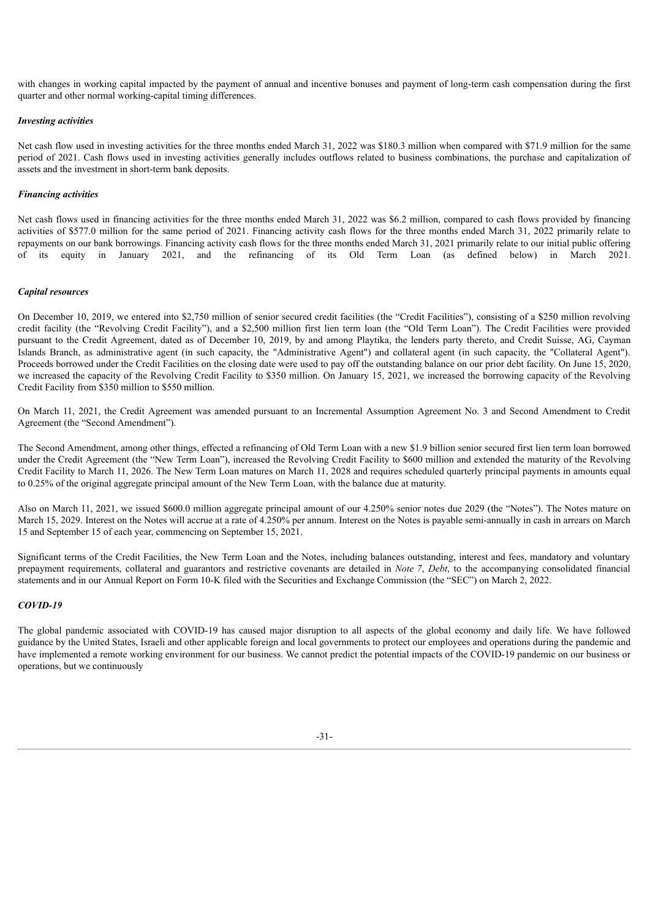with changes in working capital impacted by the payment of annual and incentive bonuses and payment of long-term cash compensation during the first quarter and other normal working-capital timing differences.

***Investing activities***

Net cash flow used in investing activities for the three months ended March 31, 2022 was $180.3 million when compared with $71.9 million for the same period of 2021. Cash flows used in investing activities generally includes outflows related to business combinations, the purchase and capitalization of assets and the investment in short-term bank deposits.

***Financing activities***

Net cash flows used in financing activities for the three months ended March 31, 2022 was $6.2 million, compared to cash flows provided by financing activities of $577.0 million for the same period of 2021. Financing activity cash flows for the three months ended March 31, 2022 primarily relate to repayments on our bank borrowings. Financing activity cash flows for the three months ended March 31, 2021 primarily relate to our initial public offering of its equity in January 2021, and the refinancing of its Old Term Loan (as defined below) in March 2021.

***Capital resources***

On December 10, 2019, we entered into $2,750 million of senior secured credit facilities (the "Credit Facilities"), consisting of a $250 million revolving credit facility (the "Revolving Credit Facility"), and a $2,500 million first lien term loan (the "Old Term Loan"). The Credit Facilities were provided pursuant to the Credit Agreement, dated as of December 10, 2019, by and among Playtika, the lenders party thereto, and Credit Suisse, AG, Cayman Islands Branch, as administrative agent (in such capacity, the "Administrative Agent") and collateral agent (in such capacity, the "Collateral Agent"). Proceeds borrowed under the Credit Facilities on the closing date were used to pay off the outstanding balance on our prior debt facility. On June 15, 2020, we increased the capacity of the Revolving Credit Facility to $350 million. On January 15, 2021, we increased the borrowing capacity of the Revolving Credit Facility from $350 million to $550 million.

On March 11, 2021, the Credit Agreement was amended pursuant to an Incremental Assumption Agreement No. 3 and Second Amendment to Credit Agreement (the "Second Amendment").

The Second Amendment, among other things, effected a refinancing of Old Term Loan with a new $1.9 billion senior secured first lien term loan borrowed under the Credit Agreement (the "New Term Loan"), increased the Revolving Credit Facility to $600 million and extended the maturity of the Revolving Credit Facility to March 11, 2026. The New Term Loan matures on March 11, 2028 and requires scheduled quarterly principal payments in amounts equal to 0.25% of the original aggregate principal amount of the New Term Loan, with the balance due at maturity.

Also on March 11, 2021, we issued $600.0 million aggregate principal amount of our 4.250% senior notes due 2029 (the "Notes"). The Notes mature on March 15, 2029. Interest on the Notes will accrue at a rate of 4.250% per annum. Interest on the Notes is payable semi-annually in cash in arrears on March 15 and September 15 of each year, commencing on September 15, 2021.

Significant terms of the Credit Facilities, the New Term Loan and the Notes, including balances outstanding, interest and fees, mandatory and voluntary prepayment requirements, collateral and guarantors and restrictive covenants are detailed in *Note 7*, *Debt*, to the accompanying consolidated financial statements and in our Annual Report on Form 10-K filed with the Securities and Exchange Commission (the "SEC") on March 2, 2022.

***COVID-19***

The global pandemic associated with COVID-19 has caused major disruption to all aspects of the global economy and daily life. We have followed guidance by the United States, Israeli and other applicable foreign and local governments to protect our employees and operations during the pandemic and have implemented a remote working environment for our business. We cannot predict the potential impacts of the COVID-19 pandemic on our business or operations, but we continuously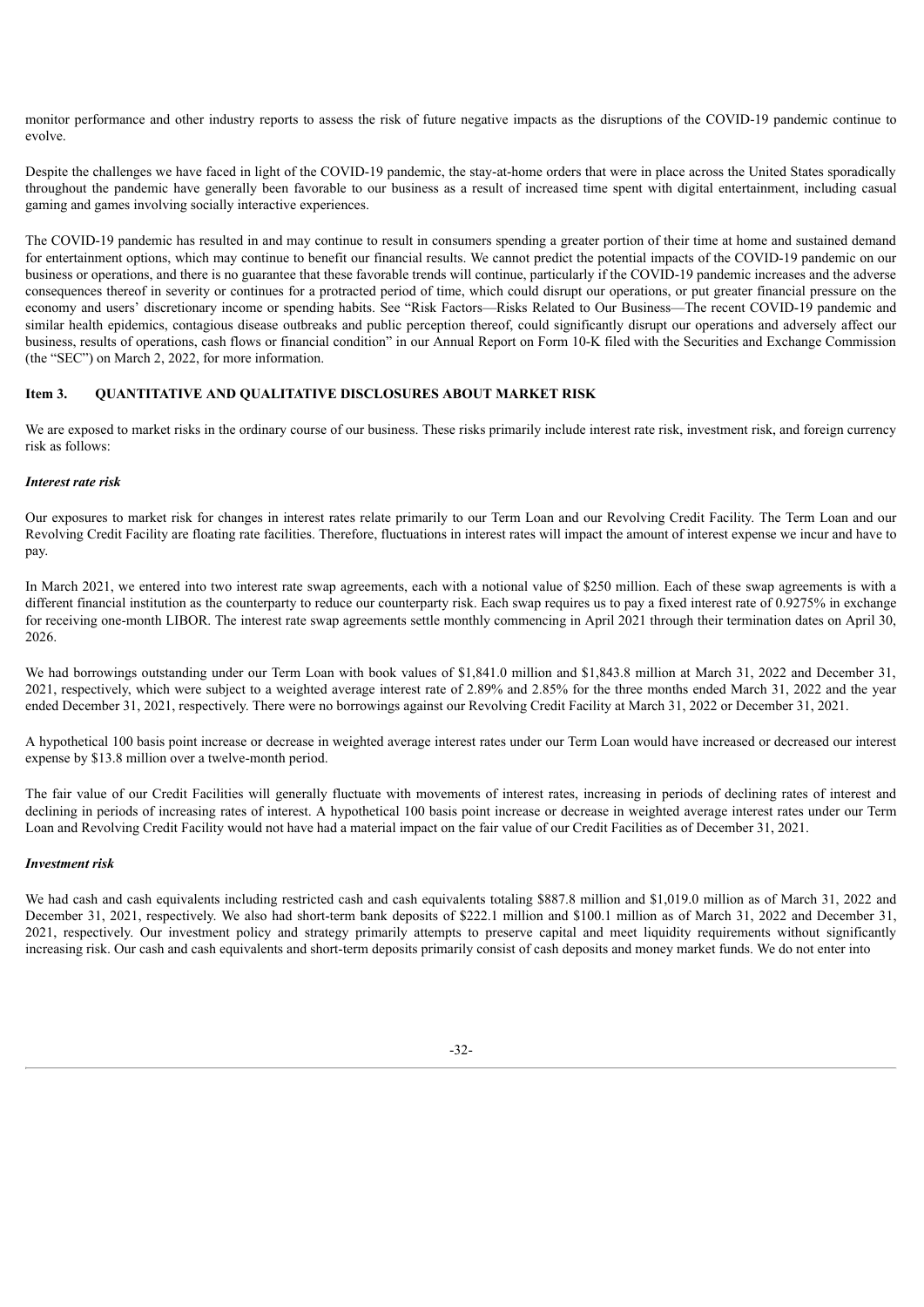monitor performance and other industry reports to assess the risk of future negative impacts as the disruptions of the COVID-19 pandemic continue to evolve.

Despite the challenges we have faced in light of the COVID-19 pandemic, the stay-at-home orders that were in place across the United States sporadically throughout the pandemic have generally been favorable to our business as a result of increased time spent with digital entertainment, including casual gaming and games involving socially interactive experiences.

The COVID-19 pandemic has resulted in and may continue to result in consumers spending a greater portion of their time at home and sustained demand for entertainment options, which may continue to benefit our financial results. We cannot predict the potential impacts of the COVID-19 pandemic on our business or operations, and there is no guarantee that these favorable trends will continue, particularly if the COVID-19 pandemic increases and the adverse consequences thereof in severity or continues for a protracted period of time, which could disrupt our operations, or put greater financial pressure on the economy and users' discretionary income or spending habits. See "Risk Factors—Risks Related to Our Business—The recent COVID-19 pandemic and similar health epidemics, contagious disease outbreaks and public perception thereof, could significantly disrupt our operations and adversely affect our business, results of operations, cash flows or financial condition" in our Annual Report on Form 10-K filed with the Securities and Exchange Commission (the "SEC") on March 2, 2022, for more information.

## Item 3. QUANTITATIVE AND QUALITATIVE DISCLOSURES ABOUT MARKET RISK

We are exposed to market risks in the ordinary course of our business. These risks primarily include interest rate risk, investment risk, and foreign currency risk as follows:

### *Interest rate risk*

Our exposures to market risk for changes in interest rates relate primarily to our Term Loan and our Revolving Credit Facility. The Term Loan and our Revolving Credit Facility are floating rate facilities. Therefore, fluctuations in interest rates will impact the amount of interest expense we incur and have to pay.

In March 2021, we entered into two interest rate swap agreements, each with a notional value of $250 million. Each of these swap agreements is with a different financial institution as the counterparty to reduce our counterparty risk. Each swap requires us to pay a fixed interest rate of 0.9275% in exchange for receiving one-month LIBOR. The interest rate swap agreements settle monthly commencing in April 2021 through their termination dates on April 30, 2026.

We had borrowings outstanding under our Term Loan with book values of $1,841.0 million and $1,843.8 million at March 31, 2022 and December 31, 2021, respectively, which were subject to a weighted average interest rate of 2.89% and 2.85% for the three months ended March 31, 2022 and the year ended December 31, 2021, respectively. There were no borrowings against our Revolving Credit Facility at March 31, 2022 or December 31, 2021.

A hypothetical 100 basis point increase or decrease in weighted average interest rates under our Term Loan would have increased or decreased our interest expense by $13.8 million over a twelve-month period.

The fair value of our Credit Facilities will generally fluctuate with movements of interest rates, increasing in periods of declining rates of interest and declining in periods of increasing rates of interest. A hypothetical 100 basis point increase or decrease in weighted average interest rates under our Term Loan and Revolving Credit Facility would not have had a material impact on the fair value of our Credit Facilities as of December 31, 2021.

### *Investment risk*

We had cash and cash equivalents including restricted cash and cash equivalents totaling $887.8 million and $1,019.0 million as of March 31, 2022 and December 31, 2021, respectively. We also had short-term bank deposits of $222.1 million and $100.1 million as of March 31, 2022 and December 31, 2021, respectively. Our investment policy and strategy primarily attempts to preserve capital and meet liquidity requirements without significantly increasing risk. Our cash and cash equivalents and short-term deposits primarily consist of cash deposits and money market funds. We do not enter into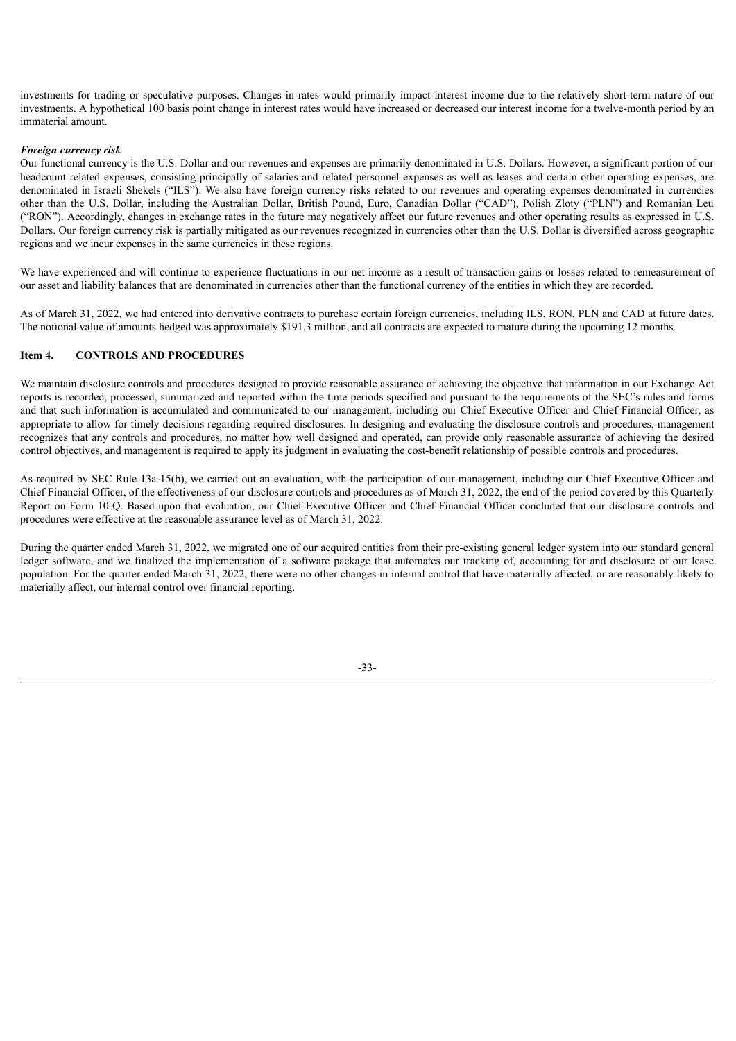investments for trading or speculative purposes. Changes in rates would primarily impact interest income due to the relatively short-term nature of our investments. A hypothetical 100 basis point change in interest rates would have increased or decreased our interest income for a twelve-month period by an immaterial amount.

***Foreign currency risk***

Our functional currency is the U.S. Dollar and our revenues and expenses are primarily denominated in U.S. Dollars. However, a significant portion of our headcount related expenses, consisting principally of salaries and related personnel expenses as well as leases and certain other operating expenses, are denominated in Israeli Shekels ("ILS"). We also have foreign currency risks related to our revenues and operating expenses denominated in currencies other than the U.S. Dollar, including the Australian Dollar, British Pound, Euro, Canadian Dollar ("CAD"), Polish Zloty ("PLN") and Romanian Leu ("RON"). Accordingly, changes in exchange rates in the future may negatively affect our future revenues and other operating results as expressed in U.S. Dollars. Our foreign currency risk is partially mitigated as our revenues recognized in currencies other than the U.S. Dollar is diversified across geographic regions and we incur expenses in the same currencies in these regions.

We have experienced and will continue to experience fluctuations in our net income as a result of transaction gains or losses related to remeasurement of our asset and liability balances that are denominated in currencies other than the functional currency of the entities in which they are recorded.

As of March 31, 2022, we had entered into derivative contracts to purchase certain foreign currencies, including ILS, RON, PLN and CAD at future dates. The notional value of amounts hedged was approximately $191.3 million, and all contracts are expected to mature during the upcoming 12 months.

## Item 4. CONTROLS AND PROCEDURES

We maintain disclosure controls and procedures designed to provide reasonable assurance of achieving the objective that information in our Exchange Act reports is recorded, processed, summarized and reported within the time periods specified and pursuant to the requirements of the SEC's rules and forms and that such information is accumulated and communicated to our management, including our Chief Executive Officer and Chief Financial Officer, as appropriate to allow for timely decisions regarding required disclosures. In designing and evaluating the disclosure controls and procedures, management recognizes that any controls and procedures, no matter how well designed and operated, can provide only reasonable assurance of achieving the desired control objectives, and management is required to apply its judgment in evaluating the cost-benefit relationship of possible controls and procedures.

As required by SEC Rule 13a-15(b), we carried out an evaluation, with the participation of our management, including our Chief Executive Officer and Chief Financial Officer, of the effectiveness of our disclosure controls and procedures as of March 31, 2022, the end of the period covered by this Quarterly Report on Form 10-Q. Based upon that evaluation, our Chief Executive Officer and Chief Financial Officer concluded that our disclosure controls and procedures were effective at the reasonable assurance level as of March 31, 2022.

During the quarter ended March 31, 2022, we migrated one of our acquired entities from their pre-existing general ledger system into our standard general ledger software, and we finalized the implementation of a software package that automates our tracking of, accounting for and disclosure of our lease population. For the quarter ended March 31, 2022, there were no other changes in internal control that have materially affected, or are reasonably likely to materially affect, our internal control over financial reporting.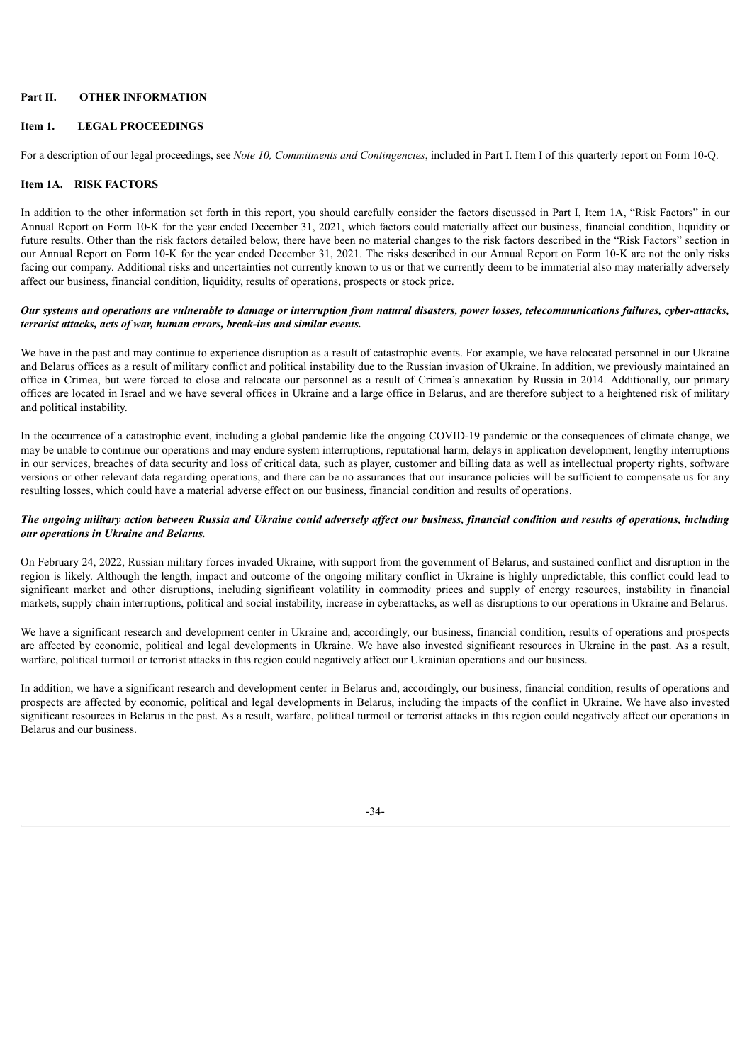## Part II. OTHER INFORMATION

### Item 1. LEGAL PROCEEDINGS

For a description of our legal proceedings, see *Note 10, Commitments and Contingencies*, included in Part I. Item I of this quarterly report on Form 10-Q.

### Item 1A. RISK FACTORS

In addition to the other information set forth in this report, you should carefully consider the factors discussed in Part I, Item 1A, "Risk Factors" in our Annual Report on Form 10-K for the year ended December 31, 2021, which factors could materially affect our business, financial condition, liquidity or future results. Other than the risk factors detailed below, there have been no material changes to the risk factors described in the "Risk Factors" section in our Annual Report on Form 10-K for the year ended December 31, 2021. The risks described in our Annual Report on Form 10-K are not the only risks facing our company. Additional risks and uncertainties not currently known to us or that we currently deem to be immaterial also may materially adversely affect our business, financial condition, liquidity, results of operations, prospects or stock price.

***Our systems and operations are vulnerable to damage or interruption from natural disasters, power losses, telecommunications failures, cyber-attacks, terrorist attacks, acts of war, human errors, break-ins and similar events.***

We have in the past and may continue to experience disruption as a result of catastrophic events. For example, we have relocated personnel in our Ukraine and Belarus offices as a result of military conflict and political instability due to the Russian invasion of Ukraine. In addition, we previously maintained an office in Crimea, but were forced to close and relocate our personnel as a result of Crimea's annexation by Russia in 2014. Additionally, our primary offices are located in Israel and we have several offices in Ukraine and a large office in Belarus, and are therefore subject to a heightened risk of military and political instability.

In the occurrence of a catastrophic event, including a global pandemic like the ongoing COVID-19 pandemic or the consequences of climate change, we may be unable to continue our operations and may endure system interruptions, reputational harm, delays in application development, lengthy interruptions in our services, breaches of data security and loss of critical data, such as player, customer and billing data as well as intellectual property rights, software versions or other relevant data regarding operations, and there can be no assurances that our insurance policies will be sufficient to compensate us for any resulting losses, which could have a material adverse effect on our business, financial condition and results of operations.

***The ongoing military action between Russia and Ukraine could adversely affect our business, financial condition and results of operations, including our operations in Ukraine and Belarus.***

On February 24, 2022, Russian military forces invaded Ukraine, with support from the government of Belarus, and sustained conflict and disruption in the region is likely. Although the length, impact and outcome of the ongoing military conflict in Ukraine is highly unpredictable, this conflict could lead to significant market and other disruptions, including significant volatility in commodity prices and supply of energy resources, instability in financial markets, supply chain interruptions, political and social instability, increase in cyberattacks, as well as disruptions to our operations in Ukraine and Belarus.

We have a significant research and development center in Ukraine and, accordingly, our business, financial condition, results of operations and prospects are affected by economic, political and legal developments in Ukraine. We have also invested significant resources in Ukraine in the past. As a result, warfare, political turmoil or terrorist attacks in this region could negatively affect our Ukrainian operations and our business.

In addition, we have a significant research and development center in Belarus and, accordingly, our business, financial condition, results of operations and prospects are affected by economic, political and legal developments in Belarus, including the impacts of the conflict in Ukraine. We have also invested significant resources in Belarus in the past. As a result, warfare, political turmoil or terrorist attacks in this region could negatively affect our operations in Belarus and our business.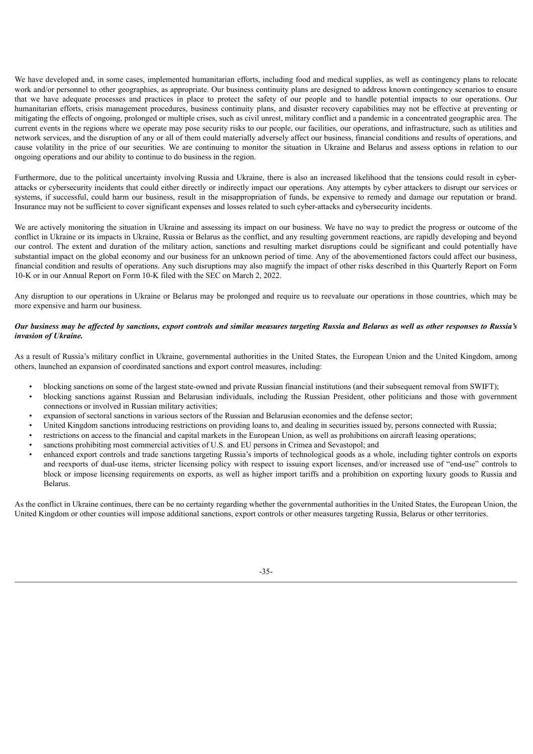We have developed and, in some cases, implemented humanitarian efforts, including food and medical supplies, as well as contingency plans to relocate work and/or personnel to other geographies, as appropriate. Our business continuity plans are designed to address known contingency scenarios to ensure that we have adequate processes and practices in place to protect the safety of our people and to handle potential impacts to our operations. Our humanitarian efforts, crisis management procedures, business continuity plans, and disaster recovery capabilities may not be effective at preventing or mitigating the effects of ongoing, prolonged or multiple crises, such as civil unrest, military conflict and a pandemic in a concentrated geographic area. The current events in the regions where we operate may pose security risks to our people, our facilities, our operations, and infrastructure, such as utilities and network services, and the disruption of any or all of them could materially adversely affect our business, financial conditions and results of operations, and cause volatility in the price of our securities. We are continuing to monitor the situation in Ukraine and Belarus and assess options in relation to our ongoing operations and our ability to continue to do business in the region.

Furthermore, due to the political uncertainty involving Russia and Ukraine, there is also an increased likelihood that the tensions could result in cyber-attacks or cybersecurity incidents that could either directly or indirectly impact our operations. Any attempts by cyber attackers to disrupt our services or systems, if successful, could harm our business, result in the misappropriation of funds, be expensive to remedy and damage our reputation or brand. Insurance may not be sufficient to cover significant expenses and losses related to such cyber-attacks and cybersecurity incidents.

We are actively monitoring the situation in Ukraine and assessing its impact on our business. We have no way to predict the progress or outcome of the conflict in Ukraine or its impacts in Ukraine, Russia or Belarus as the conflict, and any resulting government reactions, are rapidly developing and beyond our control. The extent and duration of the military action, sanctions and resulting market disruptions could be significant and could potentially have substantial impact on the global economy and our business for an unknown period of time. Any of the abovementioned factors could affect our business, financial condition and results of operations. Any such disruptions may also magnify the impact of other risks described in this Quarterly Report on Form 10-K or in our Annual Report on Form 10-K filed with the SEC on March 2, 2022.

Any disruption to our operations in Ukraine or Belarus may be prolonged and require us to reevaluate our operations in those countries, which may be more expensive and harm our business.

***Our business may be affected by sanctions, export controls and similar measures targeting Russia and Belarus as well as other responses to Russia's invasion of Ukraine.***

As a result of Russia's military conflict in Ukraine, governmental authorities in the United States, the European Union and the United Kingdom, among others, launched an expansion of coordinated sanctions and export control measures, including:

- blocking sanctions on some of the largest state-owned and private Russian financial institutions (and their subsequent removal from SWIFT);
- blocking sanctions against Russian and Belarusian individuals, including the Russian President, other politicians and those with government connections or involved in Russian military activities;
- expansion of sectoral sanctions in various sectors of the Russian and Belarusian economies and the defense sector;
- United Kingdom sanctions introducing restrictions on providing loans to, and dealing in securities issued by, persons connected with Russia;
- restrictions on access to the financial and capital markets in the European Union, as well as prohibitions on aircraft leasing operations;
- sanctions prohibiting most commercial activities of U.S. and EU persons in Crimea and Sevastopol; and
- enhanced export controls and trade sanctions targeting Russia's imports of technological goods as a whole, including tighter controls on exports and reexports of dual-use items, stricter licensing policy with respect to issuing export licenses, and/or increased use of "end-use" controls to block or impose licensing requirements on exports, as well as higher import tariffs and a prohibition on exporting luxury goods to Russia and Belarus.

As the conflict in Ukraine continues, there can be no certainty regarding whether the governmental authorities in the United States, the European Union, the United Kingdom or other counties will impose additional sanctions, export controls or other measures targeting Russia, Belarus or other territories.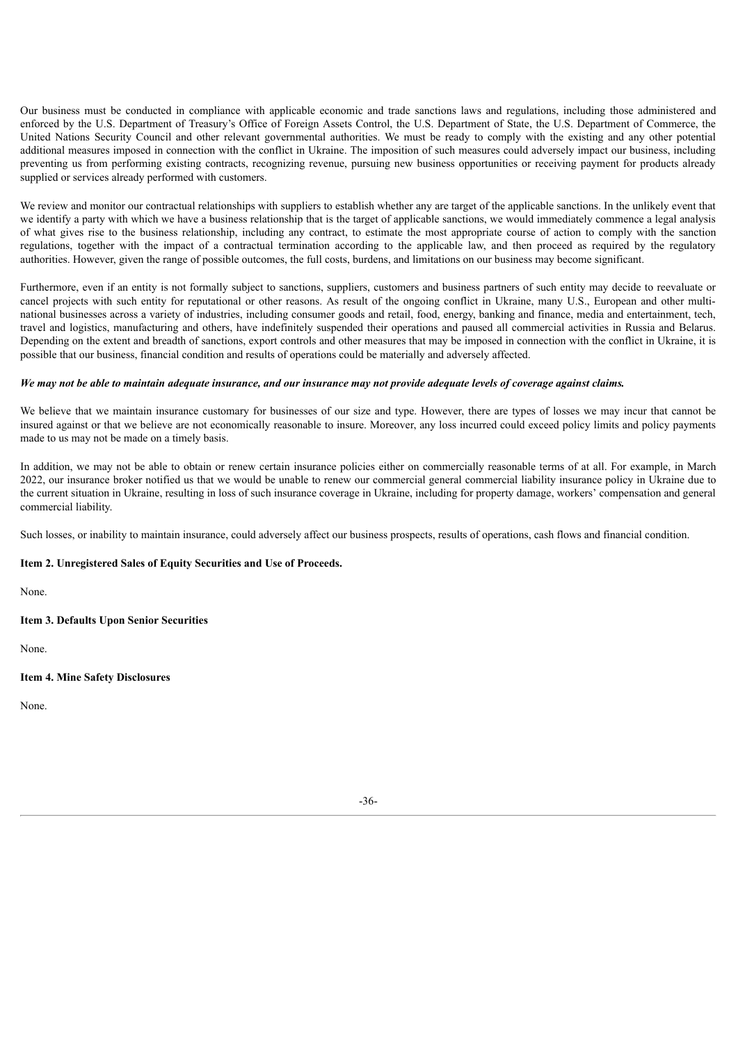Our business must be conducted in compliance with applicable economic and trade sanctions laws and regulations, including those administered and enforced by the U.S. Department of Treasury's Office of Foreign Assets Control, the U.S. Department of State, the U.S. Department of Commerce, the United Nations Security Council and other relevant governmental authorities. We must be ready to comply with the existing and any other potential additional measures imposed in connection with the conflict in Ukraine. The imposition of such measures could adversely impact our business, including preventing us from performing existing contracts, recognizing revenue, pursuing new business opportunities or receiving payment for products already supplied or services already performed with customers.

We review and monitor our contractual relationships with suppliers to establish whether any are target of the applicable sanctions. In the unlikely event that we identify a party with which we have a business relationship that is the target of applicable sanctions, we would immediately commence a legal analysis of what gives rise to the business relationship, including any contract, to estimate the most appropriate course of action to comply with the sanction regulations, together with the impact of a contractual termination according to the applicable law, and then proceed as required by the regulatory authorities. However, given the range of possible outcomes, the full costs, burdens, and limitations on our business may become significant.

Furthermore, even if an entity is not formally subject to sanctions, suppliers, customers and business partners of such entity may decide to reevaluate or cancel projects with such entity for reputational or other reasons. As result of the ongoing conflict in Ukraine, many U.S., European and other multi-national businesses across a variety of industries, including consumer goods and retail, food, energy, banking and finance, media and entertainment, tech, travel and logistics, manufacturing and others, have indefinitely suspended their operations and paused all commercial activities in Russia and Belarus. Depending on the extent and breadth of sanctions, export controls and other measures that may be imposed in connection with the conflict in Ukraine, it is possible that our business, financial condition and results of operations could be materially and adversely affected.

***We may not be able to maintain adequate insurance, and our insurance may not provide adequate levels of coverage against claims.***

We believe that we maintain insurance customary for businesses of our size and type. However, there are types of losses we may incur that cannot be insured against or that we believe are not economically reasonable to insure. Moreover, any loss incurred could exceed policy limits and policy payments made to us may not be made on a timely basis.

In addition, we may not be able to obtain or renew certain insurance policies either on commercially reasonable terms of at all. For example, in March 2022, our insurance broker notified us that we would be unable to renew our commercial general commercial liability insurance policy in Ukraine due to the current situation in Ukraine, resulting in loss of such insurance coverage in Ukraine, including for property damage, workers' compensation and general commercial liability.

Such losses, or inability to maintain insurance, could adversely affect our business prospects, results of operations, cash flows and financial condition.

**Item 2. Unregistered Sales of Equity Securities and Use of Proceeds.**

None.

**Item 3. Defaults Upon Senior Securities**

None.

**Item 4. Mine Safety Disclosures**

None.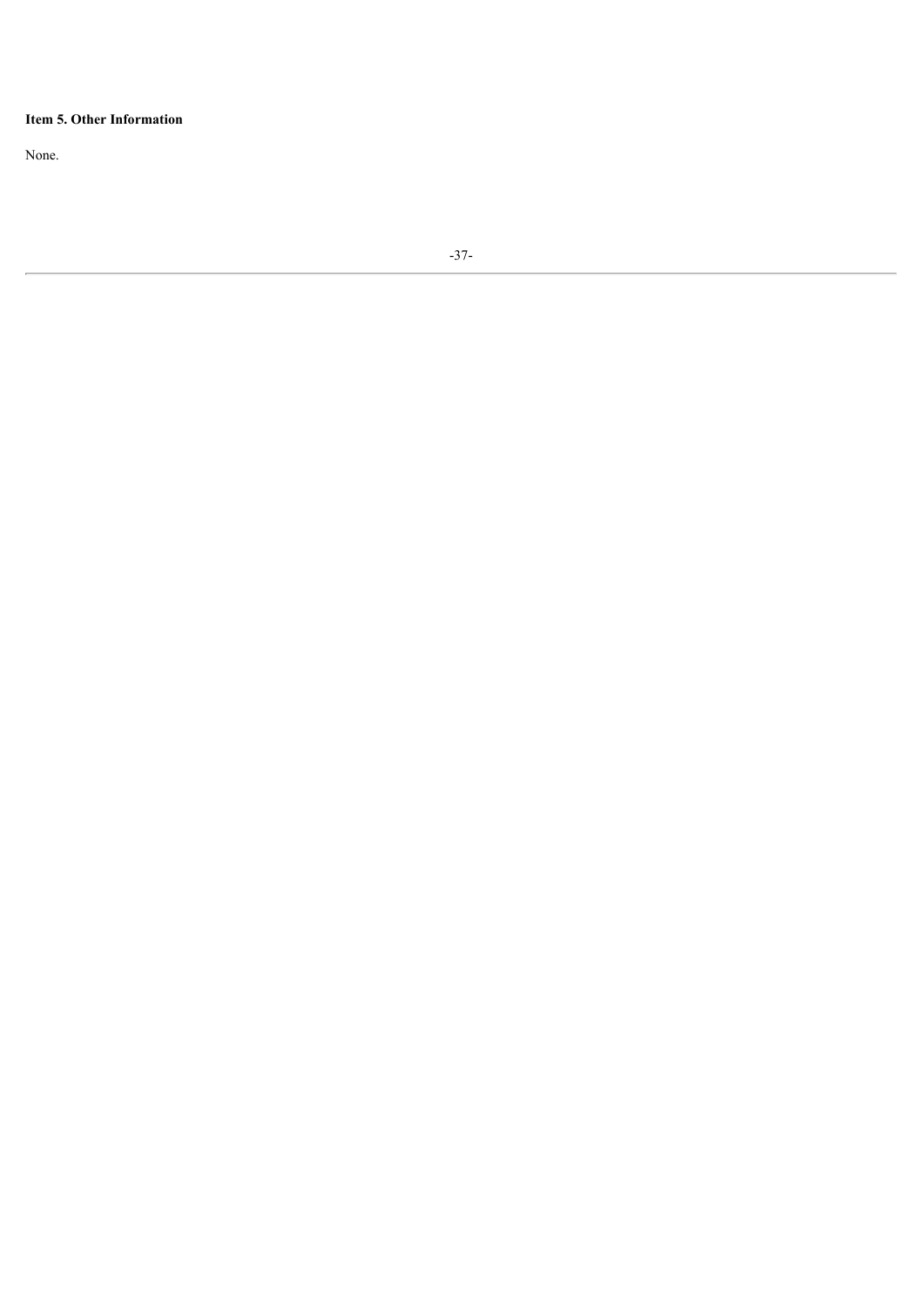**Item 5. Other Information**

None.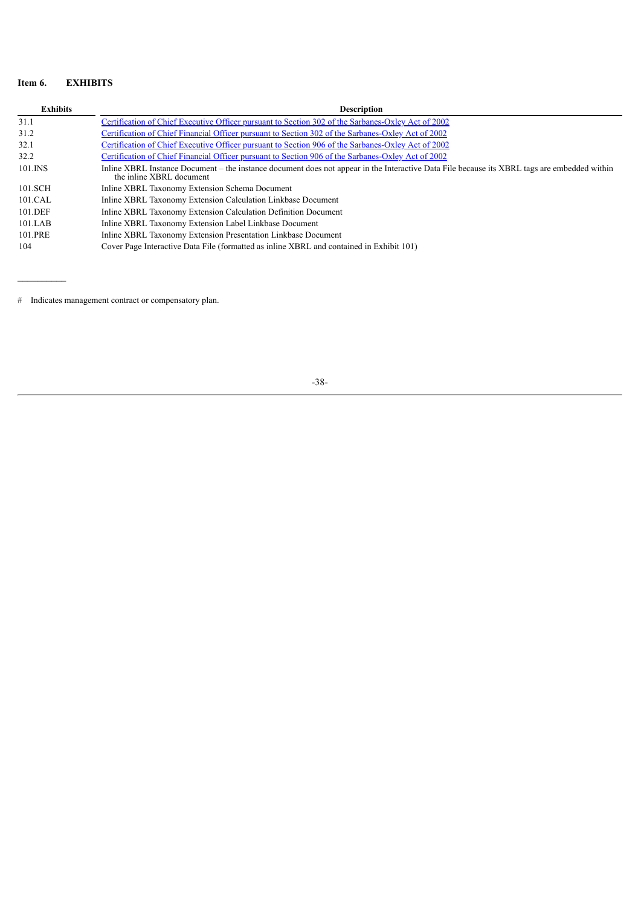## Item 6. EXHIBITS

| Exhibits | Description |
|---|---|
| 31.1 | Certification of Chief Executive Officer pursuant to Section 302 of the Sarbanes-Oxley Act of 2002 |
| 31.2 | Certification of Chief Financial Officer pursuant to Section 302 of the Sarbanes-Oxley Act of 2002 |
| 32.1 | Certification of Chief Executive Officer pursuant to Section 906 of the Sarbanes-Oxley Act of 2002 |
| 32.2 | Certification of Chief Financial Officer pursuant to Section 906 of the Sarbanes-Oxley Act of 2002 |
| 101.INS | Inline XBRL Instance Document – the instance document does not appear in the Interactive Data File because its XBRL tags are embedded within the inline XBRL document |
| 101.SCH | Inline XBRL Taxonomy Extension Schema Document |
| 101.CAL | Inline XBRL Taxonomy Extension Calculation Linkbase Document |
| 101.DEF | Inline XBRL Taxonomy Extension Calculation Definition Document |
| 101.LAB | Inline XBRL Taxonomy Extension Label Linkbase Document |
| 101.PRE | Inline XBRL Taxonomy Extension Presentation Linkbase Document |
| 104 | Cover Page Interactive Data File (formatted as inline XBRL and contained in Exhibit 101) |

---

# Indicates management contract or compensatory plan.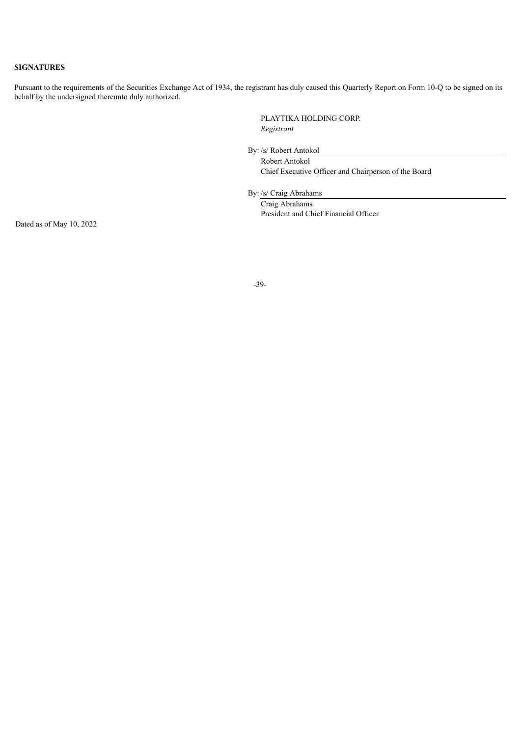**SIGNATURES**

Pursuant to the requirements of the Securities Exchange Act of 1934, the registrant has duly caused this Quarterly Report on Form 10-Q to be signed on its behalf by the undersigned thereunto duly authorized.

PLAYTIKA HOLDING CORP.
*Registrant*

By: /s/ Robert Antokol
Robert Antokol
Chief Executive Officer and Chairperson of the Board

By: /s/ Craig Abrahams
Craig Abrahams
President and Chief Financial Officer

Dated as of May 10, 2022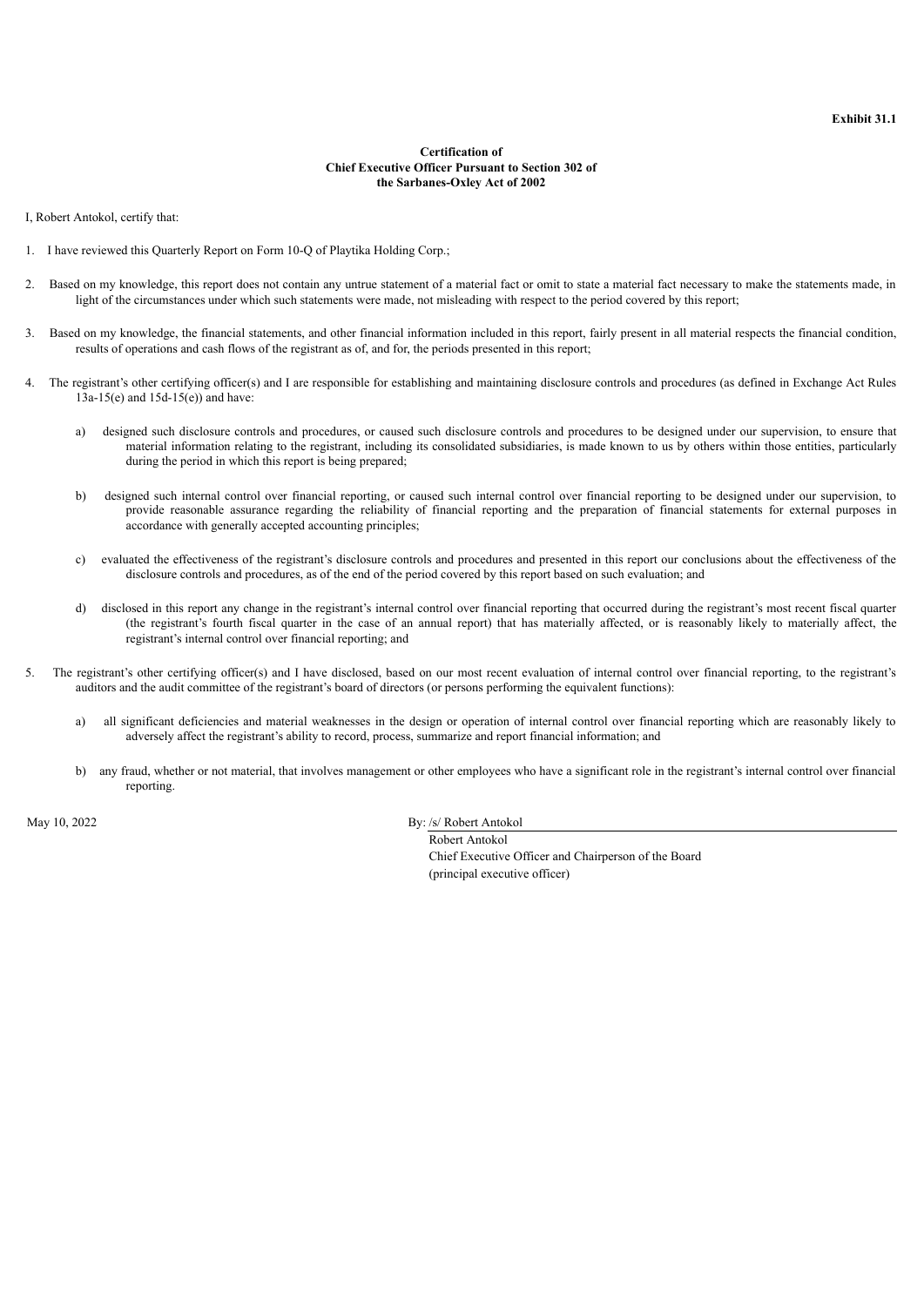**Exhibit 31.1**

**Certification of**
**Chief Executive Officer Pursuant to Section 302 of**
**the Sarbanes-Oxley Act of 2002**

I, Robert Antokol, certify that:

1. I have reviewed this Quarterly Report on Form 10-Q of Playtika Holding Corp.;

2. Based on my knowledge, this report does not contain any untrue statement of a material fact or omit to state a material fact necessary to make the statements made, in light of the circumstances under which such statements were made, not misleading with respect to the period covered by this report;

3. Based on my knowledge, the financial statements, and other financial information included in this report, fairly present in all material respects the financial condition, results of operations and cash flows of the registrant as of, and for, the periods presented in this report;

4. The registrant's other certifying officer(s) and I are responsible for establishing and maintaining disclosure controls and procedures (as defined in Exchange Act Rules 13a-15(e) and 15d-15(e)) and have:

   a) designed such disclosure controls and procedures, or caused such disclosure controls and procedures to be designed under our supervision, to ensure that material information relating to the registrant, including its consolidated subsidiaries, is made known to us by others within those entities, particularly during the period in which this report is being prepared;

   b) designed such internal control over financial reporting, or caused such internal control over financial reporting to be designed under our supervision, to provide reasonable assurance regarding the reliability of financial reporting and the preparation of financial statements for external purposes in accordance with generally accepted accounting principles;

   c) evaluated the effectiveness of the registrant's disclosure controls and procedures and presented in this report our conclusions about the effectiveness of the disclosure controls and procedures, as of the end of the period covered by this report based on such evaluation; and

   d) disclosed in this report any change in the registrant's internal control over financial reporting that occurred during the registrant's most recent fiscal quarter (the registrant's fourth fiscal quarter in the case of an annual report) that has materially affected, or is reasonably likely to materially affect, the registrant's internal control over financial reporting; and

5. The registrant's other certifying officer(s) and I have disclosed, based on our most recent evaluation of internal control over financial reporting, to the registrant's auditors and the audit committee of the registrant's board of directors (or persons performing the equivalent functions):

   a) all significant deficiencies and material weaknesses in the design or operation of internal control over financial reporting which are reasonably likely to adversely affect the registrant's ability to record, process, summarize and report financial information; and

   b) any fraud, whether or not material, that involves management or other employees who have a significant role in the registrant's internal control over financial reporting.

May 10, 2022

By: /s/ Robert Antokol
Robert Antokol
Chief Executive Officer and Chairperson of the Board
(principal executive officer)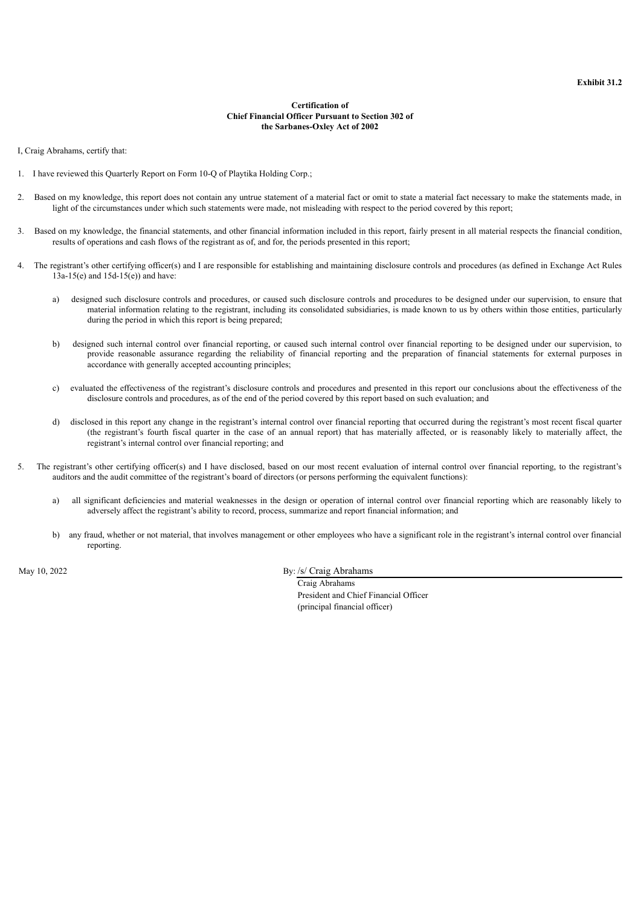**Exhibit 31.2**

**Certification of**
**Chief Financial Officer Pursuant to Section 302 of**
**the Sarbanes-Oxley Act of 2002**

I, Craig Abrahams, certify that:

1. I have reviewed this Quarterly Report on Form 10-Q of Playtika Holding Corp.;

2. Based on my knowledge, this report does not contain any untrue statement of a material fact or omit to state a material fact necessary to make the statements made, in light of the circumstances under which such statements were made, not misleading with respect to the period covered by this report;

3. Based on my knowledge, the financial statements, and other financial information included in this report, fairly present in all material respects the financial condition, results of operations and cash flows of the registrant as of, and for, the periods presented in this report;

4. The registrant's other certifying officer(s) and I are responsible for establishing and maintaining disclosure controls and procedures (as defined in Exchange Act Rules 13a-15(e) and 15d-15(e)) and have:

   a) designed such disclosure controls and procedures, or caused such disclosure controls and procedures to be designed under our supervision, to ensure that material information relating to the registrant, including its consolidated subsidiaries, is made known to us by others within those entities, particularly during the period in which this report is being prepared;

   b) designed such internal control over financial reporting, or caused such internal control over financial reporting to be designed under our supervision, to provide reasonable assurance regarding the reliability of financial reporting and the preparation of financial statements for external purposes in accordance with generally accepted accounting principles;

   c) evaluated the effectiveness of the registrant's disclosure controls and procedures and presented in this report our conclusions about the effectiveness of the disclosure controls and procedures, as of the end of the period covered by this report based on such evaluation; and

   d) disclosed in this report any change in the registrant's internal control over financial reporting that occurred during the registrant's most recent fiscal quarter (the registrant's fourth fiscal quarter in the case of an annual report) that has materially affected, or is reasonably likely to materially affect, the registrant's internal control over financial reporting; and

5. The registrant's other certifying officer(s) and I have disclosed, based on our most recent evaluation of internal control over financial reporting, to the registrant's auditors and the audit committee of the registrant's board of directors (or persons performing the equivalent functions):

   a) all significant deficiencies and material weaknesses in the design or operation of internal control over financial reporting which are reasonably likely to adversely affect the registrant's ability to record, process, summarize and report financial information; and

   b) any fraud, whether or not material, that involves management or other employees who have a significant role in the registrant's internal control over financial reporting.

May 10, 2022

By: /s/ Craig Abrahams
Craig Abrahams
President and Chief Financial Officer
(principal financial officer)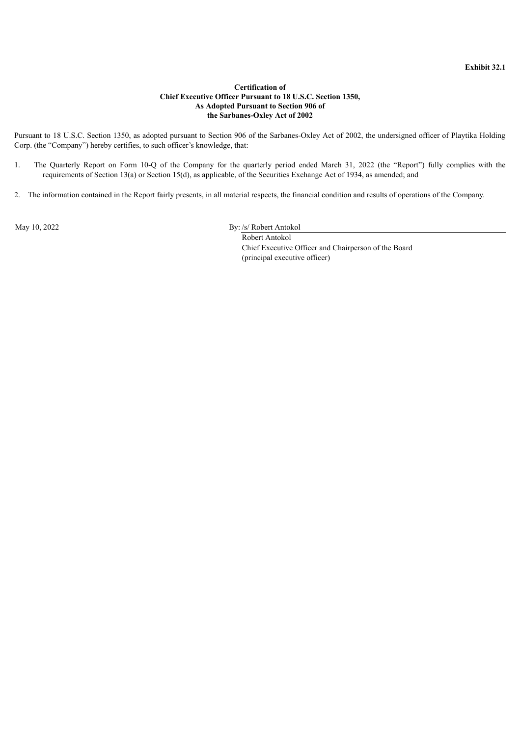**Exhibit 32.1**

**Certification of**
**Chief Executive Officer Pursuant to 18 U.S.C. Section 1350,**
**As Adopted Pursuant to Section 906 of**
**the Sarbanes-Oxley Act of 2002**

Pursuant to 18 U.S.C. Section 1350, as adopted pursuant to Section 906 of the Sarbanes-Oxley Act of 2002, the undersigned officer of Playtika Holding Corp. (the "Company") hereby certifies, to such officer's knowledge, that:

1. The Quarterly Report on Form 10-Q of the Company for the quarterly period ended March 31, 2022 (the "Report") fully complies with the requirements of Section 13(a) or Section 15(d), as applicable, of the Securities Exchange Act of 1934, as amended; and

2. The information contained in the Report fairly presents, in all material respects, the financial condition and results of operations of the Company.

May 10, 2022

By: /s/ Robert Antokol
Robert Antokol
Chief Executive Officer and Chairperson of the Board
(principal executive officer)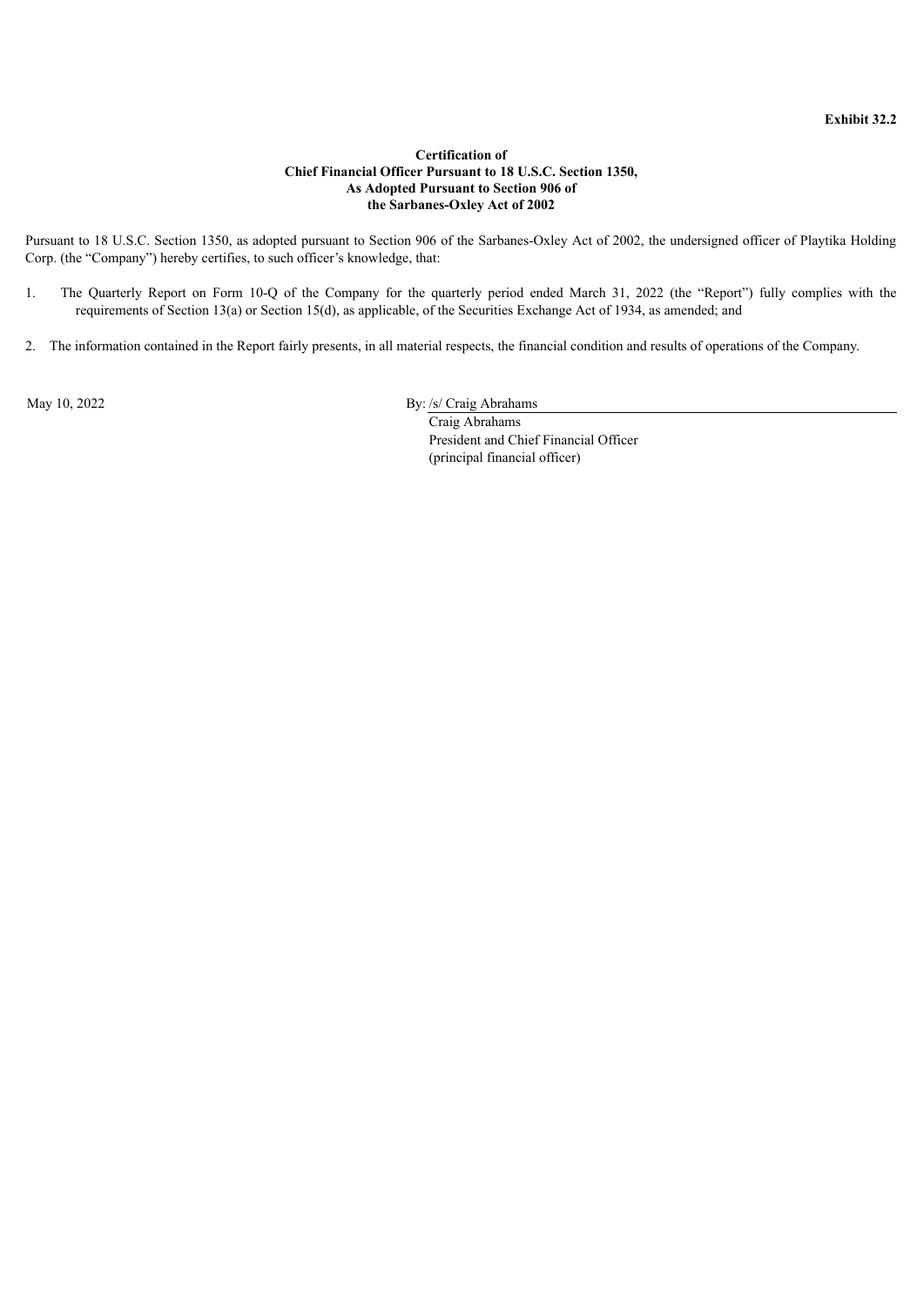**Exhibit 32.2**

**Certification of**
**Chief Financial Officer Pursuant to 18 U.S.C. Section 1350,**
**As Adopted Pursuant to Section 906 of**
**the Sarbanes-Oxley Act of 2002**

Pursuant to 18 U.S.C. Section 1350, as adopted pursuant to Section 906 of the Sarbanes-Oxley Act of 2002, the undersigned officer of Playtika Holding Corp. (the "Company") hereby certifies, to such officer's knowledge, that:

1. The Quarterly Report on Form 10-Q of the Company for the quarterly period ended March 31, 2022 (the "Report") fully complies with the requirements of Section 13(a) or Section 15(d), as applicable, of the Securities Exchange Act of 1934, as amended; and

2. The information contained in the Report fairly presents, in all material respects, the financial condition and results of operations of the Company.

May 10, 2022

By: /s/ Craig Abrahams
Craig Abrahams
President and Chief Financial Officer
(principal financial officer)